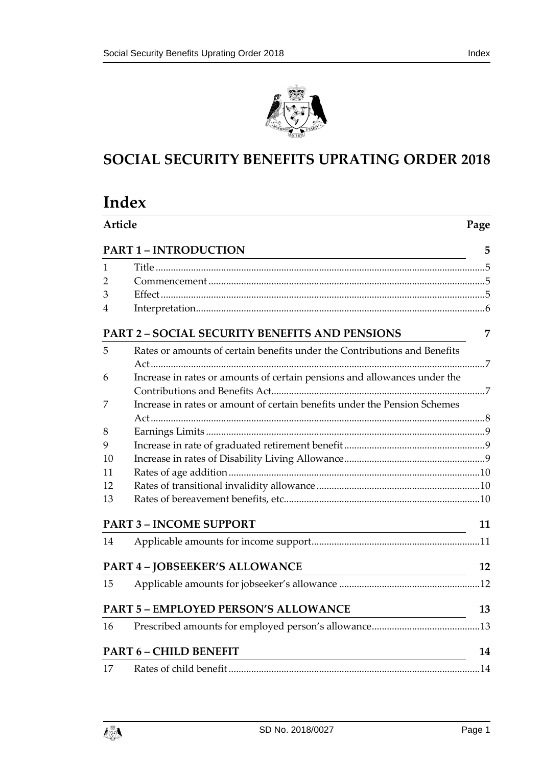# SOCIAL SECURITY BENEFITS UPRATING ORDER 2018

## Index

| Article | | Page |
|---|---|---|
| **PART 1 – INTRODUCTION** | | **5** |
| 1 | Title | 5 |
| 2 | Commencement | 5 |
| 3 | Effect | 5 |
| 4 | Interpretation | 6 |
| **PART 2 – SOCIAL SECURITY BENEFITS AND PENSIONS** | | **7** |
| 5 | Rates or amounts of certain benefits under the Contributions and Benefits Act | 7 |
| 6 | Increase in rates or amounts of certain pensions and allowances under the Contributions and Benefits Act | 7 |
| 7 | Increase in rates or amount of certain benefits under the Pension Schemes Act | 8 |
| 8 | Earnings Limits | 9 |
| 9 | Increase in rate of graduated retirement benefit | 9 |
| 10 | Increase in rates of Disability Living Allowance | 9 |
| 11 | Rates of age addition | 10 |
| 12 | Rates of transitional invalidity allowance | 10 |
| 13 | Rates of bereavement benefits, etc. | 10 |
| **PART 3 – INCOME SUPPORT** | | **11** |
| 14 | Applicable amounts for income support | 11 |
| **PART 4 – JOBSEEKER'S ALLOWANCE** | | **12** |
| 15 | Applicable amounts for jobseeker's allowance | 12 |
| **PART 5 – EMPLOYED PERSON'S ALLOWANCE** | | **13** |
| 16 | Prescribed amounts for employed person's allowance | 13 |
| **PART 6 – CHILD BENEFIT** | | **14** |
| 17 | Rates of child benefit | 14 |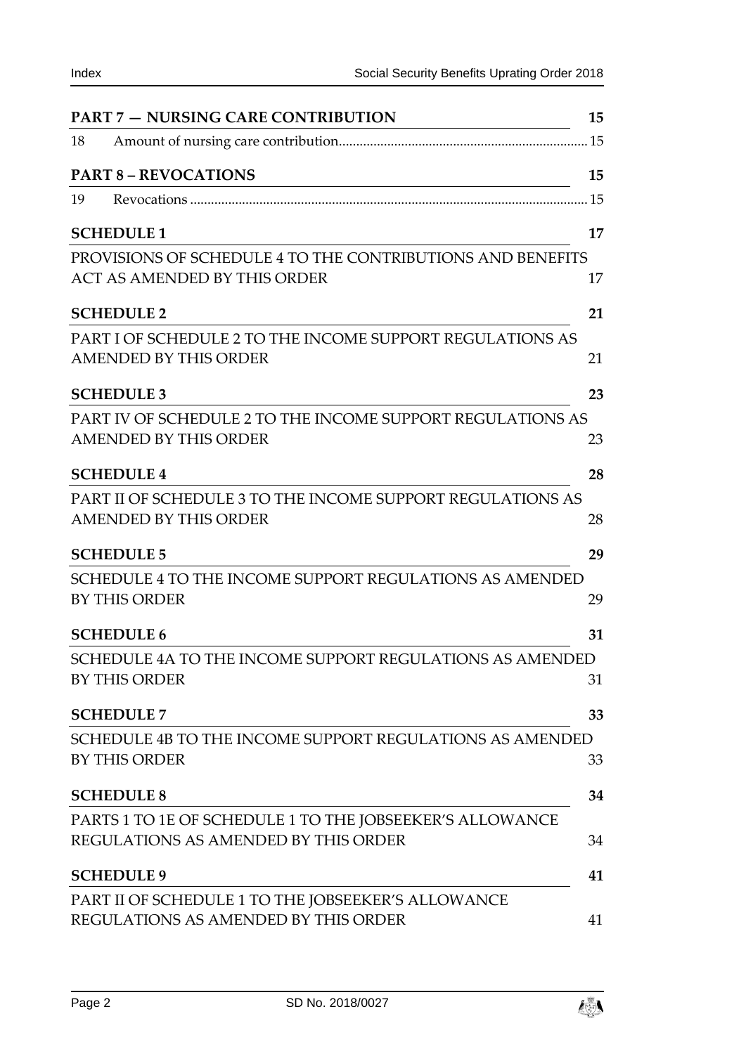**PART 7 — NURSING CARE CONTRIBUTION** 15

18 Amount of nursing care contribution ........ 15

**PART 8 – REVOCATIONS** 15

19 Revocations ........ 15

**SCHEDULE 1** 17

PROVISIONS OF SCHEDULE 4 TO THE CONTRIBUTIONS AND BENEFITS ACT AS AMENDED BY THIS ORDER 17

**SCHEDULE 2** 21

PART I OF SCHEDULE 2 TO THE INCOME SUPPORT REGULATIONS AS AMENDED BY THIS ORDER 21

**SCHEDULE 3** 23

PART IV OF SCHEDULE 2 TO THE INCOME SUPPORT REGULATIONS AS AMENDED BY THIS ORDER 23

**SCHEDULE 4** 28

PART II OF SCHEDULE 3 TO THE INCOME SUPPORT REGULATIONS AS AMENDED BY THIS ORDER 28

**SCHEDULE 5** 29

SCHEDULE 4 TO THE INCOME SUPPORT REGULATIONS AS AMENDED BY THIS ORDER 29

**SCHEDULE 6** 31

SCHEDULE 4A TO THE INCOME SUPPORT REGULATIONS AS AMENDED BY THIS ORDER 31

**SCHEDULE 7** 33

SCHEDULE 4B TO THE INCOME SUPPORT REGULATIONS AS AMENDED BY THIS ORDER 33

**SCHEDULE 8** 34

PARTS 1 TO 1E OF SCHEDULE 1 TO THE JOBSEEKER'S ALLOWANCE REGULATIONS AS AMENDED BY THIS ORDER 34

**SCHEDULE 9** 41

PART II OF SCHEDULE 1 TO THE JOBSEEKER'S ALLOWANCE REGULATIONS AS AMENDED BY THIS ORDER 41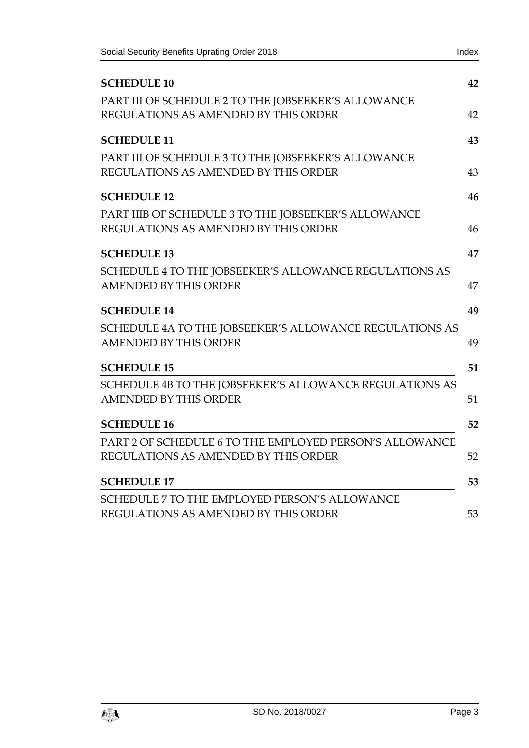**SCHEDULE 10** **42**

PART III OF SCHEDULE 2 TO THE JOBSEEKER'S ALLOWANCE REGULATIONS AS AMENDED BY THIS ORDER 42

**SCHEDULE 11** **43**

PART III OF SCHEDULE 3 TO THE JOBSEEKER'S ALLOWANCE REGULATIONS AS AMENDED BY THIS ORDER 43

**SCHEDULE 12** **46**

PART IIIB OF SCHEDULE 3 TO THE JOBSEEKER'S ALLOWANCE REGULATIONS AS AMENDED BY THIS ORDER 46

**SCHEDULE 13** **47**

SCHEDULE 4 TO THE JOBSEEKER'S ALLOWANCE REGULATIONS AS AMENDED BY THIS ORDER 47

**SCHEDULE 14** **49**

SCHEDULE 4A TO THE JOBSEEKER'S ALLOWANCE REGULATIONS AS AMENDED BY THIS ORDER 49

**SCHEDULE 15** **51**

SCHEDULE 4B TO THE JOBSEEKER'S ALLOWANCE REGULATIONS AS AMENDED BY THIS ORDER 51

**SCHEDULE 16** **52**

PART 2 OF SCHEDULE 6 TO THE EMPLOYED PERSON'S ALLOWANCE REGULATIONS AS AMENDED BY THIS ORDER 52

**SCHEDULE 17** **53**

SCHEDULE 7 TO THE EMPLOYED PERSON'S ALLOWANCE REGULATIONS AS AMENDED BY THIS ORDER 53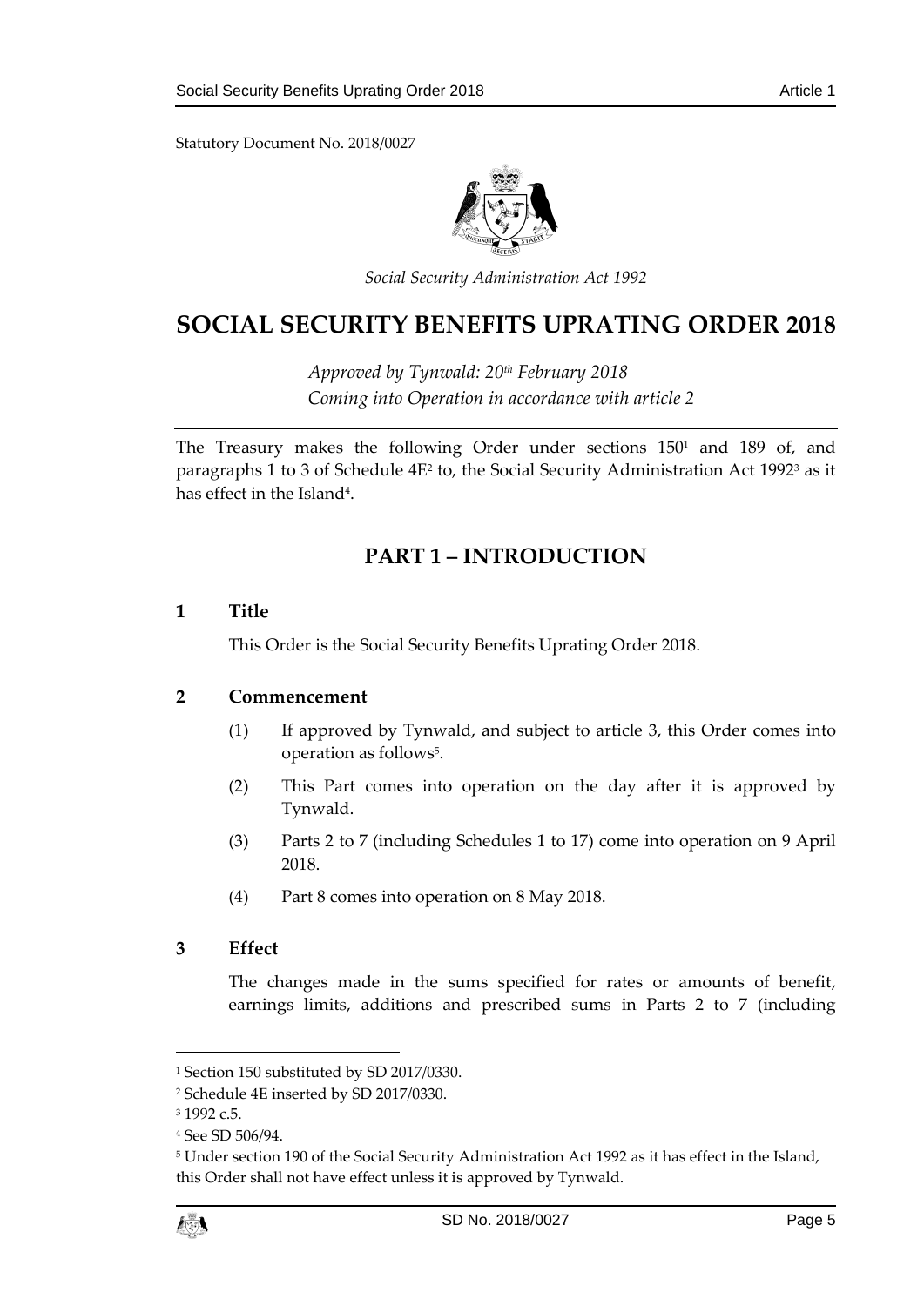Statutory Document No. 2018/0027

*Social Security Administration Act 1992*

# SOCIAL SECURITY BENEFITS UPRATING ORDER 2018

*Approved by Tynwald: 20th February 2018*
*Coming into Operation in accordance with article 2*

The Treasury makes the following Order under sections 150[1] and 189 of, and paragraphs 1 to 3 of Schedule 4E[2] to, the Social Security Administration Act 1992[3] as it has effect in the Island[4].

## PART 1 – INTRODUCTION

### 1 Title

This Order is the Social Security Benefits Uprating Order 2018.

### 2 Commencement

(1) If approved by Tynwald, and subject to article 3, this Order comes into operation as follows[5].

(2) This Part comes into operation on the day after it is approved by Tynwald.

(3) Parts 2 to 7 (including Schedules 1 to 17) come into operation on 9 April 2018.

(4) Part 8 comes into operation on 8 May 2018.

### 3 Effect

The changes made in the sums specified for rates or amounts of benefit, earnings limits, additions and prescribed sums in Parts 2 to 7 (including

---

[1] Section 150 substituted by SD 2017/0330.

[2] Schedule 4E inserted by SD 2017/0330.

[3] 1992 c.5.

[4] See SD 506/94.

[5] Under section 190 of the Social Security Administration Act 1992 as it has effect in the Island, this Order shall not have effect unless it is approved by Tynwald.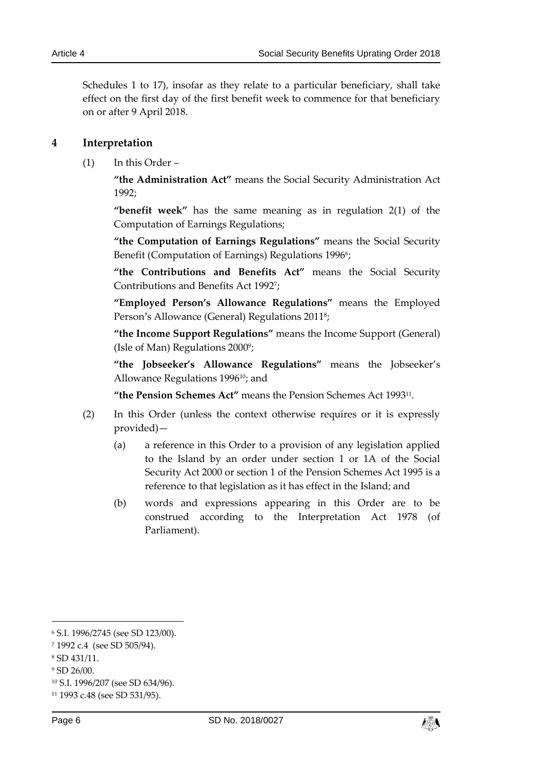Schedules 1 to 17), insofar as they relate to a particular beneficiary, shall take effect on the first day of the first benefit week to commence for that beneficiary on or after 9 April 2018.

## 4 Interpretation

(1) In this Order –

**"the Administration Act"** means the Social Security Administration Act 1992;

**"benefit week"** has the same meaning as in regulation 2(1) of the Computation of Earnings Regulations;

**"the Computation of Earnings Regulations"** means the Social Security Benefit (Computation of Earnings) Regulations 1996[6];

**"the Contributions and Benefits Act"** means the Social Security Contributions and Benefits Act 1992[7];

**"Employed Person's Allowance Regulations"** means the Employed Person's Allowance (General) Regulations 2011[8];

**"the Income Support Regulations"** means the Income Support (General) (Isle of Man) Regulations 2000[9];

**"the Jobseeker's Allowance Regulations"** means the Jobseeker's Allowance Regulations 1996[10]; and

**"the Pension Schemes Act"** means the Pension Schemes Act 1993[11].

(2) In this Order (unless the context otherwise requires or it is expressly provided)—

(a) a reference in this Order to a provision of any legislation applied to the Island by an order under section 1 or 1A of the Social Security Act 2000 or section 1 of the Pension Schemes Act 1995 is a reference to that legislation as it has effect in the Island; and

(b) words and expressions appearing in this Order are to be construed according to the Interpretation Act 1978 (of Parliament).

---

[6] S.I. 1996/2745 (see SD 123/00).

[7] 1992 c.4 (see SD 505/94).

[8] SD 431/11.

[9] SD 26/00.

[10] S.I. 1996/207 (see SD 634/96).

[11] 1993 c.48 (see SD 531/95).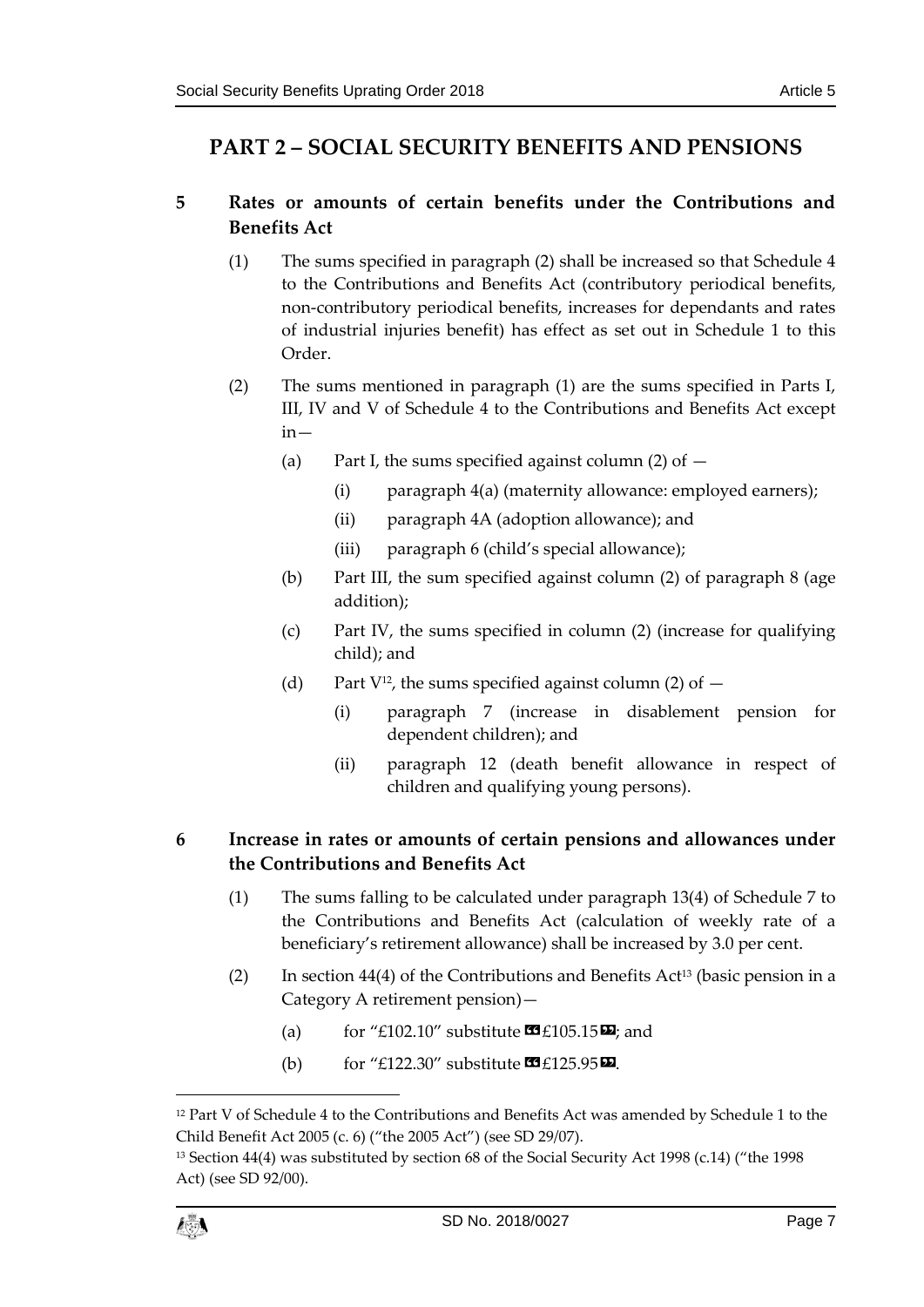# PART 2 – SOCIAL SECURITY BENEFITS AND PENSIONS

## 5 Rates or amounts of certain benefits under the Contributions and Benefits Act

(1) The sums specified in paragraph (2) shall be increased so that Schedule 4 to the Contributions and Benefits Act (contributory periodical benefits, non-contributory periodical benefits, increases for dependants and rates of industrial injuries benefit) has effect as set out in Schedule 1 to this Order.

(2) The sums mentioned in paragraph (1) are the sums specified in Parts I, III, IV and V of Schedule 4 to the Contributions and Benefits Act except in—

(a) Part I, the sums specified against column (2) of —

(i) paragraph 4(a) (maternity allowance: employed earners);

(ii) paragraph 4A (adoption allowance); and

(iii) paragraph 6 (child's special allowance);

(b) Part III, the sum specified against column (2) of paragraph 8 (age addition);

(c) Part IV, the sums specified in column (2) (increase for qualifying child); and

(d) Part V[12], the sums specified against column (2) of —

(i) paragraph 7 (increase in disablement pension for dependent children); and

(ii) paragraph 12 (death benefit allowance in respect of children and qualifying young persons).

## 6 Increase in rates or amounts of certain pensions and allowances under the Contributions and Benefits Act

(1) The sums falling to be calculated under paragraph 13(4) of Schedule 7 to the Contributions and Benefits Act (calculation of weekly rate of a beneficiary's retirement allowance) shall be increased by 3.0 per cent.

(2) In section 44(4) of the Contributions and Benefits Act[13] (basic pension in a Category A retirement pension)—

(a) for "£102.10" substitute ❝£105.15❞; and

(b) for "£122.30" substitute ❝£125.95❞.

---

[12] Part V of Schedule 4 to the Contributions and Benefits Act was amended by Schedule 1 to the Child Benefit Act 2005 (c. 6) ("the 2005 Act") (see SD 29/07).

[13] Section 44(4) was substituted by section 68 of the Social Security Act 1998 (c.14) ("the 1998 Act) (see SD 92/00).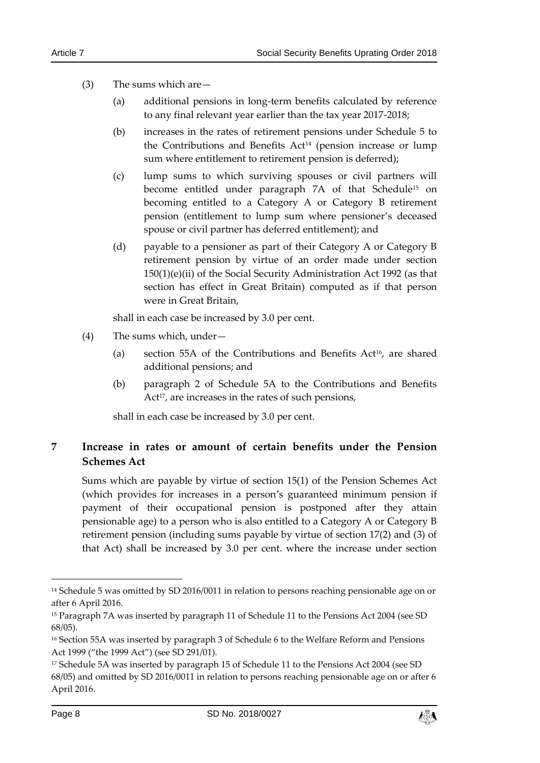(3) The sums which are—

(a) additional pensions in long-term benefits calculated by reference to any final relevant year earlier than the tax year 2017-2018;

(b) increases in the rates of retirement pensions under Schedule 5 to the Contributions and Benefits Act[14] (pension increase or lump sum where entitlement to retirement pension is deferred);

(c) lump sums to which surviving spouses or civil partners will become entitled under paragraph 7A of that Schedule[15] on becoming entitled to a Category A or Category B retirement pension (entitlement to lump sum where pensioner's deceased spouse or civil partner has deferred entitlement); and

(d) payable to a pensioner as part of their Category A or Category B retirement pension by virtue of an order made under section 150(1)(e)(ii) of the Social Security Administration Act 1992 (as that section has effect in Great Britain) computed as if that person were in Great Britain,

shall in each case be increased by 3.0 per cent.

(4) The sums which, under—

(a) section 55A of the Contributions and Benefits Act[16], are shared additional pensions; and

(b) paragraph 2 of Schedule 5A to the Contributions and Benefits Act[17], are increases in the rates of such pensions,

shall in each case be increased by 3.0 per cent.

## 7 Increase in rates or amount of certain benefits under the Pension Schemes Act

Sums which are payable by virtue of section 15(1) of the Pension Schemes Act (which provides for increases in a person's guaranteed minimum pension if payment of their occupational pension is postponed after they attain pensionable age) to a person who is also entitled to a Category A or Category B retirement pension (including sums payable by virtue of section 17(2) and (3) of that Act) shall be increased by 3.0 per cent. where the increase under section

---

[14] Schedule 5 was omitted by SD 2016/0011 in relation to persons reaching pensionable age on or after 6 April 2016.

[15] Paragraph 7A was inserted by paragraph 11 of Schedule 11 to the Pensions Act 2004 (see SD 68/05).

[16] Section 55A was inserted by paragraph 3 of Schedule 6 to the Welfare Reform and Pensions Act 1999 ("the 1999 Act") (see SD 291/01).

[17] Schedule 5A was inserted by paragraph 15 of Schedule 11 to the Pensions Act 2004 (see SD 68/05) and omitted by SD 2016/0011 in relation to persons reaching pensionable age on or after 6 April 2016.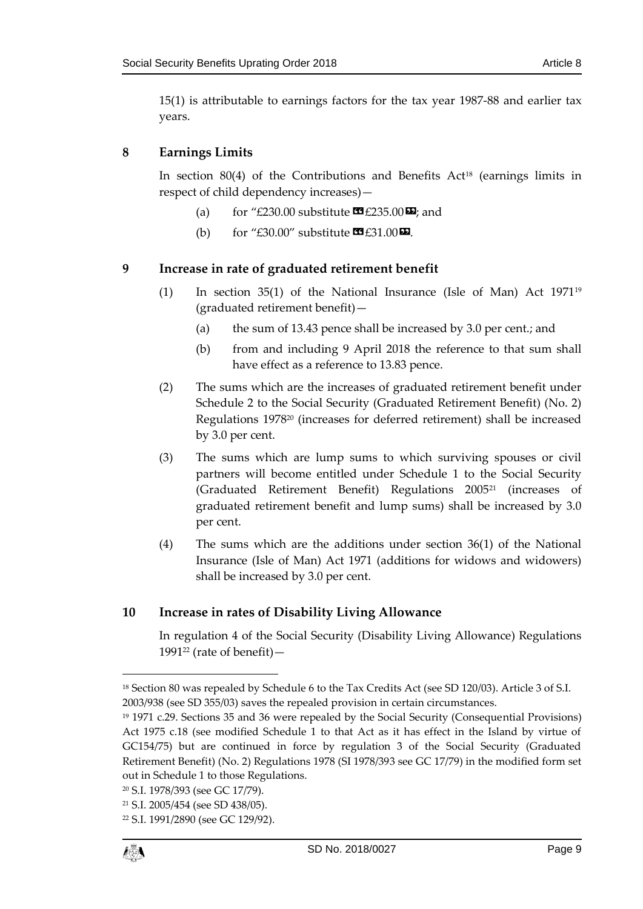15(1) is attributable to earnings factors for the tax year 1987-88 and earlier tax years.

## 8 Earnings Limits

In section 80(4) of the Contributions and Benefits Act[18] (earnings limits in respect of child dependency increases)—

(a) for "£230.00 substitute «£235.00»; and

(b) for "£30.00" substitute «£31.00».

## 9 Increase in rate of graduated retirement benefit

(1) In section 35(1) of the National Insurance (Isle of Man) Act 1971[19] (graduated retirement benefit)—

(a) the sum of 13.43 pence shall be increased by 3.0 per cent.; and

(b) from and including 9 April 2018 the reference to that sum shall have effect as a reference to 13.83 pence.

(2) The sums which are the increases of graduated retirement benefit under Schedule 2 to the Social Security (Graduated Retirement Benefit) (No. 2) Regulations 1978[20] (increases for deferred retirement) shall be increased by 3.0 per cent.

(3) The sums which are lump sums to which surviving spouses or civil partners will become entitled under Schedule 1 to the Social Security (Graduated Retirement Benefit) Regulations 2005[21] (increases of graduated retirement benefit and lump sums) shall be increased by 3.0 per cent.

(4) The sums which are the additions under section 36(1) of the National Insurance (Isle of Man) Act 1971 (additions for widows and widowers) shall be increased by 3.0 per cent.

## 10 Increase in rates of Disability Living Allowance

In regulation 4 of the Social Security (Disability Living Allowance) Regulations 1991[22] (rate of benefit)—

---

[18] Section 80 was repealed by Schedule 6 to the Tax Credits Act (see SD 120/03). Article 3 of S.I. 2003/938 (see SD 355/03) saves the repealed provision in certain circumstances.

[19] 1971 c.29. Sections 35 and 36 were repealed by the Social Security (Consequential Provisions) Act 1975 c.18 (see modified Schedule 1 to that Act as it has effect in the Island by virtue of GC154/75) but are continued in force by regulation 3 of the Social Security (Graduated Retirement Benefit) (No. 2) Regulations 1978 (SI 1978/393 see GC 17/79) in the modified form set out in Schedule 1 to those Regulations.

[20] S.I. 1978/393 (see GC 17/79).

[21] S.I. 2005/454 (see SD 438/05).

[22] S.I. 1991/2890 (see GC 129/92).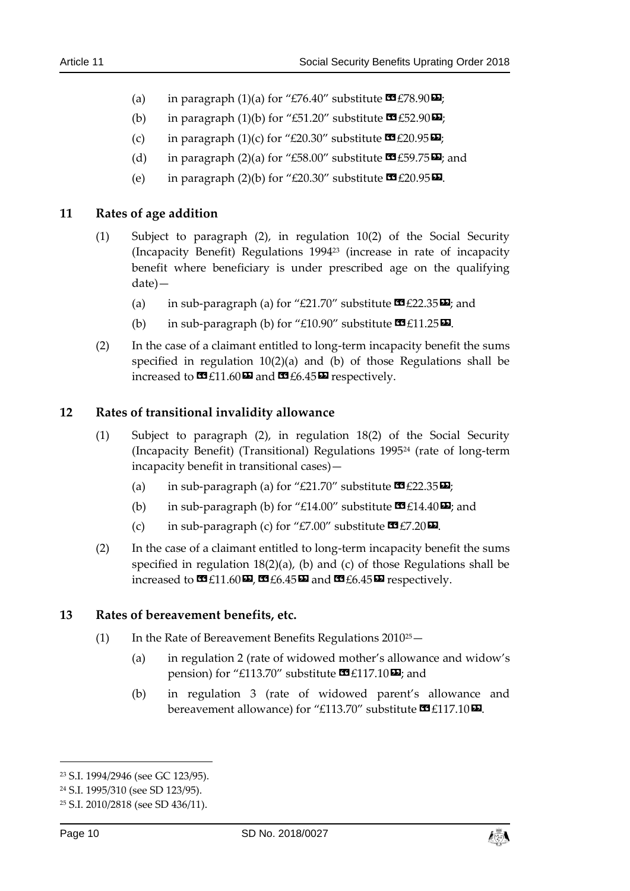(a) in paragraph (1)(a) for "£76.40" substitute ««£78.90»;

(b) in paragraph (1)(b) for "£51.20" substitute ««£52.90»;

(c) in paragraph (1)(c) for "£20.30" substitute ««£20.95»;

(d) in paragraph (2)(a) for "£58.00" substitute ««£59.75»; and

(e) in paragraph (2)(b) for "£20.30" substitute ««£20.95».

## 11 Rates of age addition

(1) Subject to paragraph (2), in regulation 10(2) of the Social Security (Incapacity Benefit) Regulations 1994[23] (increase in rate of incapacity benefit where beneficiary is under prescribed age on the qualifying date)—

(a) in sub-paragraph (a) for "£21.70" substitute ««£22.35»; and

(b) in sub-paragraph (b) for "£10.90" substitute ««£11.25».

(2) In the case of a claimant entitled to long-term incapacity benefit the sums specified in regulation 10(2)(a) and (b) of those Regulations shall be increased to ««£11.60» and ««£6.45» respectively.

## 12 Rates of transitional invalidity allowance

(1) Subject to paragraph (2), in regulation 18(2) of the Social Security (Incapacity Benefit) (Transitional) Regulations 1995[24] (rate of long-term incapacity benefit in transitional cases)—

(a) in sub-paragraph (a) for "£21.70" substitute ««£22.35»;

(b) in sub-paragraph (b) for "£14.00" substitute ««£14.40»; and

(c) in sub-paragraph (c) for "£7.00" substitute ««£7.20».

(2) In the case of a claimant entitled to long-term incapacity benefit the sums specified in regulation 18(2)(a), (b) and (c) of those Regulations shall be increased to ««£11.60», ««£6.45» and ««£6.45» respectively.

## 13 Rates of bereavement benefits, etc.

(1) In the Rate of Bereavement Benefits Regulations 2010[25]—

(a) in regulation 2 (rate of widowed mother's allowance and widow's pension) for "£113.70" substitute ««£117.10»; and

(b) in regulation 3 (rate of widowed parent's allowance and bereavement allowance) for "£113.70" substitute ««£117.10».

---

[23] S.I. 1994/2946 (see GC 123/95).

[24] S.I. 1995/310 (see SD 123/95).

[25] S.I. 2010/2818 (see SD 436/11).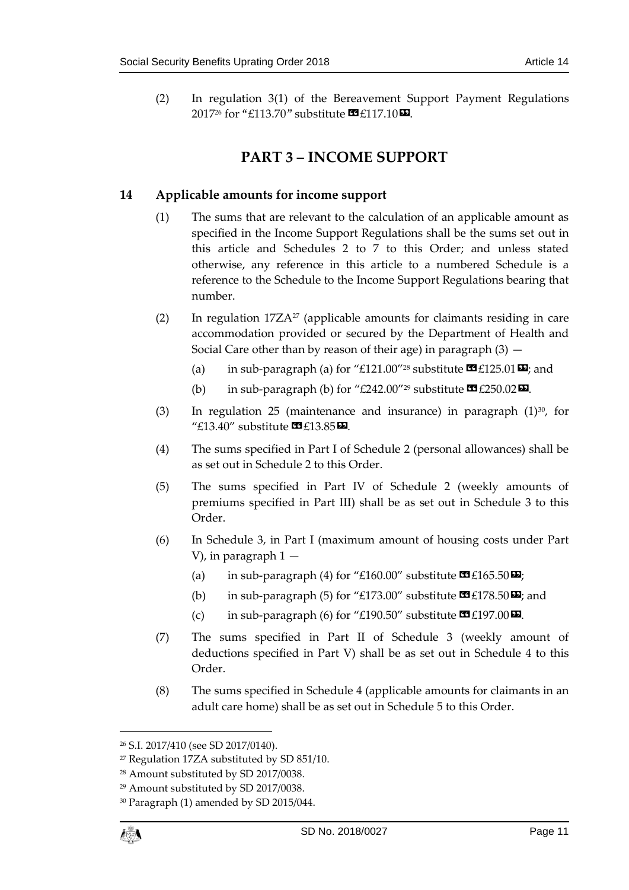(2) In regulation 3(1) of the Bereavement Support Payment Regulations 2017[26] for "£113.70" substitute «£117.10».

## PART 3 – INCOME SUPPORT

### 14 Applicable amounts for income support

(1) The sums that are relevant to the calculation of an applicable amount as specified in the Income Support Regulations shall be the sums set out in this article and Schedules 2 to 7 to this Order; and unless stated otherwise, any reference in this article to a numbered Schedule is a reference to the Schedule to the Income Support Regulations bearing that number.

(2) In regulation 17ZA[27] (applicable amounts for claimants residing in care accommodation provided or secured by the Department of Health and Social Care other than by reason of their age) in paragraph (3) —

(a) in sub-paragraph (a) for "£121.00"[28] substitute «£125.01»; and

(b) in sub-paragraph (b) for "£242.00"[29] substitute «£250.02».

(3) In regulation 25 (maintenance and insurance) in paragraph (1)[30], for "£13.40" substitute «£13.85».

(4) The sums specified in Part I of Schedule 2 (personal allowances) shall be as set out in Schedule 2 to this Order.

(5) The sums specified in Part IV of Schedule 2 (weekly amounts of premiums specified in Part III) shall be as set out in Schedule 3 to this Order.

(6) In Schedule 3, in Part I (maximum amount of housing costs under Part V), in paragraph 1 —

(a) in sub-paragraph (4) for "£160.00" substitute «£165.50»;

(b) in sub-paragraph (5) for "£173.00" substitute «£178.50»; and

(c) in sub-paragraph (6) for "£190.50" substitute «£197.00».

(7) The sums specified in Part II of Schedule 3 (weekly amount of deductions specified in Part V) shall be as set out in Schedule 4 to this Order.

(8) The sums specified in Schedule 4 (applicable amounts for claimants in an adult care home) shall be as set out in Schedule 5 to this Order.

---

[26] S.I. 2017/410 (see SD 2017/0140).

[27] Regulation 17ZA substituted by SD 851/10.

[28] Amount substituted by SD 2017/0038.

[29] Amount substituted by SD 2017/0038.

[30] Paragraph (1) amended by SD 2015/044.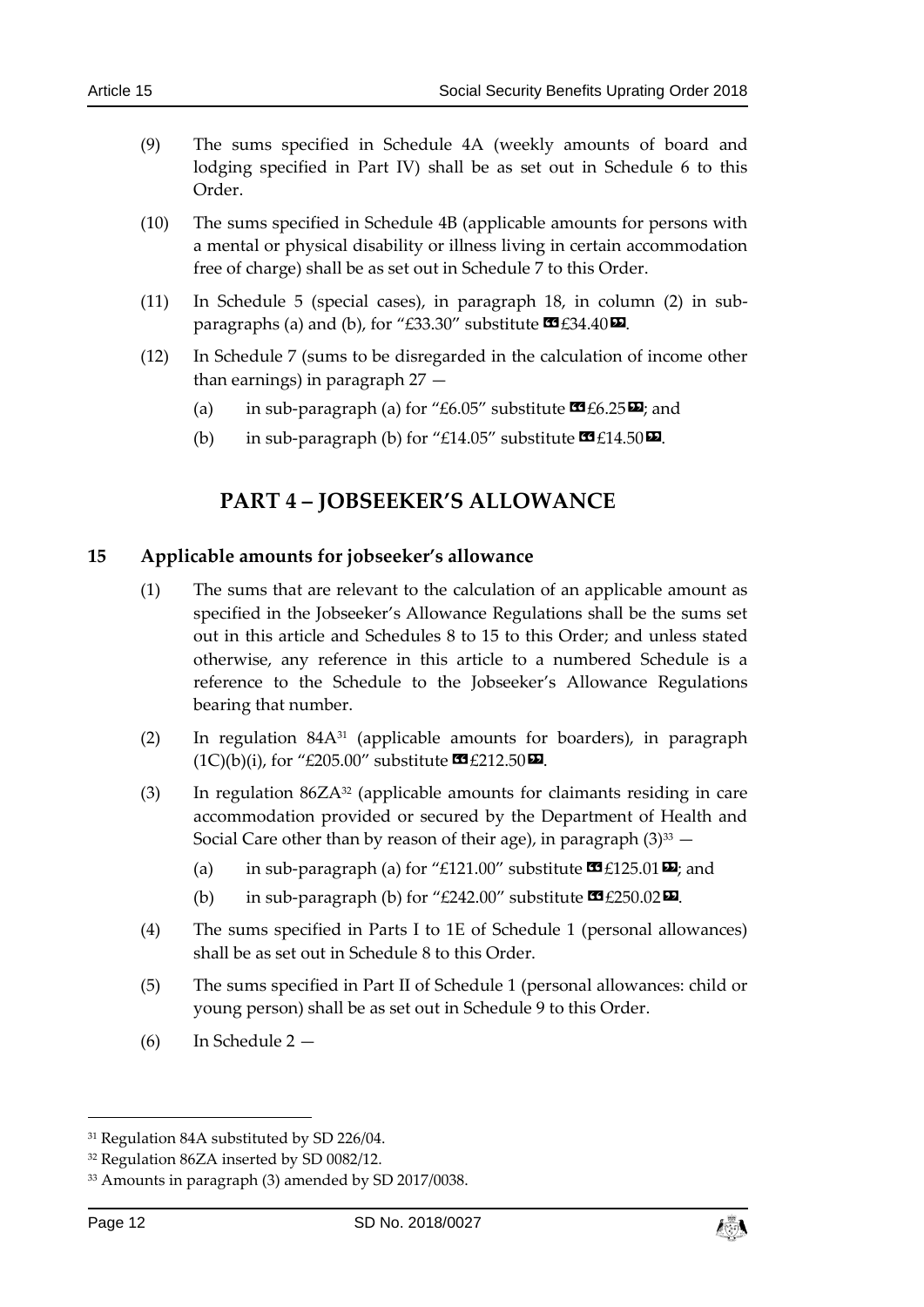(9) The sums specified in Schedule 4A (weekly amounts of board and lodging specified in Part IV) shall be as set out in Schedule 6 to this Order.

(10) The sums specified in Schedule 4B (applicable amounts for persons with a mental or physical disability or illness living in certain accommodation free of charge) shall be as set out in Schedule 7 to this Order.

(11) In Schedule 5 (special cases), in paragraph 18, in column (2) in sub-paragraphs (a) and (b), for "£33.30" substitute «£34.40».

(12) In Schedule 7 (sums to be disregarded in the calculation of income other than earnings) in paragraph 27 —

(a) in sub-paragraph (a) for "£6.05" substitute «£6.25»; and

(b) in sub-paragraph (b) for "£14.05" substitute «£14.50».

## PART 4 – JOBSEEKER'S ALLOWANCE

### 15 Applicable amounts for jobseeker's allowance

(1) The sums that are relevant to the calculation of an applicable amount as specified in the Jobseeker's Allowance Regulations shall be the sums set out in this article and Schedules 8 to 15 to this Order; and unless stated otherwise, any reference in this article to a numbered Schedule is a reference to the Schedule to the Jobseeker's Allowance Regulations bearing that number.

(2) In regulation 84A[31] (applicable amounts for boarders), in paragraph (1C)(b)(i), for "£205.00" substitute «£212.50».

(3) In regulation 86ZA[32] (applicable amounts for claimants residing in care accommodation provided or secured by the Department of Health and Social Care other than by reason of their age), in paragraph (3)[33] —

(a) in sub-paragraph (a) for "£121.00" substitute «£125.01»; and

(b) in sub-paragraph (b) for "£242.00" substitute «£250.02».

(4) The sums specified in Parts I to 1E of Schedule 1 (personal allowances) shall be as set out in Schedule 8 to this Order.

(5) The sums specified in Part II of Schedule 1 (personal allowances: child or young person) shall be as set out in Schedule 9 to this Order.

(6) In Schedule 2 —

---

[31] Regulation 84A substituted by SD 226/04.

[32] Regulation 86ZA inserted by SD 0082/12.

[33] Amounts in paragraph (3) amended by SD 2017/0038.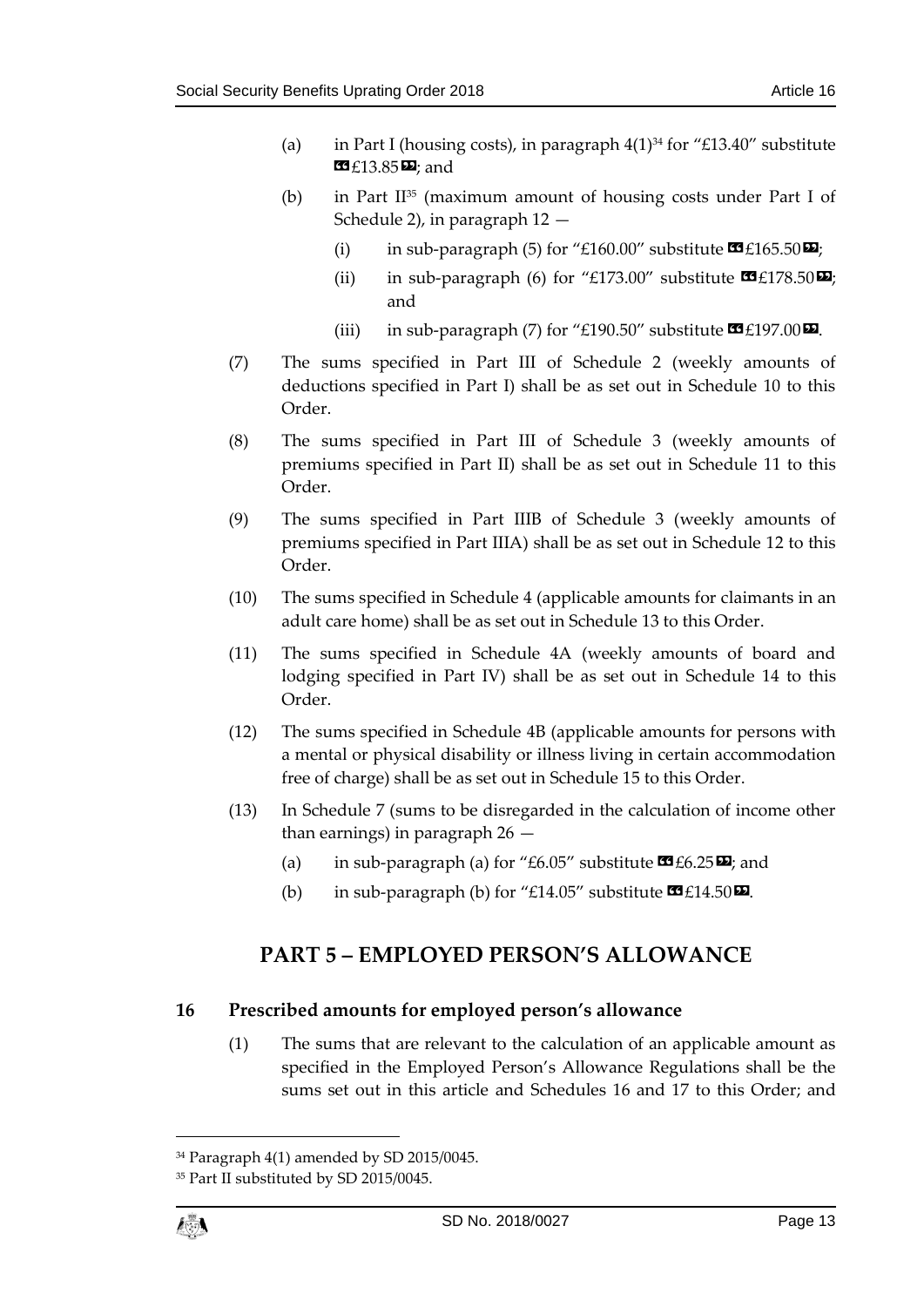(a) in Part I (housing costs), in paragraph 4(1)[34] for "£13.40" substitute «£13.85»; and

(b) in Part II[35] (maximum amount of housing costs under Part I of Schedule 2), in paragraph 12 —

(i) in sub-paragraph (5) for "£160.00" substitute «£165.50»;

(ii) in sub-paragraph (6) for "£173.00" substitute «£178.50»; and

(iii) in sub-paragraph (7) for "£190.50" substitute «£197.00».

(7) The sums specified in Part III of Schedule 2 (weekly amounts of deductions specified in Part I) shall be as set out in Schedule 10 to this Order.

(8) The sums specified in Part III of Schedule 3 (weekly amounts of premiums specified in Part II) shall be as set out in Schedule 11 to this Order.

(9) The sums specified in Part IIIB of Schedule 3 (weekly amounts of premiums specified in Part IIIA) shall be as set out in Schedule 12 to this Order.

(10) The sums specified in Schedule 4 (applicable amounts for claimants in an adult care home) shall be as set out in Schedule 13 to this Order.

(11) The sums specified in Schedule 4A (weekly amounts of board and lodging specified in Part IV) shall be as set out in Schedule 14 to this Order.

(12) The sums specified in Schedule 4B (applicable amounts for persons with a mental or physical disability or illness living in certain accommodation free of charge) shall be as set out in Schedule 15 to this Order.

(13) In Schedule 7 (sums to be disregarded in the calculation of income other than earnings) in paragraph 26 —

(a) in sub-paragraph (a) for "£6.05" substitute «£6.25»; and

(b) in sub-paragraph (b) for "£14.05" substitute «£14.50».

## PART 5 – EMPLOYED PERSON'S ALLOWANCE

### 16 Prescribed amounts for employed person's allowance

(1) The sums that are relevant to the calculation of an applicable amount as specified in the Employed Person's Allowance Regulations shall be the sums set out in this article and Schedules 16 and 17 to this Order; and

---

[34] Paragraph 4(1) amended by SD 2015/0045.

[35] Part II substituted by SD 2015/0045.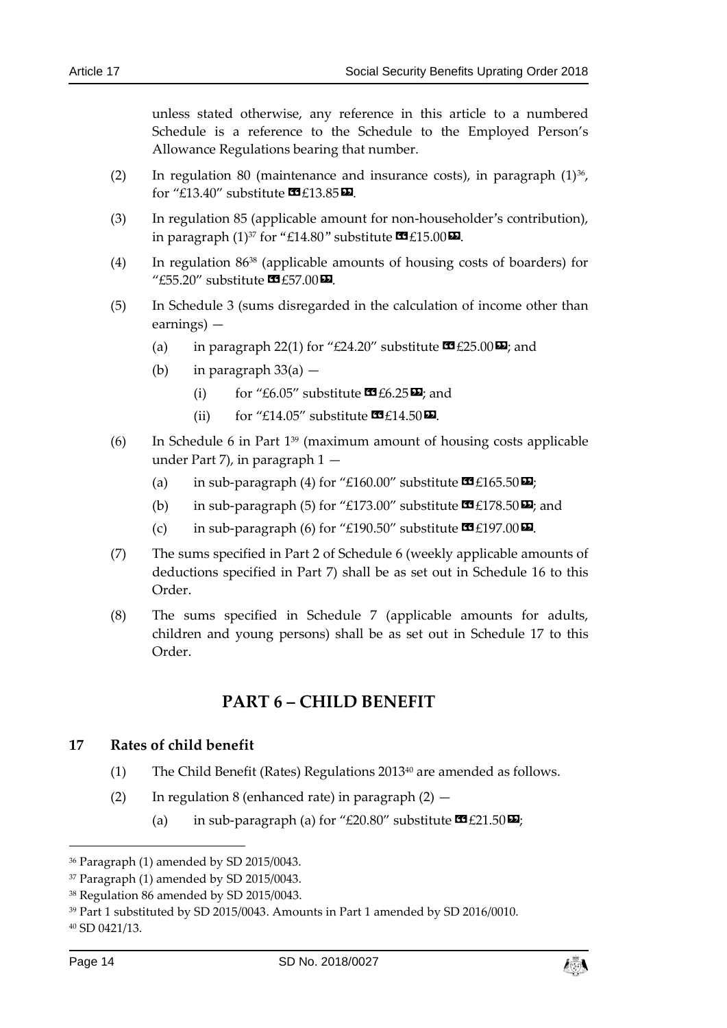unless stated otherwise, any reference in this article to a numbered Schedule is a reference to the Schedule to the Employed Person's Allowance Regulations bearing that number.

(2) In regulation 80 (maintenance and insurance costs), in paragraph (1)[36], for "£13.40" substitute «£13.85».

(3) In regulation 85 (applicable amount for non-householder's contribution), in paragraph (1)[37] for "£14.80" substitute «£15.00».

(4) In regulation 86[38] (applicable amounts of housing costs of boarders) for "£55.20" substitute «£57.00».

(5) In Schedule 3 (sums disregarded in the calculation of income other than earnings) —

(a) in paragraph 22(1) for "£24.20" substitute «£25.00»; and

(b) in paragraph 33(a) —

(i) for "£6.05" substitute «£6.25»; and

(ii) for "£14.05" substitute «£14.50».

(6) In Schedule 6 in Part 1[39] (maximum amount of housing costs applicable under Part 7), in paragraph 1 —

(a) in sub-paragraph (4) for "£160.00" substitute «£165.50»;

(b) in sub-paragraph (5) for "£173.00" substitute «£178.50»; and

(c) in sub-paragraph (6) for "£190.50" substitute «£197.00».

(7) The sums specified in Part 2 of Schedule 6 (weekly applicable amounts of deductions specified in Part 7) shall be as set out in Schedule 16 to this Order.

(8) The sums specified in Schedule 7 (applicable amounts for adults, children and young persons) shall be as set out in Schedule 17 to this Order.

## PART 6 – CHILD BENEFIT

### 17 Rates of child benefit

(1) The Child Benefit (Rates) Regulations 2013[40] are amended as follows.

(2) In regulation 8 (enhanced rate) in paragraph (2) —

(a) in sub-paragraph (a) for "£20.80" substitute «£21.50»;

---

[36] Paragraph (1) amended by SD 2015/0043.

[37] Paragraph (1) amended by SD 2015/0043.

[38] Regulation 86 amended by SD 2015/0043.

[39] Part 1 substituted by SD 2015/0043. Amounts in Part 1 amended by SD 2016/0010.

[40] SD 0421/13.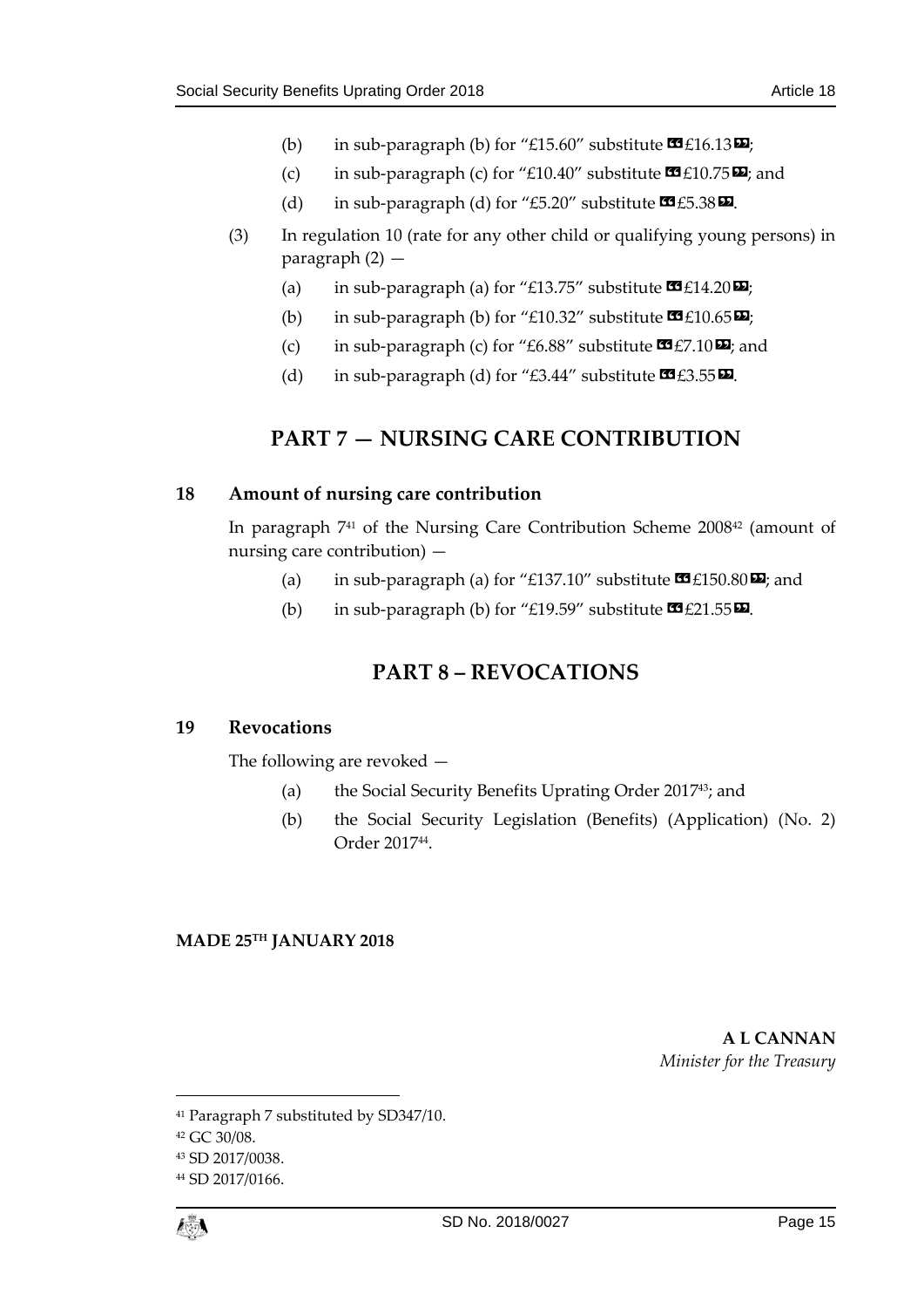(b) in sub-paragraph (b) for "£15.60" substitute «£16.13»;

(c) in sub-paragraph (c) for "£10.40" substitute «£10.75»; and

(d) in sub-paragraph (d) for "£5.20" substitute «£5.38».

(3) In regulation 10 (rate for any other child or qualifying young persons) in paragraph (2) —

(a) in sub-paragraph (a) for "£13.75" substitute «£14.20»;

(b) in sub-paragraph (b) for "£10.32" substitute «£10.65»;

(c) in sub-paragraph (c) for "£6.88" substitute «£7.10»; and

(d) in sub-paragraph (d) for "£3.44" substitute «£3.55».

## PART 7 — NURSING CARE CONTRIBUTION

### 18 Amount of nursing care contribution

In paragraph 7[41] of the Nursing Care Contribution Scheme 2008[42] (amount of nursing care contribution) —

(a) in sub-paragraph (a) for "£137.10" substitute «£150.80»; and

(b) in sub-paragraph (b) for "£19.59" substitute «£21.55».

## PART 8 – REVOCATIONS

### 19 Revocations

The following are revoked —

(a) the Social Security Benefits Uprating Order 2017[43]; and

(b) the Social Security Legislation (Benefits) (Application) (No. 2) Order 2017[44].

**MADE 25TH JANUARY 2018**

**A L CANNAN**
*Minister for the Treasury*

---

[41] Paragraph 7 substituted by SD347/10.

[42] GC 30/08.

[43] SD 2017/0038.

[44] SD 2017/0166.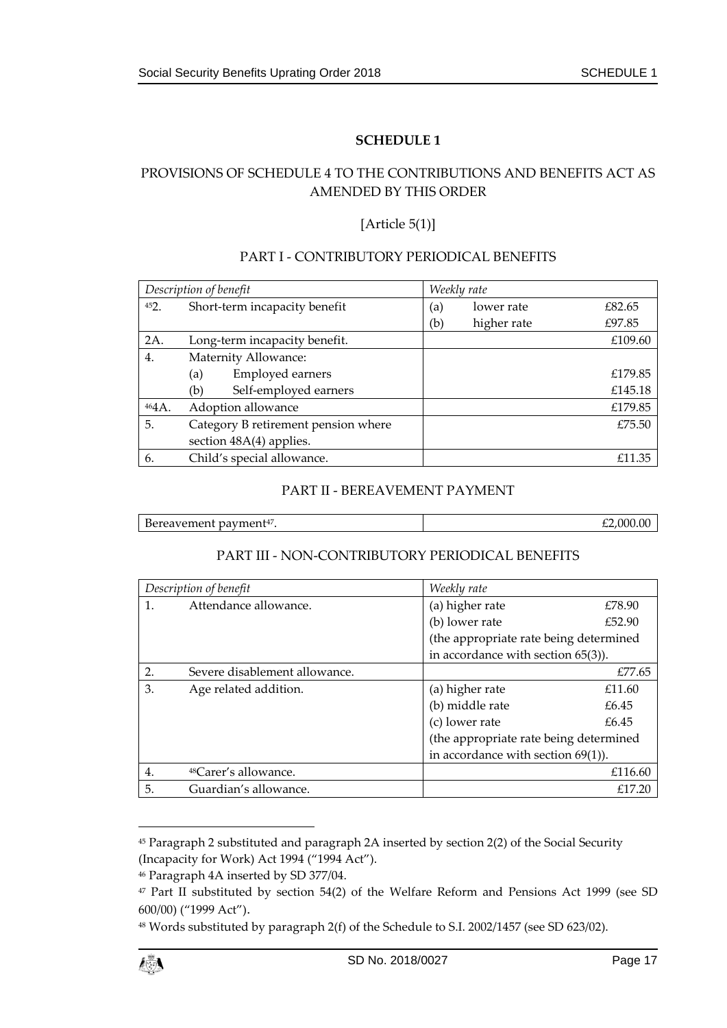## SCHEDULE 1

### PROVISIONS OF SCHEDULE 4 TO THE CONTRIBUTIONS AND BENEFITS ACT AS AMENDED BY THIS ORDER

[Article 5(1)]

#### PART I - CONTRIBUTORY PERIODICAL BENEFITS

| *Description of benefit* | | *Weekly rate* | | |
|---|---|---|---|---|
| [45]2. | Short-term incapacity benefit | (a) | lower rate | £82.65 |
| | | (b) | higher rate | £97.85 |
| 2A. | Long-term incapacity benefit. | | | £109.60 |
| 4. | Maternity Allowance: | | | |
| | (a) Employed earners | | | £179.85 |
| | (b) Self-employed earners | | | £145.18 |
| [46]4A. | Adoption allowance | | | £179.85 |
| 5. | Category B retirement pension where section 48A(4) applies. | | | £75.50 |
| 6. | Child's special allowance. | | | £11.35 |

#### PART II - BEREAVEMENT PAYMENT

| Bereavement payment[47]. | £2,000.00 |
|---|---|

#### PART III - NON-CONTRIBUTORY PERIODICAL BENEFITS

| *Description of benefit* | | *Weekly rate* | |
|---|---|---|---|
| 1. | Attendance allowance. | (a) higher rate | £78.90 |
| | | (b) lower rate | £52.90 |
| | | (the appropriate rate being determined in accordance with section 65(3)). | |
| 2. | Severe disablement allowance. | | £77.65 |
| 3. | Age related addition. | (a) higher rate | £11.60 |
| | | (b) middle rate | £6.45 |
| | | (c) lower rate | £6.45 |
| | | (the appropriate rate being determined in accordance with section 69(1)). | |
| 4. | [48]Carer's allowance. | | £116.60 |
| 5. | Guardian's allowance. | | £17.20 |

---

[45] Paragraph 2 substituted and paragraph 2A inserted by section 2(2) of the Social Security (Incapacity for Work) Act 1994 ("1994 Act").

[46] Paragraph 4A inserted by SD 377/04.

[47] Part II substituted by section 54(2) of the Welfare Reform and Pensions Act 1999 (see SD 600/00) ("1999 Act").

[48] Words substituted by paragraph 2(f) of the Schedule to S.I. 2002/1457 (see SD 623/02).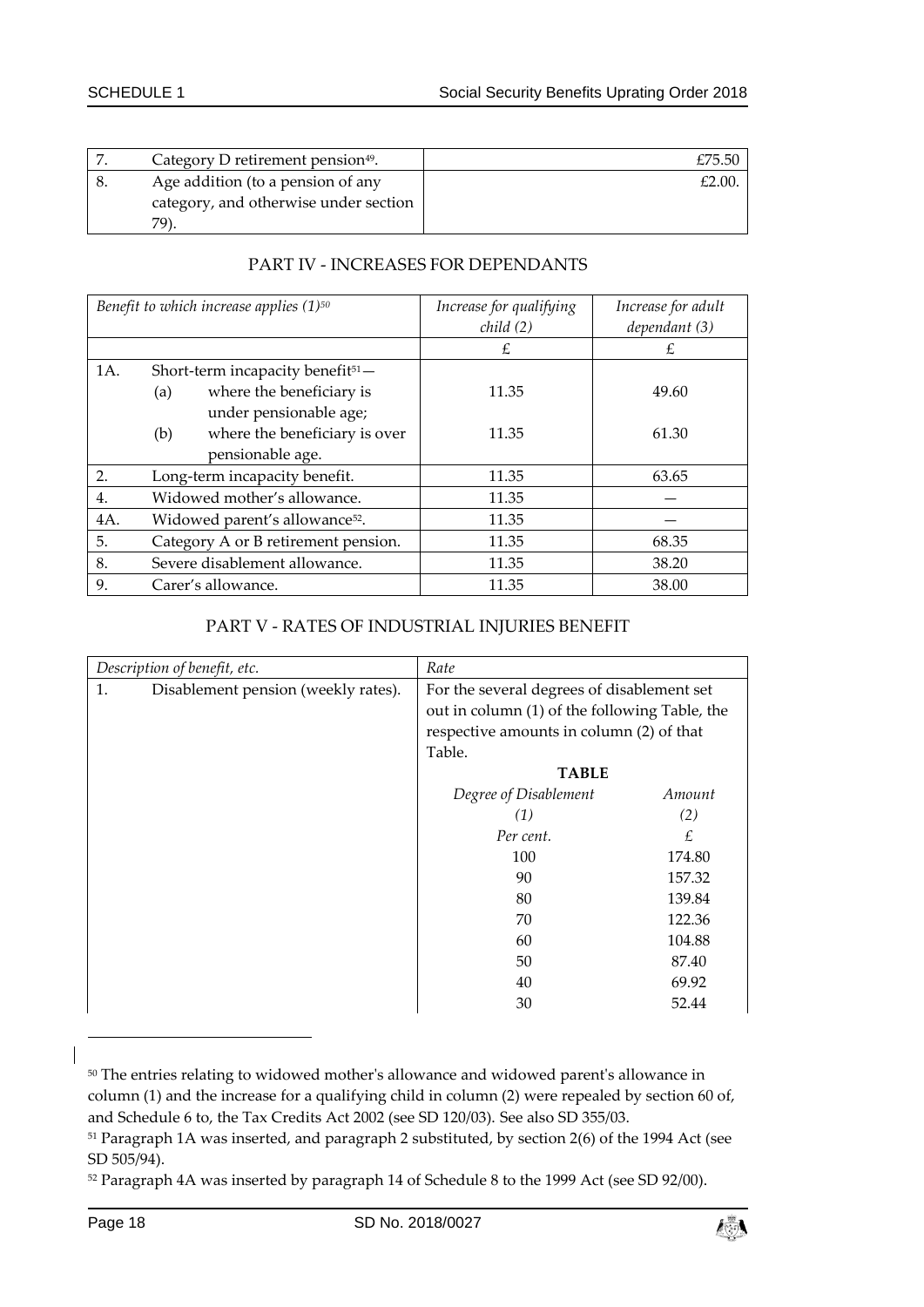| | | |
|---|---|---|
| 7. | Category D retirement pension[49]. | £75.50 |
| 8. | Age addition (to a pension of any category, and otherwise under section 79). | £2.00. |

## PART IV - INCREASES FOR DEPENDANTS

| *Benefit to which increase applies (1)*[50] | *Increase for qualifying child (2)* | *Increase for adult dependant (3)* |
|---|---|---|
| | £ | £ |
| 1A. Short-term incapacity benefit[51]— | | |
| (a) where the beneficiary is under pensionable age; | 11.35 | 49.60 |
| (b) where the beneficiary is over pensionable age. | 11.35 | 61.30 |
| 2. Long-term incapacity benefit. | 11.35 | 63.65 |
| 4. Widowed mother's allowance. | 11.35 | — |
| 4A. Widowed parent's allowance[52]. | 11.35 | — |
| 5. Category A or B retirement pension. | 11.35 | 68.35 |
| 8. Severe disablement allowance. | 11.35 | 38.20 |
| 9. Carer's allowance. | 11.35 | 38.00 |

## PART V - RATES OF INDUSTRIAL INJURIES BENEFIT

| *Description of benefit, etc.* | *Rate* |
|---|---|
| 1. Disablement pension (weekly rates). | For the several degrees of disablement set out in column (1) of the following Table, the respective amounts in column (2) of that Table. |

**TABLE**

| *Degree of Disablement* | *Amount* |
|---|---|
| *(1)* | *(2)* |
| *Per cent.* | £ |
| 100 | 174.80 |
| 90 | 157.32 |
| 80 | 139.84 |
| 70 | 122.36 |
| 60 | 104.88 |
| 50 | 87.40 |
| 40 | 69.92 |
| 30 | 52.44 |

---

[50] The entries relating to widowed mother's allowance and widowed parent's allowance in column (1) and the increase for a qualifying child in column (2) were repealed by section 60 of, and Schedule 6 to, the Tax Credits Act 2002 (see SD 120/03). See also SD 355/03.

[51] Paragraph 1A was inserted, and paragraph 2 substituted, by section 2(6) of the 1994 Act (see SD 505/94).

[52] Paragraph 4A was inserted by paragraph 14 of Schedule 8 to the 1999 Act (see SD 92/00).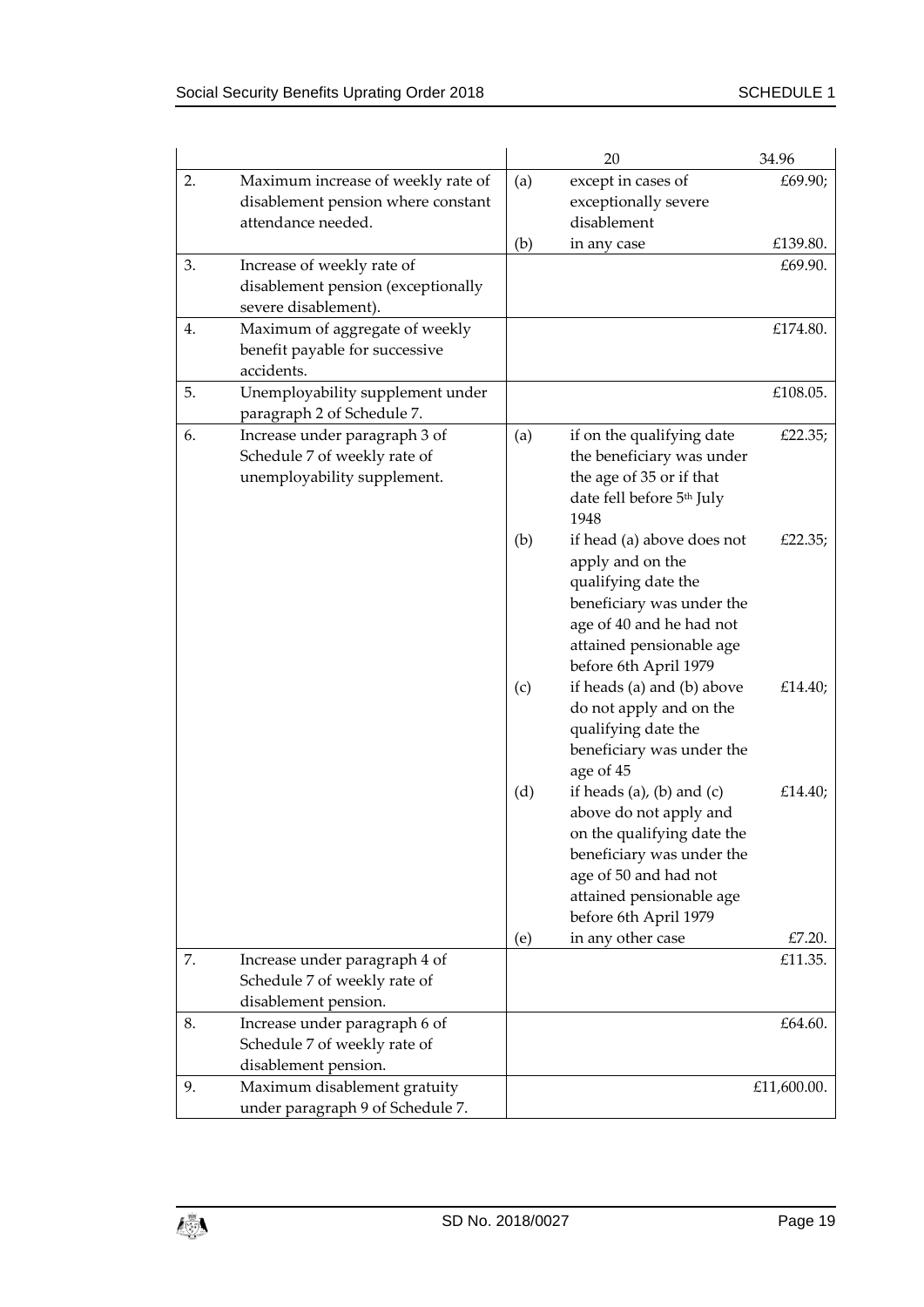| | | | | |
|---|---|---|---|---|
| | | | 20 | 34.96 |
| 2. | Maximum increase of weekly rate of disablement pension where constant attendance needed. | (a) | except in cases of exceptionally severe disablement | £69.90; |
| | | (b) | in any case | £139.80. |
| 3. | Increase of weekly rate of disablement pension (exceptionally severe disablement). | | | £69.90. |
| 4. | Maximum of aggregate of weekly benefit payable for successive accidents. | | | £174.80. |
| 5. | Unemployability supplement under paragraph 2 of Schedule 7. | | | £108.05. |
| 6. | Increase under paragraph 3 of Schedule 7 of weekly rate of unemployability supplement. | (a) | if on the qualifying date the beneficiary was under the age of 35 or if that date fell before 5th July 1948 | £22.35; |
| | | (b) | if head (a) above does not apply and on the qualifying date the beneficiary was under the age of 40 and he had not attained pensionable age before 6th April 1979 | £22.35; |
| | | (c) | if heads (a) and (b) above do not apply and on the qualifying date the beneficiary was under the age of 45 | £14.40; |
| | | (d) | if heads (a), (b) and (c) above do not apply and on the qualifying date the beneficiary was under the age of 50 and had not attained pensionable age before 6th April 1979 | £14.40; |
| | | (e) | in any other case | £7.20. |
| 7. | Increase under paragraph 4 of Schedule 7 of weekly rate of disablement pension. | | | £11.35. |
| 8. | Increase under paragraph 6 of Schedule 7 of weekly rate of disablement pension. | | | £64.60. |
| 9. | Maximum disablement gratuity under paragraph 9 of Schedule 7. | | | £11,600.00. |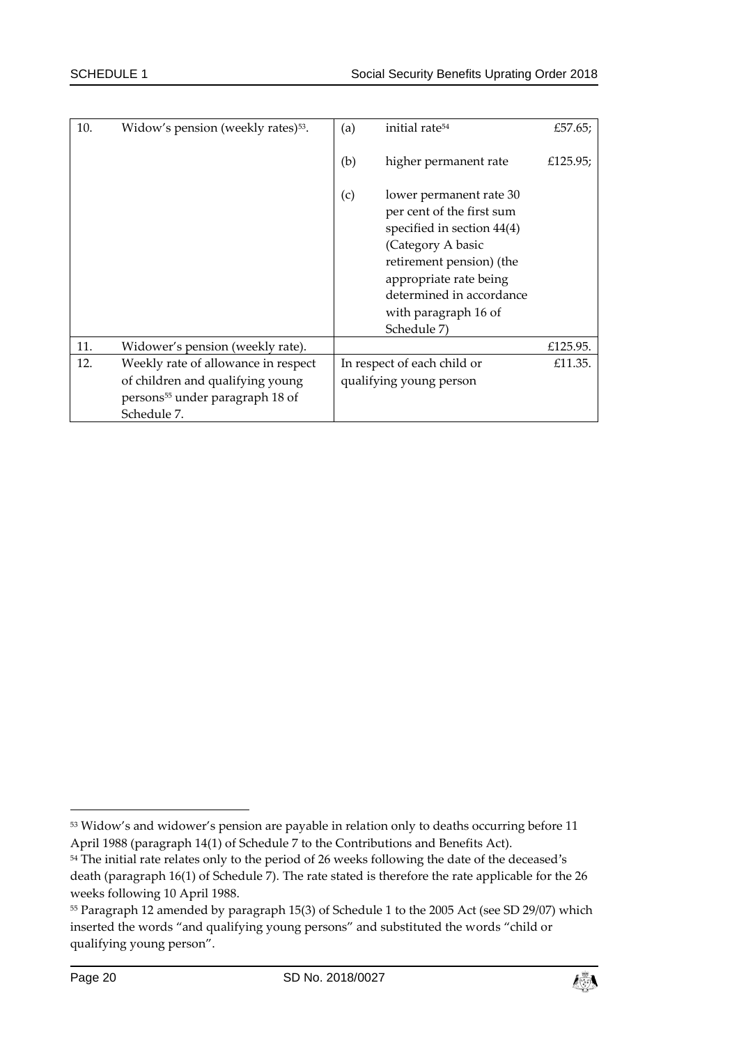| | | | | |
|---|---|---|---|---|
| 10. | Widow's pension (weekly rates)[53]. | (a) | initial rate[54] | £57.65; |
| | | (b) | higher permanent rate | £125.95; |
| | | (c) | lower permanent rate 30 per cent of the first sum specified in section 44(4) (Category A basic retirement pension) (the appropriate rate being determined in accordance with paragraph 16 of Schedule 7) | |
| 11. | Widower's pension (weekly rate). | | | £125.95. |
| 12. | Weekly rate of allowance in respect of children and qualifying young persons[55] under paragraph 18 of Schedule 7. | In respect of each child or qualifying young person | | £11.35. |

[53] Widow's and widower's pension are payable in relation only to deaths occurring before 11 April 1988 (paragraph 14(1) of Schedule 7 to the Contributions and Benefits Act).

[54] The initial rate relates only to the period of 26 weeks following the date of the deceased's death (paragraph 16(1) of Schedule 7). The rate stated is therefore the rate applicable for the 26 weeks following 10 April 1988.

[55] Paragraph 12 amended by paragraph 15(3) of Schedule 1 to the 2005 Act (see SD 29/07) which inserted the words "and qualifying young persons" and substituted the words "child or qualifying young person".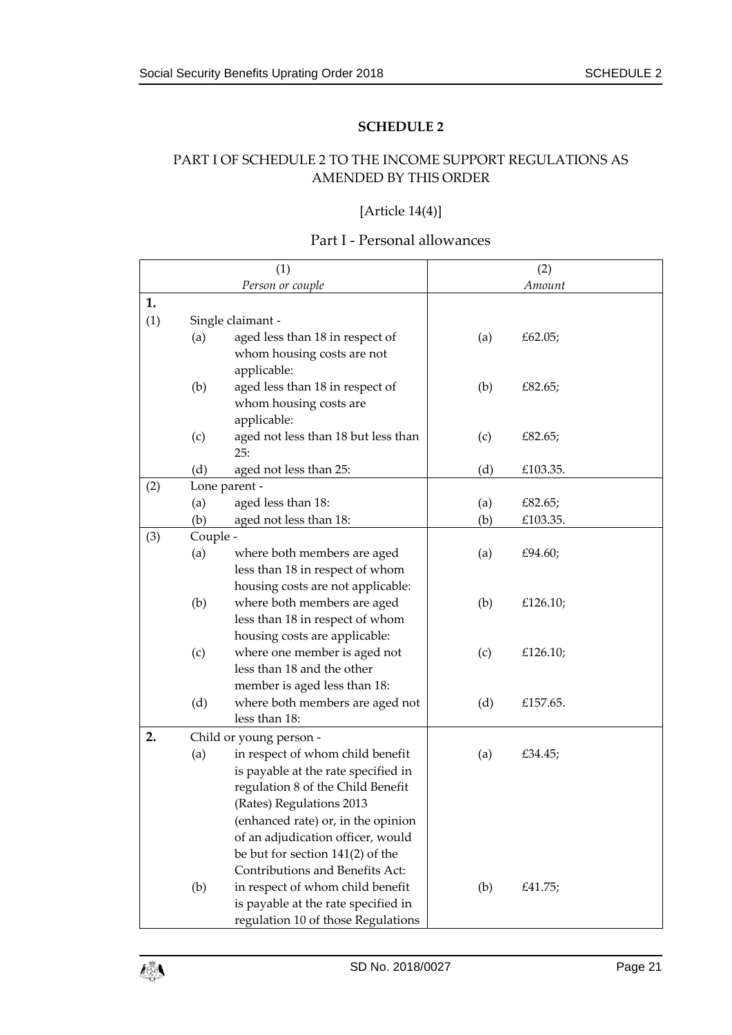## SCHEDULE 2

### PART I OF SCHEDULE 2 TO THE INCOME SUPPORT REGULATIONS AS AMENDED BY THIS ORDER

[Article 14(4)]

### Part I - Personal allowances

| (1) *Person or couple* | (2) *Amount* |
|---|---|
| **1.** | |
| (1) Single claimant - | |
| (a) aged less than 18 in respect of whom housing costs are not applicable: | (a) £62.05; |
| (b) aged less than 18 in respect of whom housing costs are applicable: | (b) £82.65; |
| (c) aged not less than 18 but less than 25: | (c) £82.65; |
| (d) aged not less than 25: | (d) £103.35. |
| (2) Lone parent - | |
| (a) aged less than 18: | (a) £82.65; |
| (b) aged not less than 18: | (b) £103.35. |
| (3) Couple - | |
| (a) where both members are aged less than 18 in respect of whom housing costs are not applicable: | (a) £94.60; |
| (b) where both members are aged less than 18 in respect of whom housing costs are applicable: | (b) £126.10; |
| (c) where one member is aged not less than 18 and the other member is aged less than 18: | (c) £126.10; |
| (d) where both members are aged not less than 18: | (d) £157.65. |
| **2.** Child or young person - | |
| (a) in respect of whom child benefit is payable at the rate specified in regulation 8 of the Child Benefit (Rates) Regulations 2013 (enhanced rate) or, in the opinion of an adjudication officer, would be but for section 141(2) of the Contributions and Benefits Act: | (a) £34.45; |
| (b) in respect of whom child benefit is payable at the rate specified in regulation 10 of those Regulations | (b) £41.75; |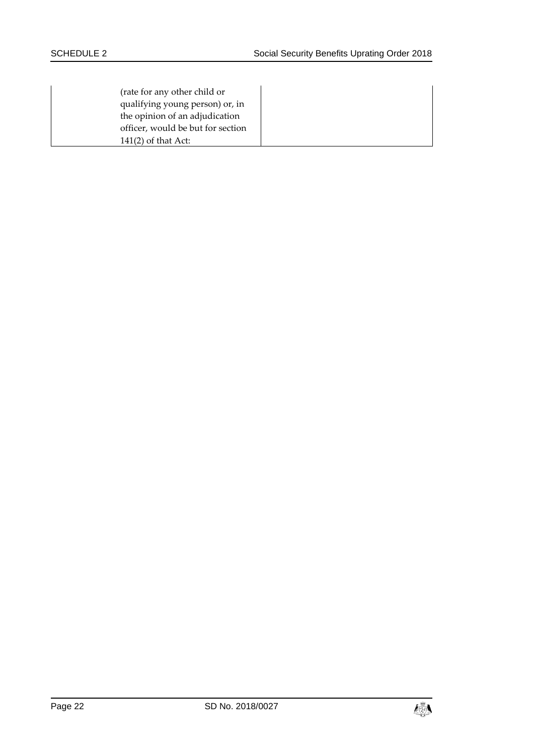| | | |
|---|---|---|
| | (rate for any other child or qualifying young person) or, in the opinion of an adjudication officer, would be but for section 141(2) of that Act: | |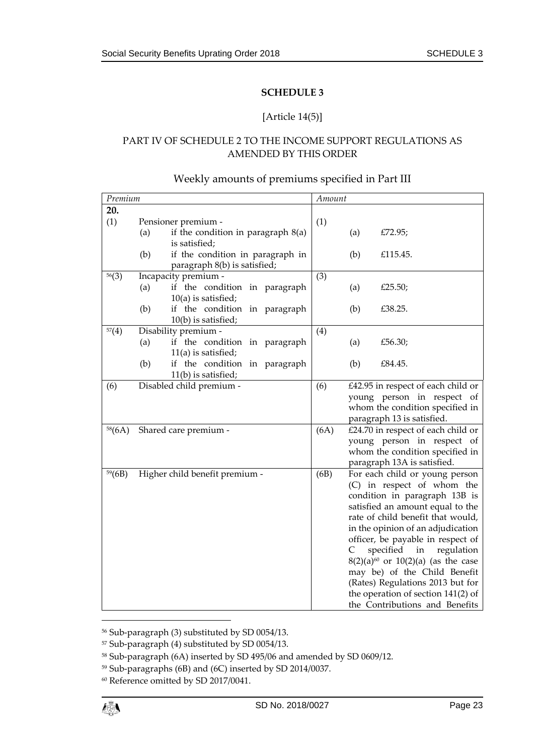## SCHEDULE 3

[Article 14(5)]

PART IV OF SCHEDULE 2 TO THE INCOME SUPPORT REGULATIONS AS AMENDED BY THIS ORDER

### Weekly amounts of premiums specified in Part III

| *Premium* | | *Amount* | |
|---|---|---|---|
| **20.** | | | |
| (1) | Pensioner premium - <br>(a) if the condition in paragraph 8(a) is satisfied; <br>(b) if the condition in paragraph in paragraph 8(b) is satisfied; | (1) | (a) £72.95; <br>(b) £115.45. |
| [56](3) | Incapacity premium - <br>(a) if the condition in paragraph 10(a) is satisfied; <br>(b) if the condition in paragraph 10(b) is satisfied; | (3) | (a) £25.50; <br>(b) £38.25. |
| [57](4) | Disability premium - <br>(a) if the condition in paragraph 11(a) is satisfied; <br>(b) if the condition in paragraph 11(b) is satisfied; | (4) | (a) £56.30; <br>(b) £84.45. |
| (6) | Disabled child premium - | (6) | £42.95 in respect of each child or young person in respect of whom the condition specified in paragraph 13 is satisfied. |
| [58](6A) | Shared care premium - | (6A) | £24.70 in respect of each child or young person in respect of whom the condition specified in paragraph 13A is satisfied. |
| [59](6B) | Higher child benefit premium - | (6B) | For each child or young person (C) in respect of whom the condition in paragraph 13B is satisfied an amount equal to the rate of child benefit that would, in the opinion of an adjudication officer, be payable in respect of C specified in regulation 8(2)(a)[60] or 10(2)(a) (as the case may be) of the Child Benefit (Rates) Regulations 2013 but for the operation of section 141(2) of the Contributions and Benefits |

[56] Sub-paragraph (3) substituted by SD 0054/13.

[57] Sub-paragraph (4) substituted by SD 0054/13.

[58] Sub-paragraph (6A) inserted by SD 495/06 and amended by SD 0609/12.

[59] Sub-paragraphs (6B) and (6C) inserted by SD 2014/0037.

[60] Reference omitted by SD 2017/0041.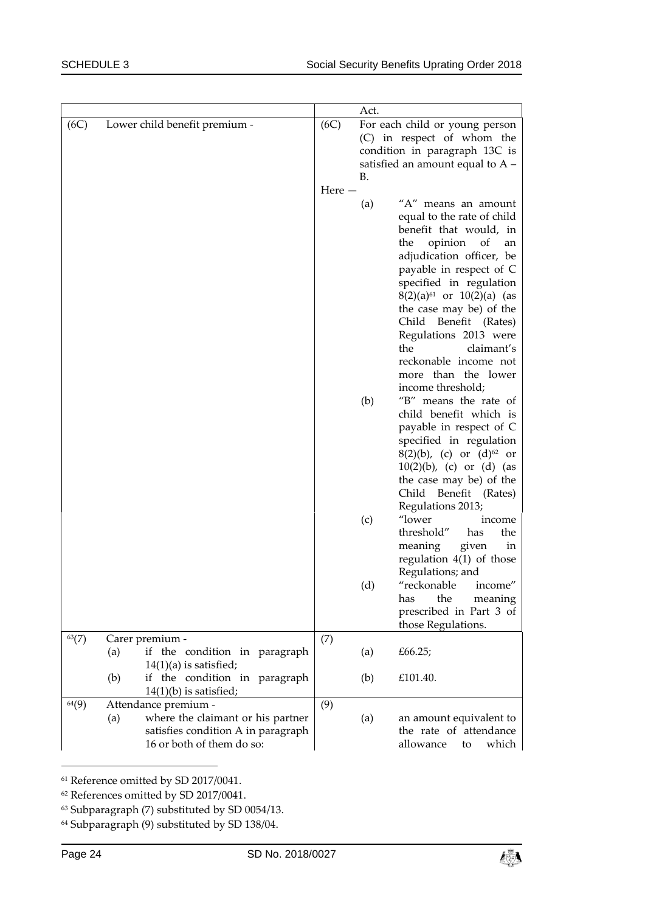| | | | |
|---|---|---|---|
| | | | Act. |
| (6C) | Lower child benefit premium - | (6C) | For each child or young person (C) in respect of whom the condition in paragraph 13C is satisfied an amount equal to A – B.<br><br>Here —<br><br>(a) "A" means an amount equal to the rate of child benefit that would, in the opinion of an adjudication officer, be payable in respect of C specified in regulation 8(2)(a)[61] or 10(2)(a) (as the case may be) of the Child Benefit (Rates) Regulations 2013 were the claimant's reckonable income not more than the lower income threshold;<br><br>(b) "B" means the rate of child benefit which is payable in respect of C specified in regulation 8(2)(b), (c) or (d)[62] or 10(2)(b), (c) or (d) (as the case may be) of the Child Benefit (Rates) Regulations 2013;<br><br>(c) "lower income threshold" has the meaning given in regulation 4(1) of those Regulations; and<br><br>(d) "reckonable income" has the meaning prescribed in Part 3 of those Regulations. |
| [63](7) | Carer premium -<br>(a) if the condition in paragraph 14(1)(a) is satisfied;<br>(b) if the condition in paragraph 14(1)(b) is satisfied; | (7) | (a) £66.25;<br>(b) £101.40. |
| [64](9) | Attendance premium -<br>(a) where the claimant or his partner satisfies condition A in paragraph 16 or both of them do so: | (9) | (a) an amount equivalent to the rate of attendance allowance to which |

[61] Reference omitted by SD 2017/0041.

[62] References omitted by SD 2017/0041.

[63] Subparagraph (7) substituted by SD 0054/13.

[64] Subparagraph (9) substituted by SD 138/04.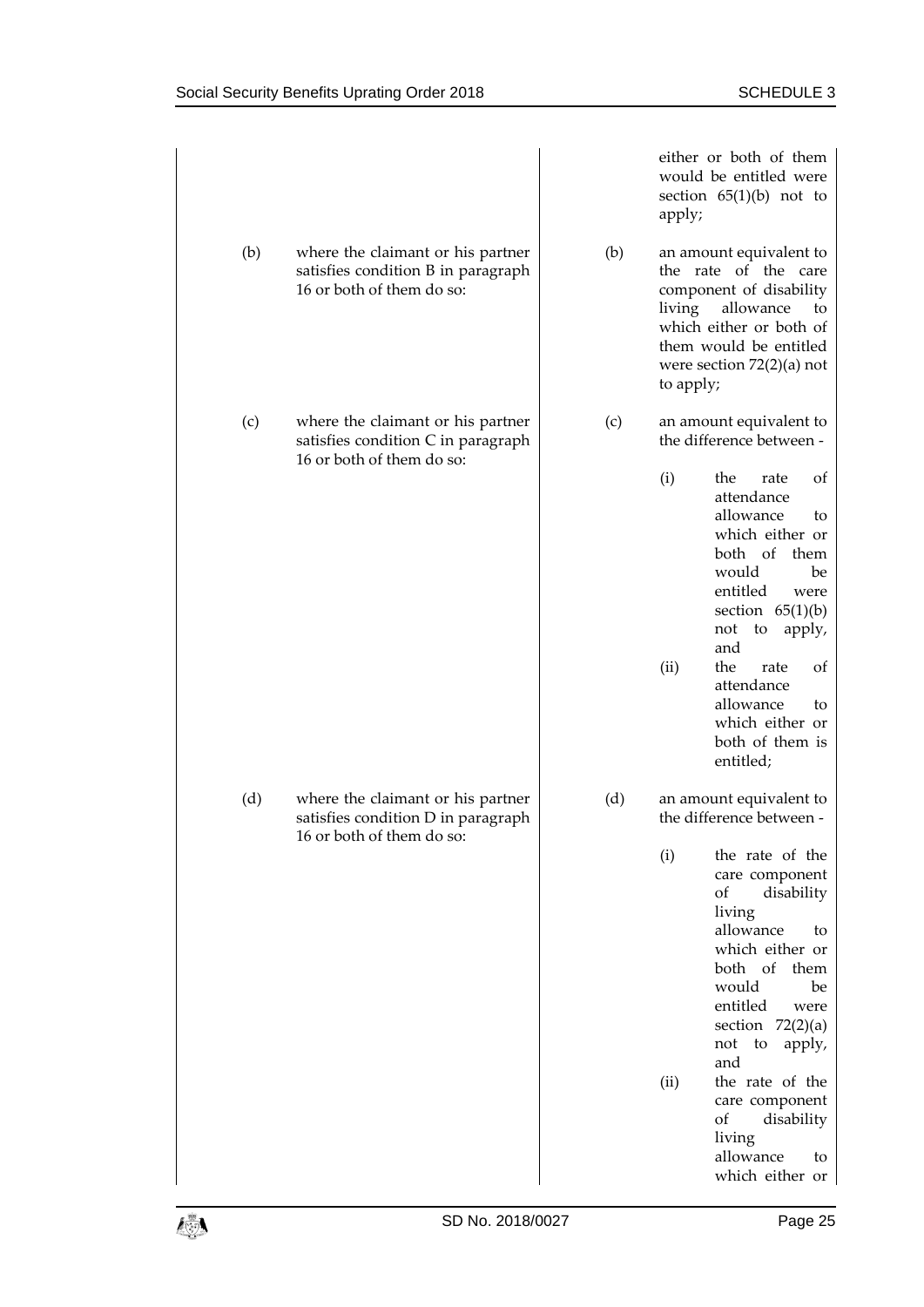| | |
|---|---|
| | either or both of them would be entitled were section 65(1)(b) not to apply; |
| (b) where the claimant or his partner satisfies condition B in paragraph 16 or both of them do so: | (b) an amount equivalent to the rate of the care component of disability living allowance to which either or both of them would be entitled were section 72(2)(a) not to apply; |
| (c) where the claimant or his partner satisfies condition C in paragraph 16 or both of them do so: | (c) an amount equivalent to the difference between -<br>(i) the rate of attendance allowance to which either or both of them would be entitled were section 65(1)(b) not to apply, and<br>(ii) the rate of attendance allowance to which either or both of them is entitled; |
| (d) where the claimant or his partner satisfies condition D in paragraph 16 or both of them do so: | (d) an amount equivalent to the difference between -<br>(i) the rate of the care component of disability living allowance to which either or both of them would be entitled were section 72(2)(a) not to apply, and<br>(ii) the rate of the care component of disability living allowance to which either or |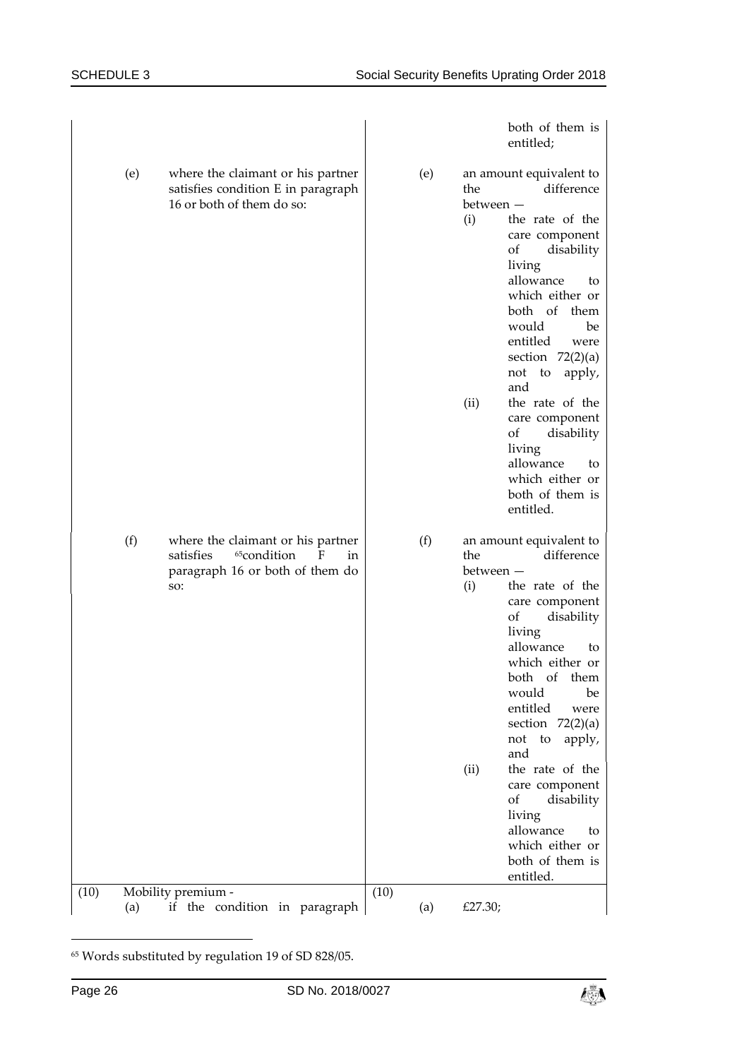| | | | | | |
|---|---|---|---|---|---|
| | | | | | both of them is entitled; |
| | (e) | where the claimant or his partner satisfies condition E in paragraph 16 or both of them do so: | | (e) | an amount equivalent to the difference between — (i) the rate of the care component of disability living allowance to which either or both of them would be entitled were section 72(2)(a) not to apply, and (ii) the rate of the care component of disability living allowance to which either or both of them is entitled. |
| | (f) | where the claimant or his partner satisfies [65]condition F in paragraph 16 or both of them do so: | | (f) | an amount equivalent to the difference between — (i) the rate of the care component of disability living allowance to which either or both of them would be entitled were section 72(2)(a) not to apply, and (ii) the rate of the care component of disability living allowance to which either or both of them is entitled. |
| (10) | | Mobility premium - | (10) | | |
| | (a) | if the condition in paragraph | | (a) | £27.30; |

[65] Words substituted by regulation 19 of SD 828/05.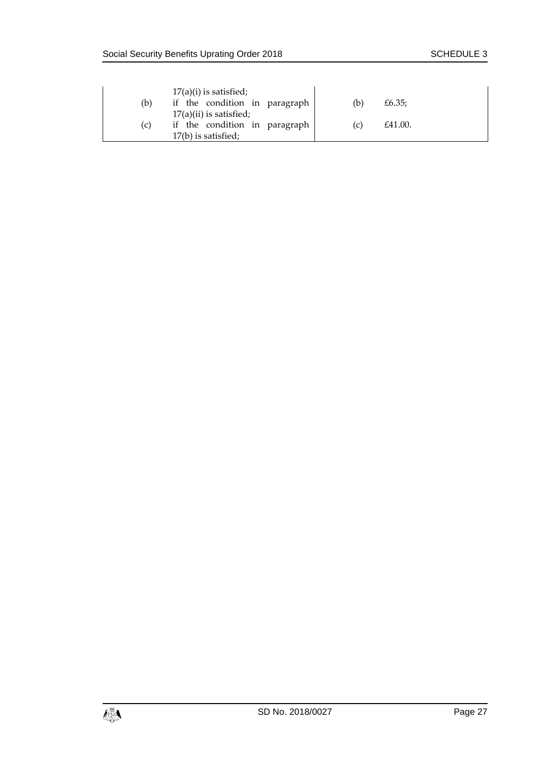| | |
|---|---|
| 17(a)(i) is satisfied; | |
| (b) if the condition in paragraph 17(a)(ii) is satisfied; | (b) £6.35; |
| (c) if the condition in paragraph 17(b) is satisfied; | (c) £41.00. |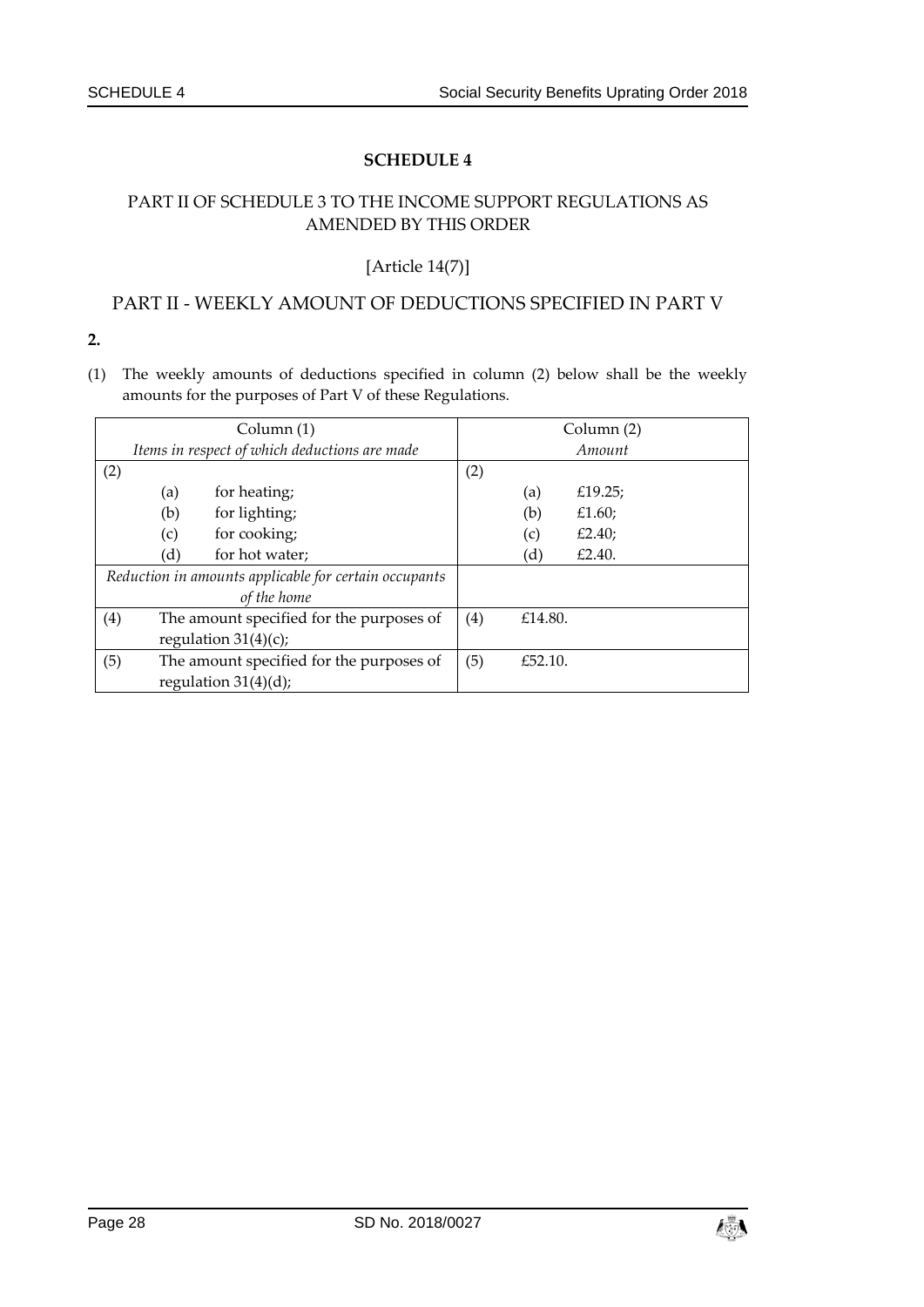## SCHEDULE 4

### PART II OF SCHEDULE 3 TO THE INCOME SUPPORT REGULATIONS AS AMENDED BY THIS ORDER

[Article 14(7)]

### PART II - WEEKLY AMOUNT OF DEDUCTIONS SPECIFIED IN PART V

**2.**

(1) The weekly amounts of deductions specified in column (2) below shall be the weekly amounts for the purposes of Part V of these Regulations.

| Column (1)<br>*Items in respect of which deductions are made* | Column (2)<br>*Amount* |
|---|---|
| (2)<br>(a) for heating;<br>(b) for lighting;<br>(c) for cooking;<br>(d) for hot water; | (2)<br>(a) £19.25;<br>(b) £1.60;<br>(c) £2.40;<br>(d) £2.40. |
| *Reduction in amounts applicable for certain occupants of the home* | |
| (4) The amount specified for the purposes of regulation 31(4)(c); | (4) £14.80. |
| (5) The amount specified for the purposes of regulation 31(4)(d); | (5) £52.10. |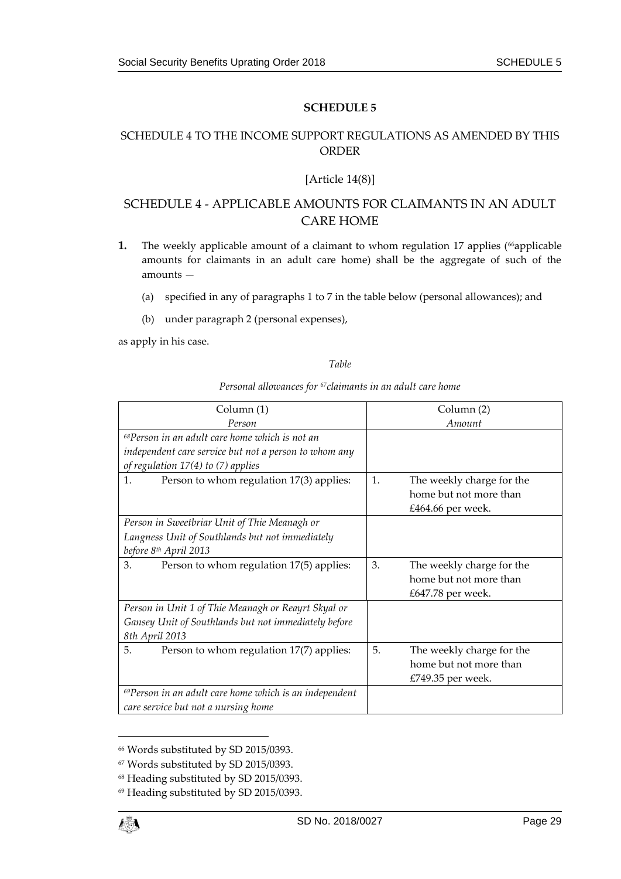## SCHEDULE 5

### SCHEDULE 4 TO THE INCOME SUPPORT REGULATIONS AS AMENDED BY THIS ORDER

[Article 14(8)]

### SCHEDULE 4 - APPLICABLE AMOUNTS FOR CLAIMANTS IN AN ADULT CARE HOME

**1.** The weekly applicable amount of a claimant to whom regulation 17 applies ([66]applicable amounts for claimants in an adult care home) shall be the aggregate of such of the amounts —

(a) specified in any of paragraphs 1 to 7 in the table below (personal allowances); and

(b) under paragraph 2 (personal expenses),

as apply in his case.

*Table*

*Personal allowances for [67]claimants in an adult care home*

| Column (1) *Person* | Column (2) *Amount* |
|---|---|
| *[68]Person in an adult care home which is not an independent care service but not a person to whom any of regulation 17(4) to (7) applies* | |
| 1. Person to whom regulation 17(3) applies: | 1. The weekly charge for the home but not more than £464.66 per week. |
| *Person in Sweetbriar Unit of Thie Meanagh or Langness Unit of Southlands but not immediately before 8th April 2013* | |
| 3. Person to whom regulation 17(5) applies: | 3. The weekly charge for the home but not more than £647.78 per week. |
| *Person in Unit 1 of Thie Meanagh or Reayrt Skyal or Gansey Unit of Southlands but not immediately before 8th April 2013* | |
| 5. Person to whom regulation 17(7) applies: | 5. The weekly charge for the home but not more than £749.35 per week. |
| *[69]Person in an adult care home which is an independent care service but not a nursing home* | |

[66] Words substituted by SD 2015/0393.

[67] Words substituted by SD 2015/0393.

[68] Heading substituted by SD 2015/0393.

[69] Heading substituted by SD 2015/0393.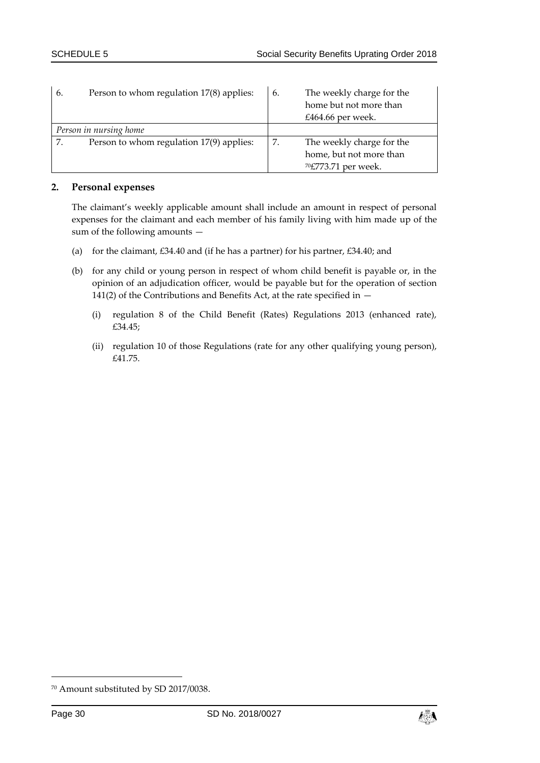| | | | |
|---|---|---|---|
| 6. | Person to whom regulation 17(8) applies: | 6. | The weekly charge for the home but not more than £464.66 per week. |
| *Person in nursing home* | | | |
| 7. | Person to whom regulation 17(9) applies: | 7. | The weekly charge for the home, but not more than [70]£773.71 per week. |

**2. Personal expenses**

The claimant's weekly applicable amount shall include an amount in respect of personal expenses for the claimant and each member of his family living with him made up of the sum of the following amounts —

(a) for the claimant, £34.40 and (if he has a partner) for his partner, £34.40; and

(b) for any child or young person in respect of whom child benefit is payable or, in the opinion of an adjudication officer, would be payable but for the operation of section 141(2) of the Contributions and Benefits Act, at the rate specified in —

(i) regulation 8 of the Child Benefit (Rates) Regulations 2013 (enhanced rate), £34.45;

(ii) regulation 10 of those Regulations (rate for any other qualifying young person), £41.75.

[70] Amount substituted by SD 2017/0038.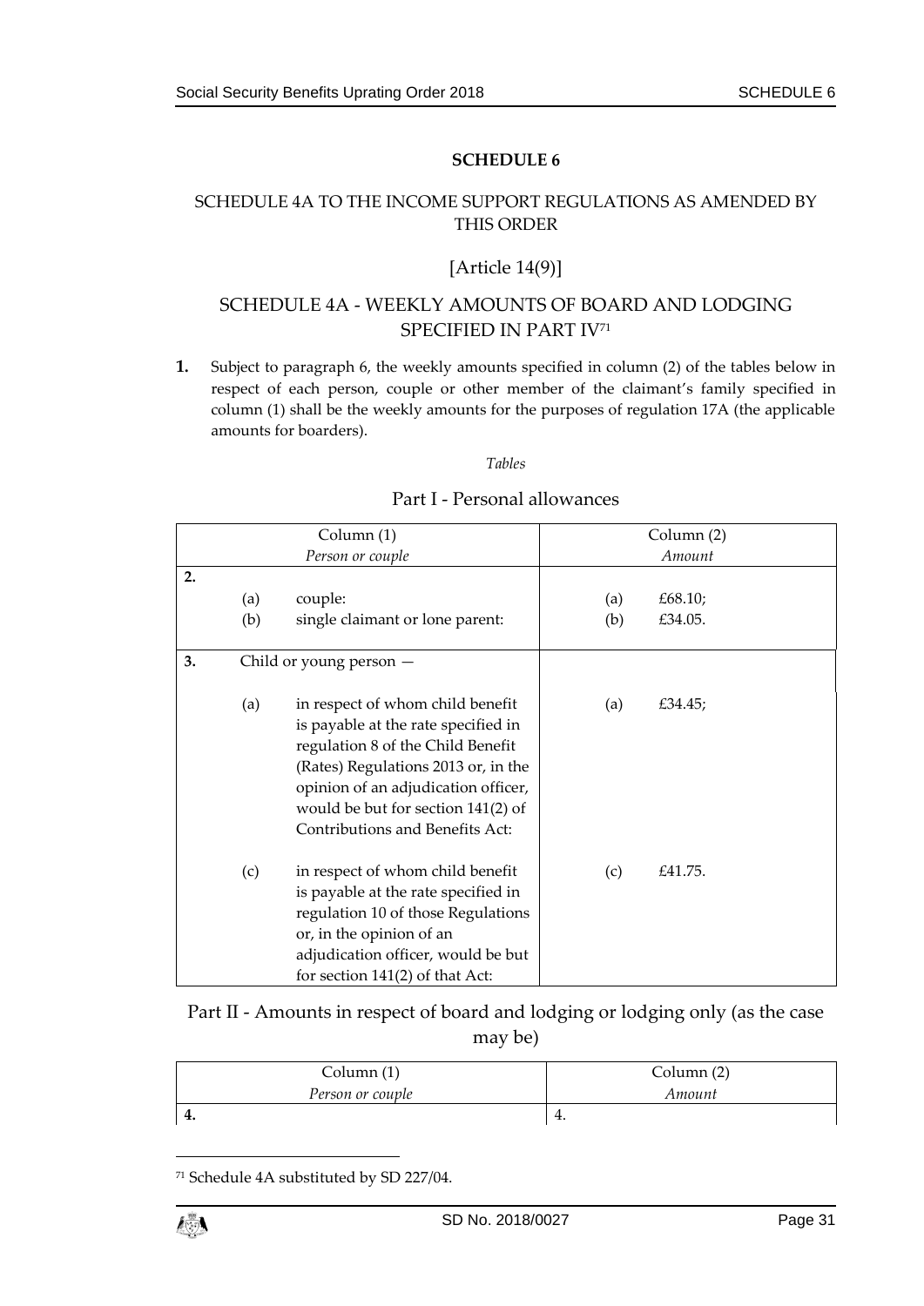## SCHEDULE 6

SCHEDULE 4A TO THE INCOME SUPPORT REGULATIONS AS AMENDED BY THIS ORDER

[Article 14(9)]

## SCHEDULE 4A - WEEKLY AMOUNTS OF BOARD AND LODGING SPECIFIED IN PART IV[71]

**1.** Subject to paragraph 6, the weekly amounts specified in column (2) of the tables below in respect of each person, couple or other member of the claimant's family specified in column (1) shall be the weekly amounts for the purposes of regulation 17A (the applicable amounts for boarders).

*Tables*

### Part I - Personal allowances

| Column (1) *Person or couple* | Column (2) *Amount* |
|---|---|
| **2.** (a) couple: | (a) £68.10; |
| (b) single claimant or lone parent: | (b) £34.05. |
| **3.** Child or young person — | |
| (a) in respect of whom child benefit is payable at the rate specified in regulation 8 of the Child Benefit (Rates) Regulations 2013 or, in the opinion of an adjudication officer, would be but for section 141(2) of Contributions and Benefits Act: | (a) £34.45; |
| (c) in respect of whom child benefit is payable at the rate specified in regulation 10 of those Regulations or, in the opinion of an adjudication officer, would be but for section 141(2) of that Act: | (c) £41.75. |

### Part II - Amounts in respect of board and lodging or lodging only (as the case may be)

| Column (1) *Person or couple* | Column (2) *Amount* |
|---|---|
| **4.** | 4. |

[71] Schedule 4A substituted by SD 227/04.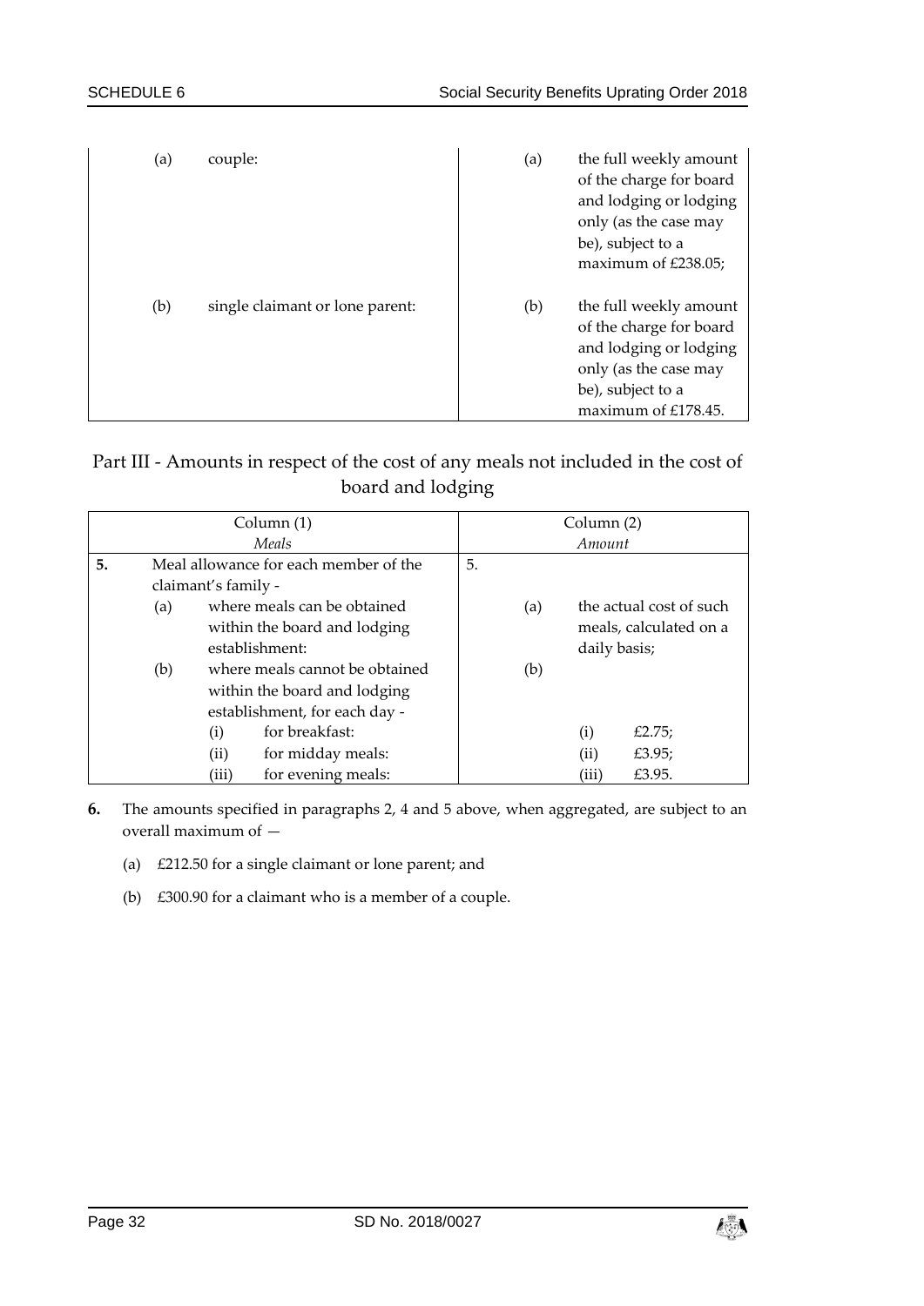| | | | |
|---|---|---|---|
| (a) | couple: | (a) | the full weekly amount of the charge for board and lodging or lodging only (as the case may be), subject to a maximum of £238.05; |
| (b) | single claimant or lone parent: | (b) | the full weekly amount of the charge for board and lodging or lodging only (as the case may be), subject to a maximum of £178.45. |

## Part III - Amounts in respect of the cost of any meals not included in the cost of board and lodging

| Column (1) *Meals* | Column (2) *Amount* |
|---|---|
| **5.** Meal allowance for each member of the claimant's family - | 5. |
| (a) where meals can be obtained within the board and lodging establishment: | (a) the actual cost of such meals, calculated on a daily basis; |
| (b) where meals cannot be obtained within the board and lodging establishment, for each day - | (b) |
| (i) for breakfast: | (i) £2.75; |
| (ii) for midday meals: | (ii) £3.95; |
| (iii) for evening meals: | (iii) £3.95. |

**6.** The amounts specified in paragraphs 2, 4 and 5 above, when aggregated, are subject to an overall maximum of —

(a) £212.50 for a single claimant or lone parent; and

(b) £300.90 for a claimant who is a member of a couple.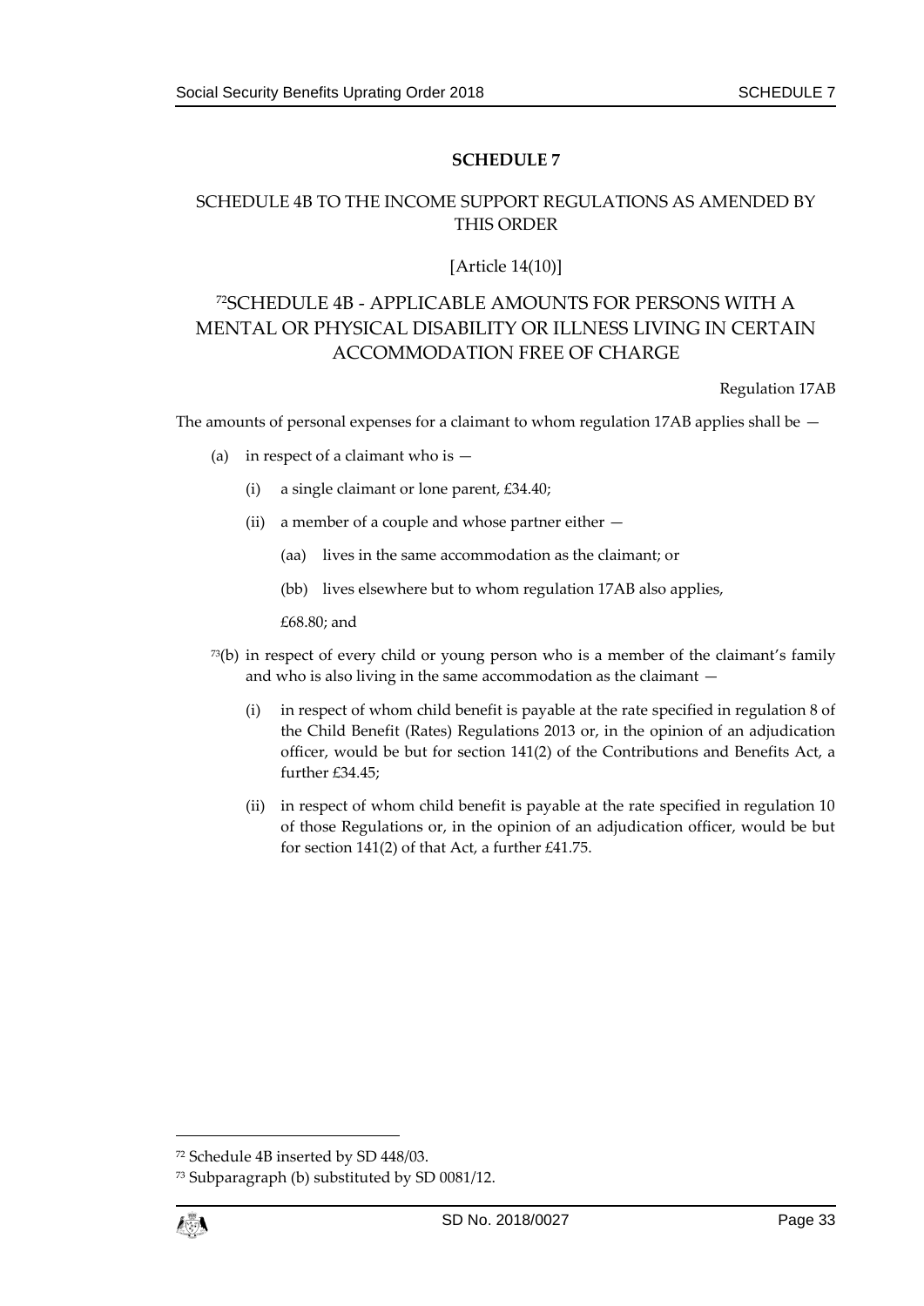## SCHEDULE 7

### SCHEDULE 4B TO THE INCOME SUPPORT REGULATIONS AS AMENDED BY THIS ORDER

[Article 14(10)]

### [72]SCHEDULE 4B - APPLICABLE AMOUNTS FOR PERSONS WITH A MENTAL OR PHYSICAL DISABILITY OR ILLNESS LIVING IN CERTAIN ACCOMMODATION FREE OF CHARGE

Regulation 17AB

The amounts of personal expenses for a claimant to whom regulation 17AB applies shall be —

(a) in respect of a claimant who is —

  (i) a single claimant or lone parent, £34.40;

  (ii) a member of a couple and whose partner either —

    (aa) lives in the same accommodation as the claimant; or

    (bb) lives elsewhere but to whom regulation 17AB also applies,

  £68.80; and

[73](b) in respect of every child or young person who is a member of the claimant's family and who is also living in the same accommodation as the claimant —

  (i) in respect of whom child benefit is payable at the rate specified in regulation 8 of the Child Benefit (Rates) Regulations 2013 or, in the opinion of an adjudication officer, would be but for section 141(2) of the Contributions and Benefits Act, a further £34.45;

  (ii) in respect of whom child benefit is payable at the rate specified in regulation 10 of those Regulations or, in the opinion of an adjudication officer, would be but for section 141(2) of that Act, a further £41.75.

---

[72] Schedule 4B inserted by SD 448/03.

[73] Subparagraph (b) substituted by SD 0081/12.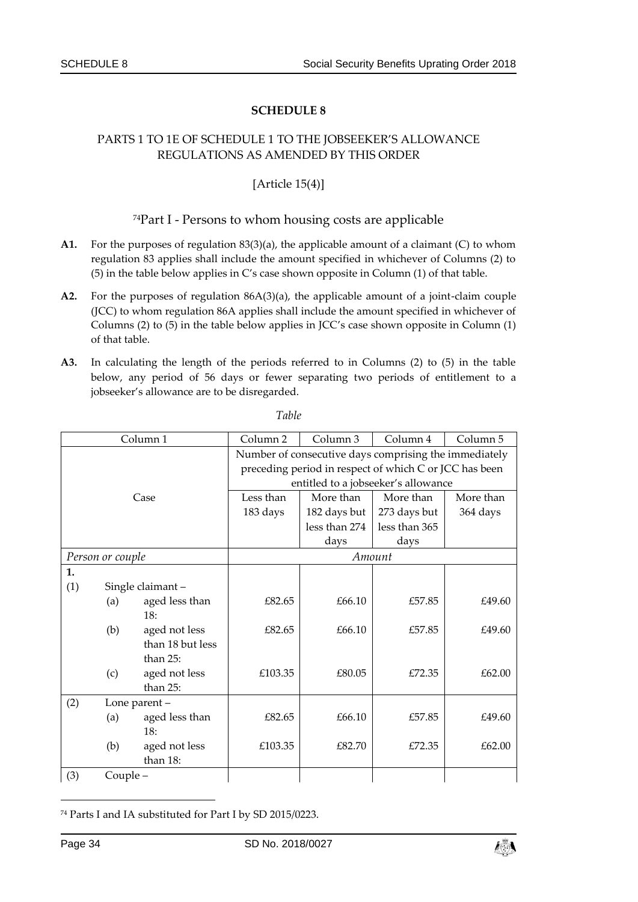## SCHEDULE 8

### PARTS 1 TO 1E OF SCHEDULE 1 TO THE JOBSEEKER'S ALLOWANCE REGULATIONS AS AMENDED BY THIS ORDER

[Article 15(4)]

### [74]Part I - Persons to whom housing costs are applicable

**A1.** For the purposes of regulation 83(3)(a), the applicable amount of a claimant (C) to whom regulation 83 applies shall include the amount specified in whichever of Columns (2) to (5) in the table below applies in C's case shown opposite in Column (1) of that table.

**A2.** For the purposes of regulation 86A(3)(a), the applicable amount of a joint-claim couple (JCC) to whom regulation 86A applies shall include the amount specified in whichever of Columns (2) to (5) in the table below applies in JCC's case shown opposite in Column (1) of that table.

**A3.** In calculating the length of the periods referred to in Columns (2) to (5) in the table below, any period of 56 days or fewer separating two periods of entitlement to a jobseeker's allowance are to be disregarded.

*Table*

| Column 1 | Column 2 | Column 3 | Column 4 | Column 5 |
|---|---|---|---|---|
| | Number of consecutive days comprising the immediately preceding period in respect of which C or JCC has been entitled to a jobseeker's allowance | | | |
| Case | Less than 183 days | More than 182 days but less than 274 days | More than 273 days but less than 365 days | More than 364 days |
| *Person or couple* | *Amount* | | | |
| **1.** | | | | |
| (1) Single claimant – | | | | |
| (a) aged less than 18: | £82.65 | £66.10 | £57.85 | £49.60 |
| (b) aged not less than 18 but less than 25: | £82.65 | £66.10 | £57.85 | £49.60 |
| (c) aged not less than 25: | £103.35 | £80.05 | £72.35 | £62.00 |
| (2) Lone parent – | | | | |
| (a) aged less than 18: | £82.65 | £66.10 | £57.85 | £49.60 |
| (b) aged not less than 18: | £103.35 | £82.70 | £72.35 | £62.00 |
| (3) Couple – | | | | |

[74] Parts I and IA substituted for Part I by SD 2015/0223.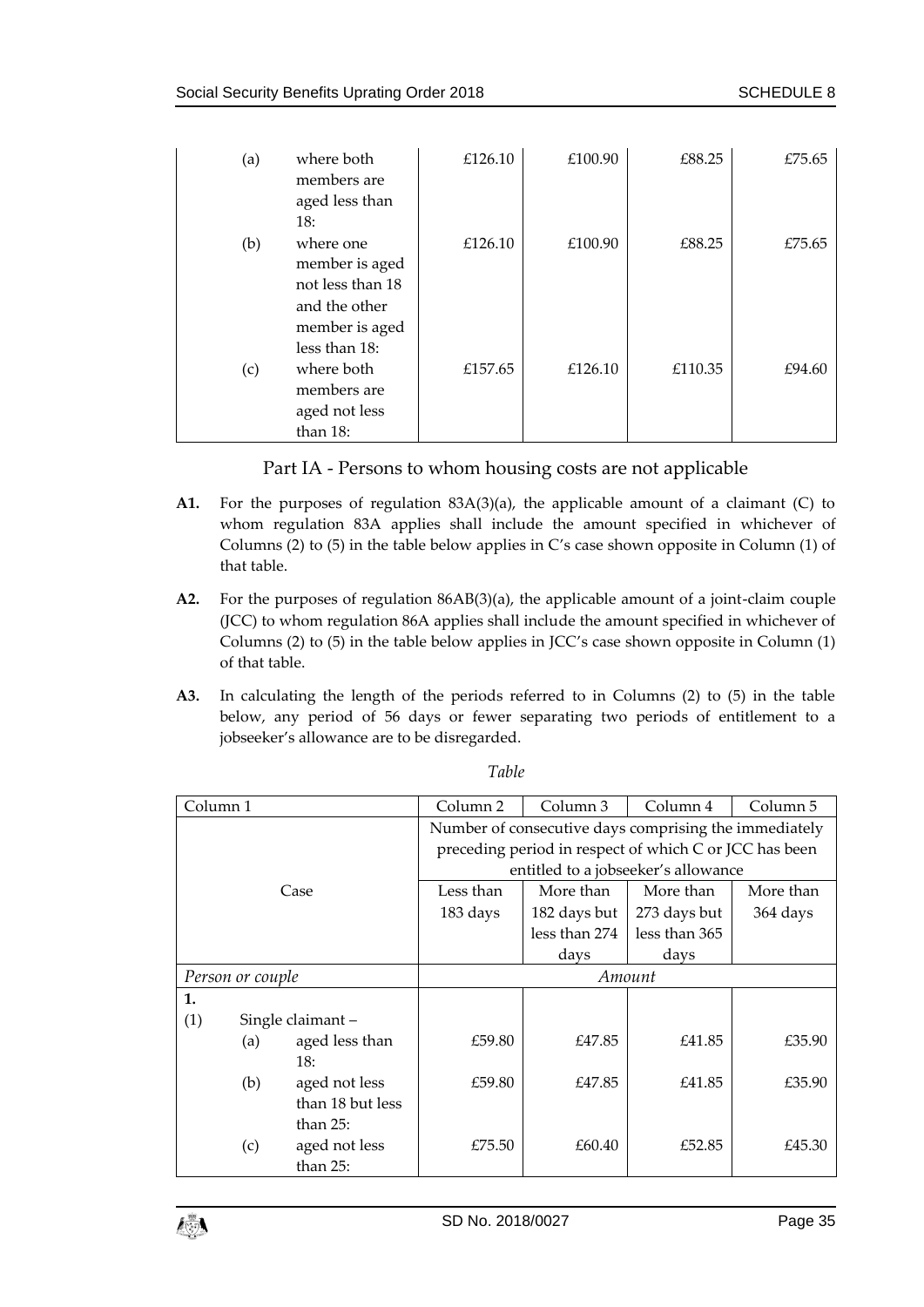| | | | | | |
|---|---|---|---|---|---|
| (a) | where both members are aged less than 18: | £126.10 | £100.90 | £88.25 | £75.65 |
| (b) | where one member is aged not less than 18 and the other member is aged less than 18: | £126.10 | £100.90 | £88.25 | £75.65 |
| (c) | where both members are aged not less than 18: | £157.65 | £126.10 | £110.35 | £94.60 |

## Part IA - Persons to whom housing costs are not applicable

**A1.** For the purposes of regulation 83A(3)(a), the applicable amount of a claimant (C) to whom regulation 83A applies shall include the amount specified in whichever of Columns (2) to (5) in the table below applies in C's case shown opposite in Column (1) of that table.

**A2.** For the purposes of regulation 86AB(3)(a), the applicable amount of a joint-claim couple (JCC) to whom regulation 86A applies shall include the amount specified in whichever of Columns (2) to (5) in the table below applies in JCC's case shown opposite in Column (1) of that table.

**A3.** In calculating the length of the periods referred to in Columns (2) to (5) in the table below, any period of 56 days or fewer separating two periods of entitlement to a jobseeker's allowance are to be disregarded.

*Table*

| Column 1 | Column 2 | Column 3 | Column 4 | Column 5 |
|---|---|---|---|---|
| | Number of consecutive days comprising the immediately preceding period in respect of which C or JCC has been entitled to a jobseeker's allowance | | | |
| Case | Less than 183 days | More than 182 days but less than 274 days | More than 273 days but less than 365 days | More than 364 days |
| *Person or couple* | *Amount* | | | |
| **1.** | | | | |
| (1) Single claimant – | | | | |
| (a) aged less than 18: | £59.80 | £47.85 | £41.85 | £35.90 |
| (b) aged not less than 18 but less than 25: | £59.80 | £47.85 | £41.85 | £35.90 |
| (c) aged not less than 25: | £75.50 | £60.40 | £52.85 | £45.30 |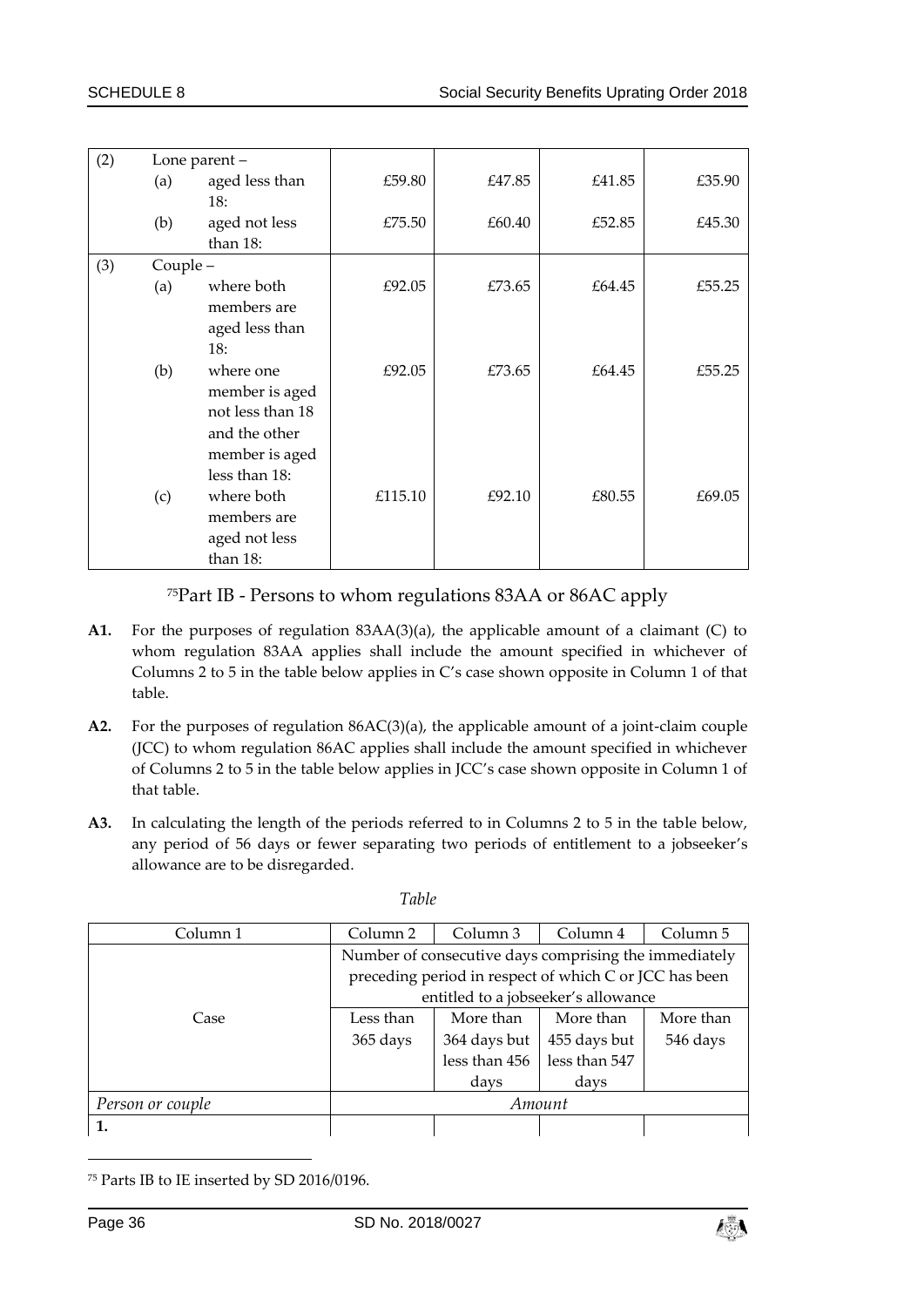| (2) | Lone parent – | | | | |
|---|---|---|---|---|---|
| | (a) aged less than 18: | £59.80 | £47.85 | £41.85 | £35.90 |
| | (b) aged not less than 18: | £75.50 | £60.40 | £52.85 | £45.30 |
| (3) | Couple – | | | | |
| | (a) where both members are aged less than 18: | £92.05 | £73.65 | £64.45 | £55.25 |
| | (b) where one member is aged not less than 18 and the other member is aged less than 18: | £92.05 | £73.65 | £64.45 | £55.25 |
| | (c) where both members are aged not less than 18: | £115.10 | £92.10 | £80.55 | £69.05 |

## [75]Part IB - Persons to whom regulations 83AA or 86AC apply

**A1.** For the purposes of regulation 83AA(3)(a), the applicable amount of a claimant (C) to whom regulation 83AA applies shall include the amount specified in whichever of Columns 2 to 5 in the table below applies in C's case shown opposite in Column 1 of that table.

**A2.** For the purposes of regulation 86AC(3)(a), the applicable amount of a joint-claim couple (JCC) to whom regulation 86AC applies shall include the amount specified in whichever of Columns 2 to 5 in the table below applies in JCC's case shown opposite in Column 1 of that table.

**A3.** In calculating the length of the periods referred to in Columns 2 to 5 in the table below, any period of 56 days or fewer separating two periods of entitlement to a jobseeker's allowance are to be disregarded.

*Table*

| Column 1 | Column 2 | Column 3 | Column 4 | Column 5 |
|---|---|---|---|---|
| | Number of consecutive days comprising the immediately preceding period in respect of which C or JCC has been entitled to a jobseeker's allowance | | | |
| Case | Less than 365 days | More than 364 days but less than 456 days | More than 455 days but less than 547 days | More than 546 days |
| *Person or couple* | *Amount* | | | |
| **1.** | | | | |

[75] Parts IB to IE inserted by SD 2016/0196.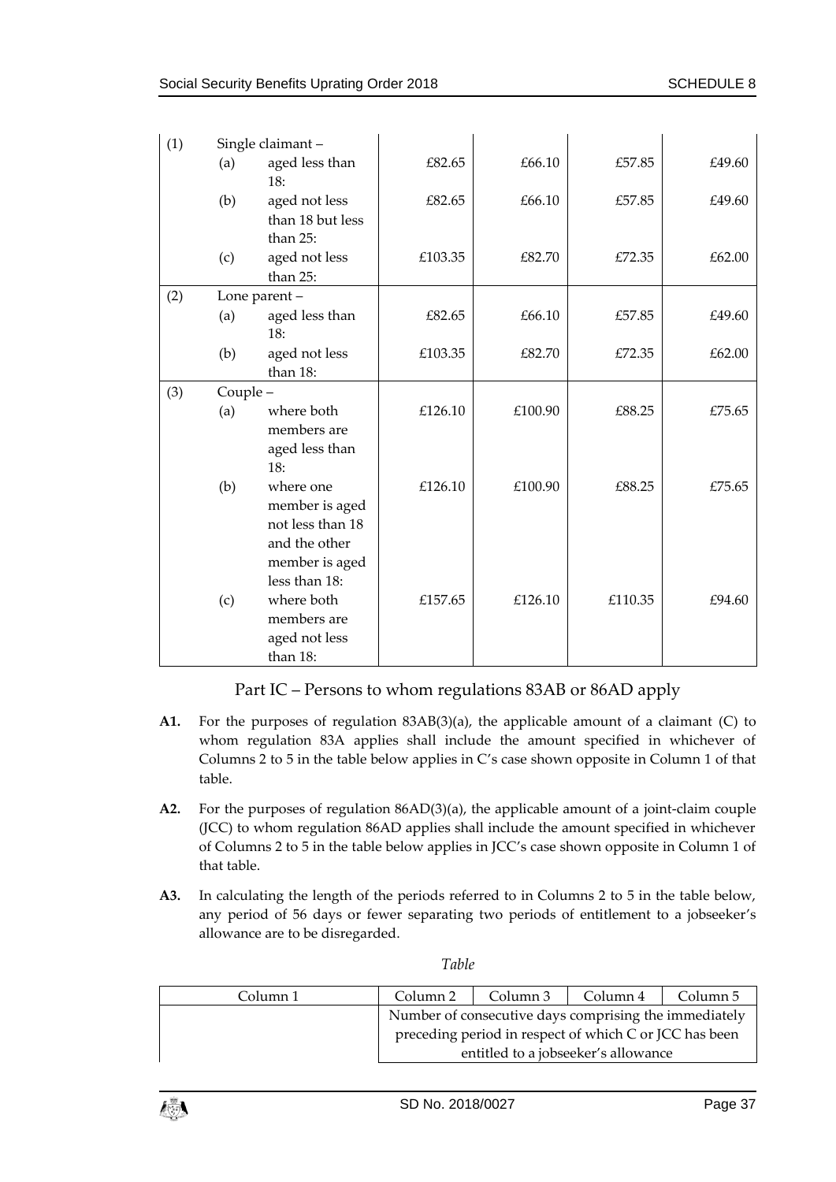| | | | | | | |
|---|---|---|---|---|---|---|
| (1) | Single claimant – | | | | | |
| | (a) | aged less than 18: | £82.65 | £66.10 | £57.85 | £49.60 |
| | (b) | aged not less than 18 but less than 25: | £82.65 | £66.10 | £57.85 | £49.60 |
| | (c) | aged not less than 25: | £103.35 | £82.70 | £72.35 | £62.00 |
| (2) | Lone parent – | | | | | |
| | (a) | aged less than 18: | £82.65 | £66.10 | £57.85 | £49.60 |
| | (b) | aged not less than 18: | £103.35 | £82.70 | £72.35 | £62.00 |
| (3) | Couple – | | | | | |
| | (a) | where both members are aged less than 18: | £126.10 | £100.90 | £88.25 | £75.65 |
| | (b) | where one member is aged not less than 18 and the other member is aged less than 18: | £126.10 | £100.90 | £88.25 | £75.65 |
| | (c) | where both members are aged not less than 18: | £157.65 | £126.10 | £110.35 | £94.60 |

## Part IC – Persons to whom regulations 83AB or 86AD apply

**A1.** For the purposes of regulation 83AB(3)(a), the applicable amount of a claimant (C) to whom regulation 83A applies shall include the amount specified in whichever of Columns 2 to 5 in the table below applies in C's case shown opposite in Column 1 of that table.

**A2.** For the purposes of regulation 86AD(3)(a), the applicable amount of a joint-claim couple (JCC) to whom regulation 86AD applies shall include the amount specified in whichever of Columns 2 to 5 in the table below applies in JCC's case shown opposite in Column 1 of that table.

**A3.** In calculating the length of the periods referred to in Columns 2 to 5 in the table below, any period of 56 days or fewer separating two periods of entitlement to a jobseeker's allowance are to be disregarded.

*Table*

| Column 1 | Column 2 | Column 3 | Column 4 | Column 5 |
|---|---|---|---|---|
| | Number of consecutive days comprising the immediately preceding period in respect of which C or JCC has been entitled to a jobseeker's allowance | | | |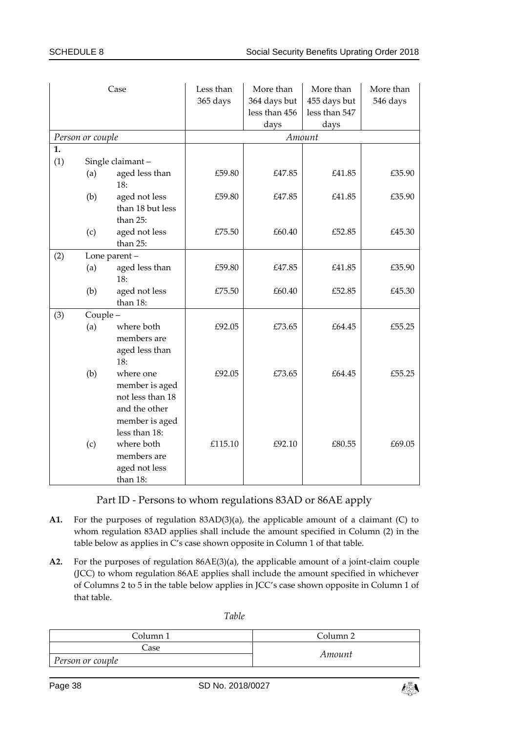| Case | | | Less than 365 days | More than 364 days but less than 456 days | More than 455 days but less than 547 days | More than 546 days |
|---|---|---|---|---|---|---|
| *Person or couple* | | | *Amount* | | | |
| **1.** | | | | | | |
| (1) | Single claimant – | | | | | |
| | (a) | aged less than 18: | £59.80 | £47.85 | £41.85 | £35.90 |
| | (b) | aged not less than 18 but less than 25: | £59.80 | £47.85 | £41.85 | £35.90 |
| | (c) | aged not less than 25: | £75.50 | £60.40 | £52.85 | £45.30 |
| (2) | Lone parent – | | | | | |
| | (a) | aged less than 18: | £59.80 | £47.85 | £41.85 | £35.90 |
| | (b) | aged not less than 18: | £75.50 | £60.40 | £52.85 | £45.30 |
| (3) | Couple – | | | | | |
| | (a) | where both members are aged less than 18: | £92.05 | £73.65 | £64.45 | £55.25 |
| | (b) | where one member is aged not less than 18 and the other member is aged less than 18: | £92.05 | £73.65 | £64.45 | £55.25 |
| | (c) | where both members are aged not less than 18: | £115.10 | £92.10 | £80.55 | £69.05 |

## Part ID - Persons to whom regulations 83AD or 86AE apply

**A1.** For the purposes of regulation 83AD(3)(a), the applicable amount of a claimant (C) to whom regulation 83AD applies shall include the amount specified in Column (2) in the table below as applies in C's case shown opposite in Column 1 of that table.

**A2.** For the purposes of regulation 86AE(3)(a), the applicable amount of a joint-claim couple (JCC) to whom regulation 86AE applies shall include the amount specified in whichever of Columns 2 to 5 in the table below applies in JCC's case shown opposite in Column 1 of that table.

*Table*

| Column 1 | Column 2 |
|---|---|
| Case | *Amount* |
| *Person or couple* | |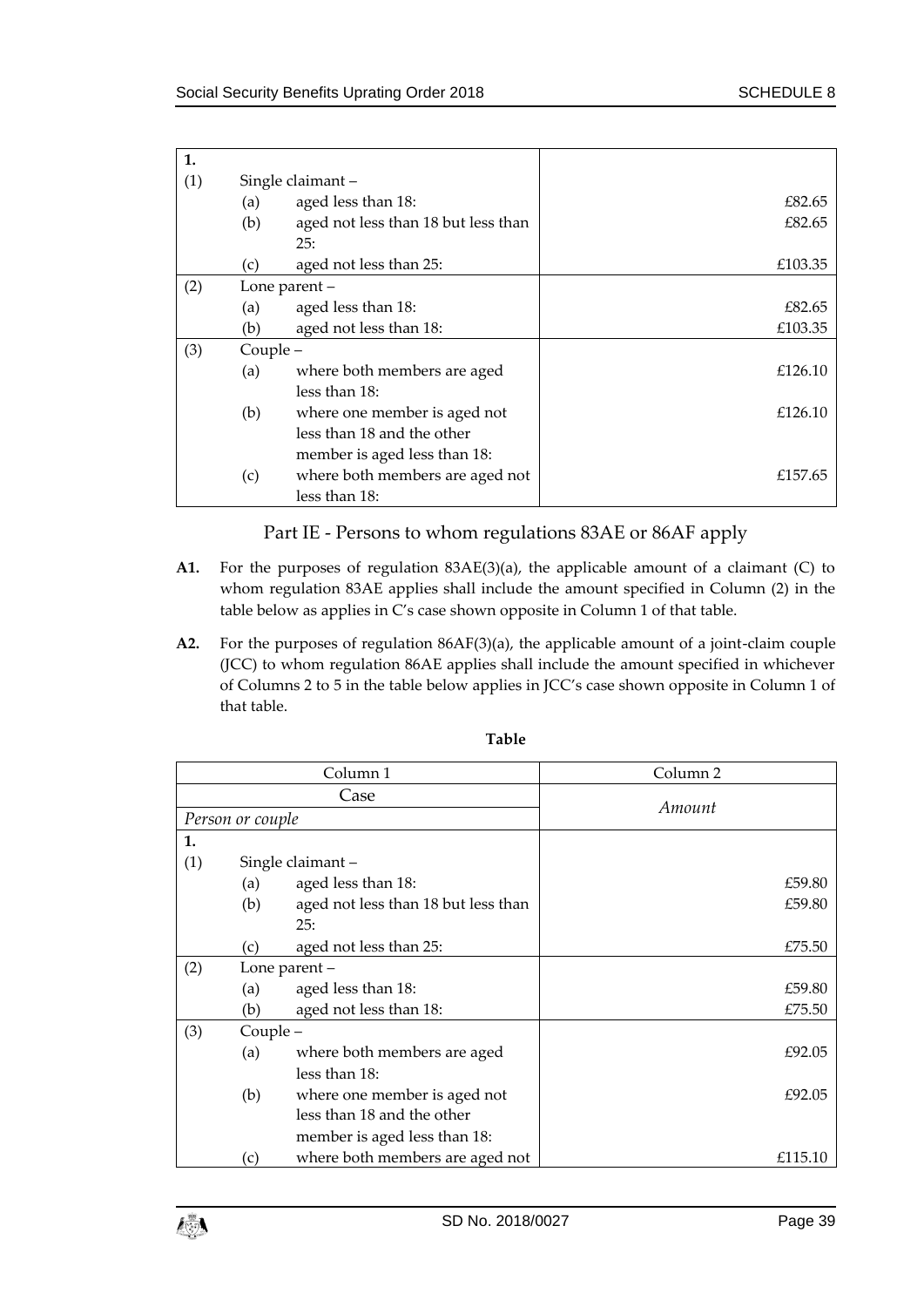| | | | |
|---|---|---|---|
| **1.** | | | |
| (1) | Single claimant – | | |
| | (a) | aged less than 18: | £82.65 |
| | (b) | aged not less than 18 but less than 25: | £82.65 |
| | (c) | aged not less than 25: | £103.35 |
| (2) | Lone parent – | | |
| | (a) | aged less than 18: | £82.65 |
| | (b) | aged not less than 18: | £103.35 |
| (3) | Couple – | | |
| | (a) | where both members are aged less than 18: | £126.10 |
| | (b) | where one member is aged not less than 18 and the other member is aged less than 18: | £126.10 |
| | (c) | where both members are aged not less than 18: | £157.65 |

## Part IE - Persons to whom regulations 83AE or 86AF apply

**A1.** For the purposes of regulation 83AE(3)(a), the applicable amount of a claimant (C) to whom regulation 83AE applies shall include the amount specified in Column (2) in the table below as applies in C's case shown opposite in Column 1 of that table.

**A2.** For the purposes of regulation 86AF(3)(a), the applicable amount of a joint-claim couple (JCC) to whom regulation 86AE applies shall include the amount specified in whichever of Columns 2 to 5 in the table below applies in JCC's case shown opposite in Column 1 of that table.

**Table**

| Column 1 | | | Column 2 |
|---|---|---|---|
| Case | | | *Amount* |
| *Person or couple* | | | |
| **1.** | | | |
| (1) | Single claimant – | | |
| | (a) | aged less than 18: | £59.80 |
| | (b) | aged not less than 18 but less than 25: | £59.80 |
| | (c) | aged not less than 25: | £75.50 |
| (2) | Lone parent – | | |
| | (a) | aged less than 18: | £59.80 |
| | (b) | aged not less than 18: | £75.50 |
| (3) | Couple – | | |
| | (a) | where both members are aged less than 18: | £92.05 |
| | (b) | where one member is aged not less than 18 and the other member is aged less than 18: | £92.05 |
| | (c) | where both members are aged not | £115.10 |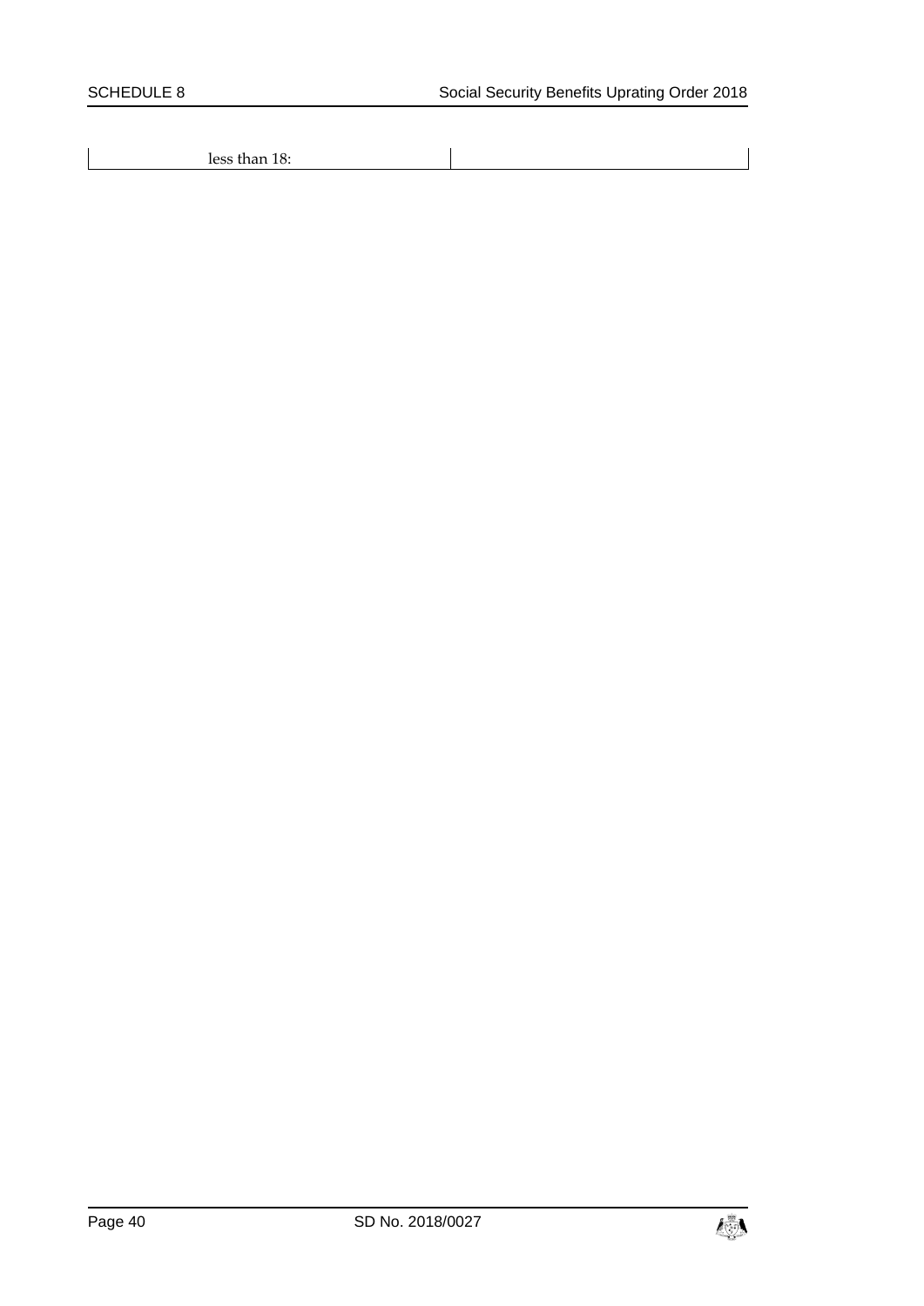| | |
|---|---|
| less than 18: | |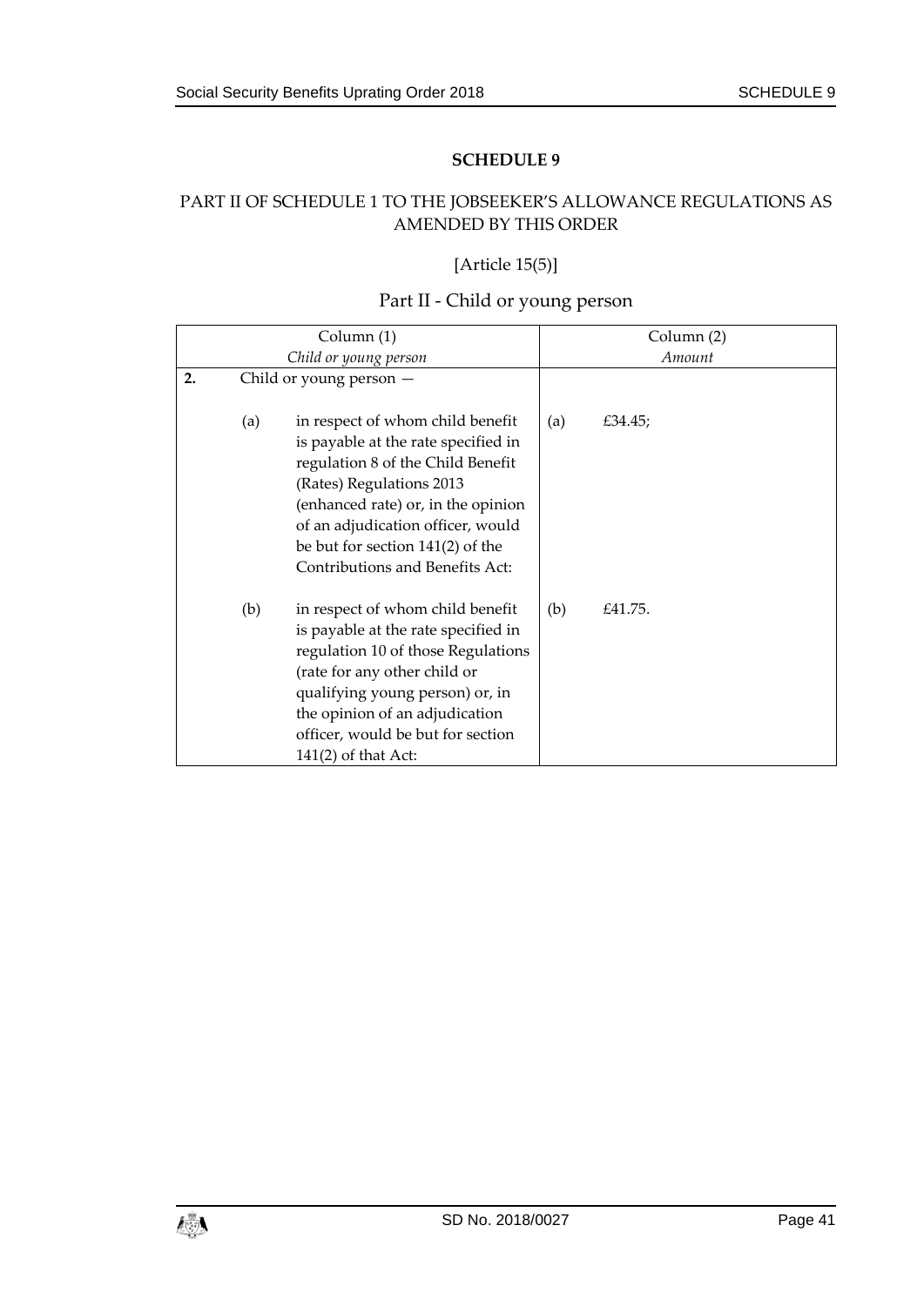## SCHEDULE 9

### PART II OF SCHEDULE 1 TO THE JOBSEEKER'S ALLOWANCE REGULATIONS AS AMENDED BY THIS ORDER

[Article 15(5)]

### Part II - Child or young person

| Column (1)<br>*Child or young person* | Column (2)<br>*Amount* |
|---|---|
| **2.** Child or young person — | |
| (a) in respect of whom child benefit is payable at the rate specified in regulation 8 of the Child Benefit (Rates) Regulations 2013 (enhanced rate) or, in the opinion of an adjudication officer, would be but for section 141(2) of the Contributions and Benefits Act: | (a) £34.45; |
| (b) in respect of whom child benefit is payable at the rate specified in regulation 10 of those Regulations (rate for any other child or qualifying young person) or, in the opinion of an adjudication officer, would be but for section 141(2) of that Act: | (b) £41.75. |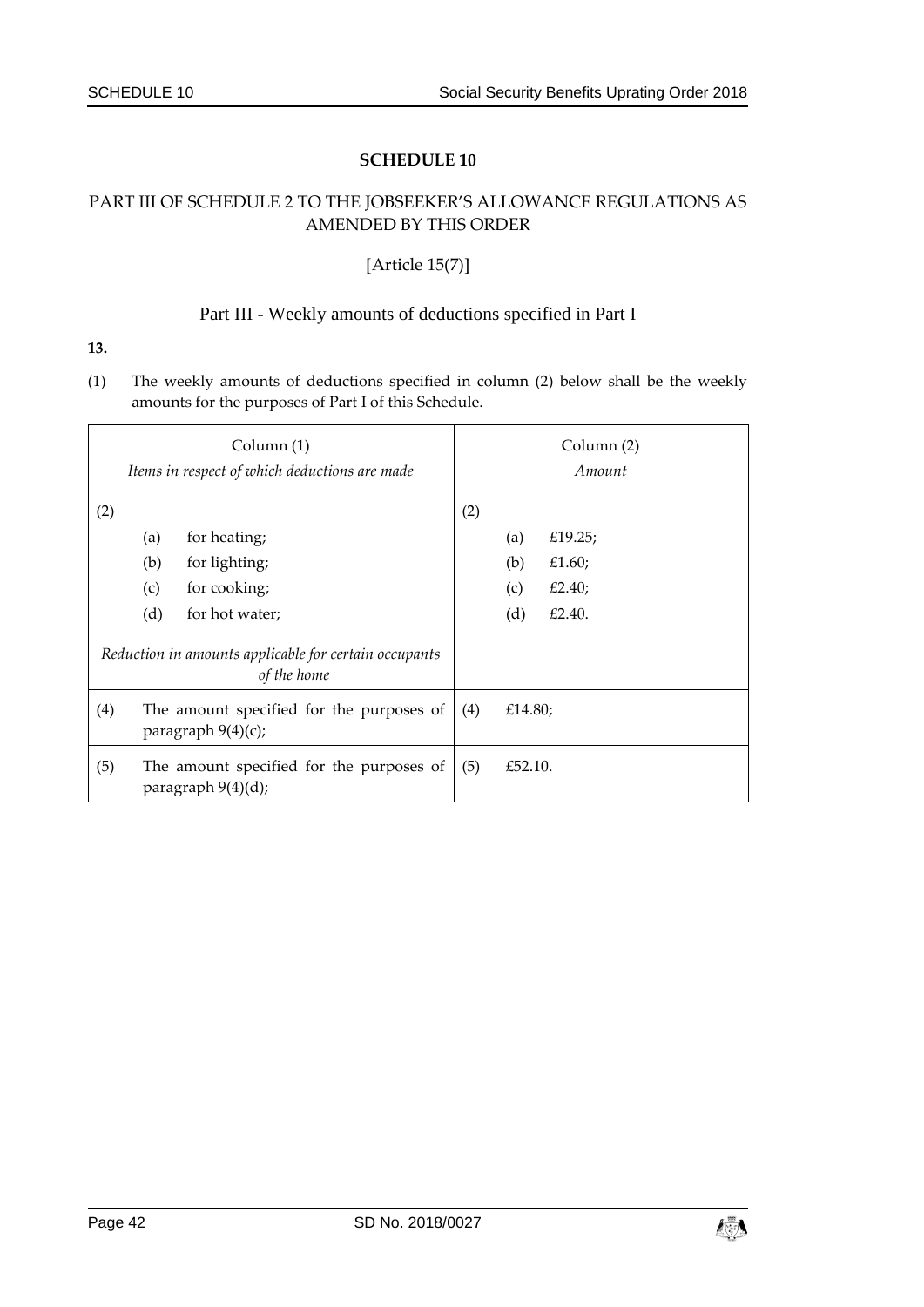# SCHEDULE 10

## PART III OF SCHEDULE 2 TO THE JOBSEEKER'S ALLOWANCE REGULATIONS AS AMENDED BY THIS ORDER

[Article 15(7)]

### Part III - Weekly amounts of deductions specified in Part I

**13.**

(1) The weekly amounts of deductions specified in column (2) below shall be the weekly amounts for the purposes of Part I of this Schedule.

| Column (1)<br>*Items in respect of which deductions are made* | Column (2)<br>*Amount* |
|---|---|
| (2)<br>(a) for heating;<br>(b) for lighting;<br>(c) for cooking;<br>(d) for hot water; | (2)<br>(a) £19.25;<br>(b) £1.60;<br>(c) £2.40;<br>(d) £2.40. |
| *Reduction in amounts applicable for certain occupants of the home* | |
| (4) The amount specified for the purposes of paragraph 9(4)(c); | (4) £14.80; |
| (5) The amount specified for the purposes of paragraph 9(4)(d); | (5) £52.10. |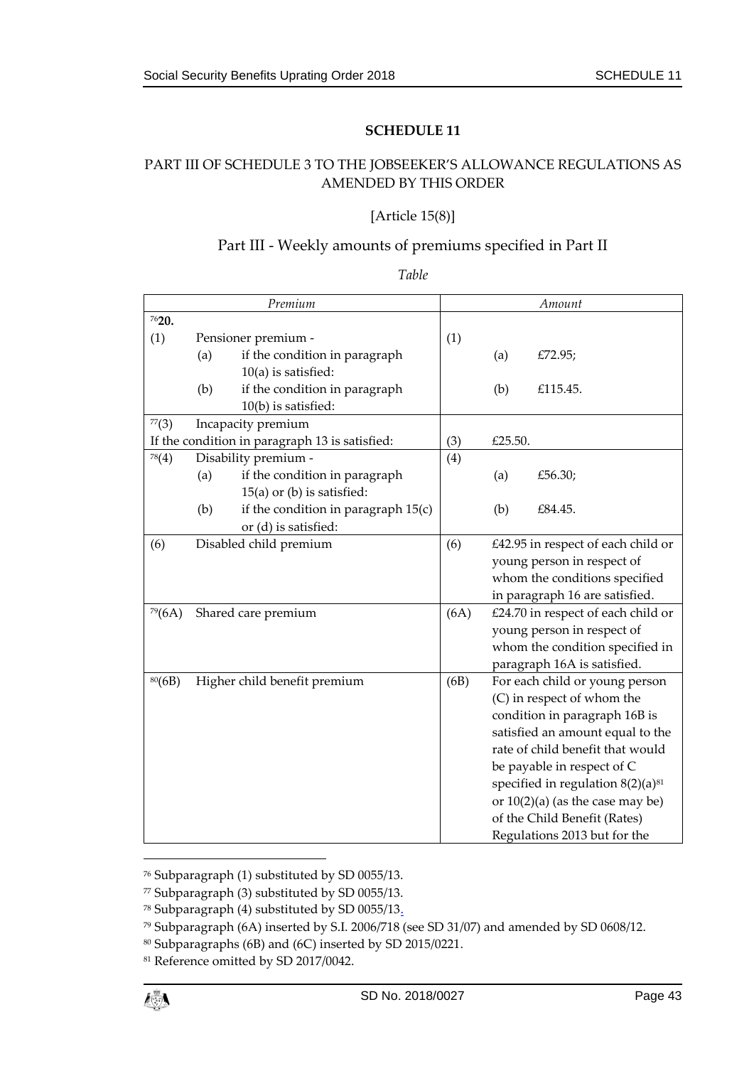## SCHEDULE 11

### PART III OF SCHEDULE 3 TO THE JOBSEEKER'S ALLOWANCE REGULATIONS AS AMENDED BY THIS ORDER

[Article 15(8)]

### Part III - Weekly amounts of premiums specified in Part II

*Table*

| *Premium* | *Amount* |
|---|---|
| [76]**20.** | |
| (1) Pensioner premium - (a) if the condition in paragraph 10(a) is satisfied: (b) if the condition in paragraph 10(b) is satisfied: | (1) (a) £72.95; (b) £115.45. |
| [77](3) Incapacity premium If the condition in paragraph 13 is satisfied: | (3) £25.50. |
| [78](4) Disability premium - (a) if the condition in paragraph 15(a) or (b) is satisfied: (b) if the condition in paragraph 15(c) or (d) is satisfied: | (4) (a) £56.30; (b) £84.45. |
| (6) Disabled child premium | (6) £42.95 in respect of each child or young person in respect of whom the conditions specified in paragraph 16 are satisfied. |
| [79](6A) Shared care premium | (6A) £24.70 in respect of each child or young person in respect of whom the condition specified in paragraph 16A is satisfied. |
| [80](6B) Higher child benefit premium | (6B) For each child or young person (C) in respect of whom the condition in paragraph 16B is satisfied an amount equal to the rate of child benefit that would be payable in respect of C specified in regulation 8(2)(a)[81] or 10(2)(a) (as the case may be) of the Child Benefit (Rates) Regulations 2013 but for the |

[76] Subparagraph (1) substituted by SD 0055/13.

[77] Subparagraph (3) substituted by SD 0055/13.

[78] Subparagraph (4) substituted by SD 0055/13.

[79] Subparagraph (6A) inserted by S.I. 2006/718 (see SD 31/07) and amended by SD 0608/12.

[80] Subparagraphs (6B) and (6C) inserted by SD 2015/0221.

[81] Reference omitted by SD 2017/0042.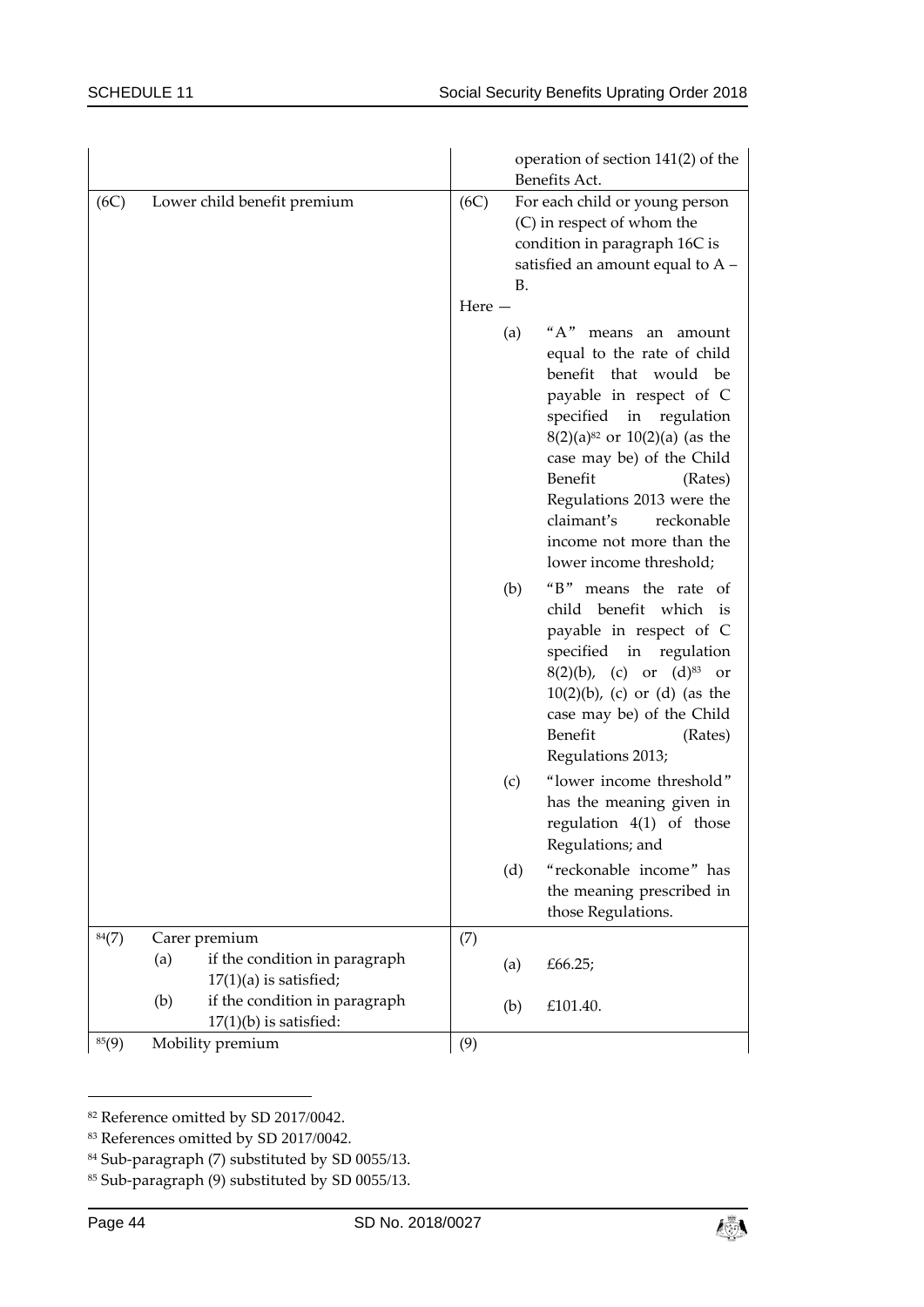| | |
|---|---|
| | operation of section 141(2) of the Benefits Act. |
| (6C) Lower child benefit premium | (6C) For each child or young person (C) in respect of whom the condition in paragraph 16C is satisfied an amount equal to A – B.<br>Here —<br>(a) "A" means an amount equal to the rate of child benefit that would be payable in respect of C specified in regulation 8(2)(a)[82] or 10(2)(a) (as the case may be) of the Child Benefit (Rates) Regulations 2013 were the claimant's reckonable income not more than the lower income threshold;<br>(b) "B" means the rate of child benefit which is payable in respect of C specified in regulation 8(2)(b), (c) or (d)[83] or 10(2)(b), (c) or (d) (as the case may be) of the Child Benefit (Rates) Regulations 2013;<br>(c) "lower income threshold" has the meaning given in regulation 4(1) of those Regulations; and<br>(d) "reckonable income" has the meaning prescribed in those Regulations. |
| [84](7) Carer premium<br>(a) if the condition in paragraph 17(1)(a) is satisfied;<br>(b) if the condition in paragraph 17(1)(b) is satisfied: | (7)<br>(a) £66.25;<br>(b) £101.40. |
| [85](9) Mobility premium | (9) |

[82] Reference omitted by SD 2017/0042.

[83] References omitted by SD 2017/0042.

[84] Sub-paragraph (7) substituted by SD 0055/13.

[85] Sub-paragraph (9) substituted by SD 0055/13.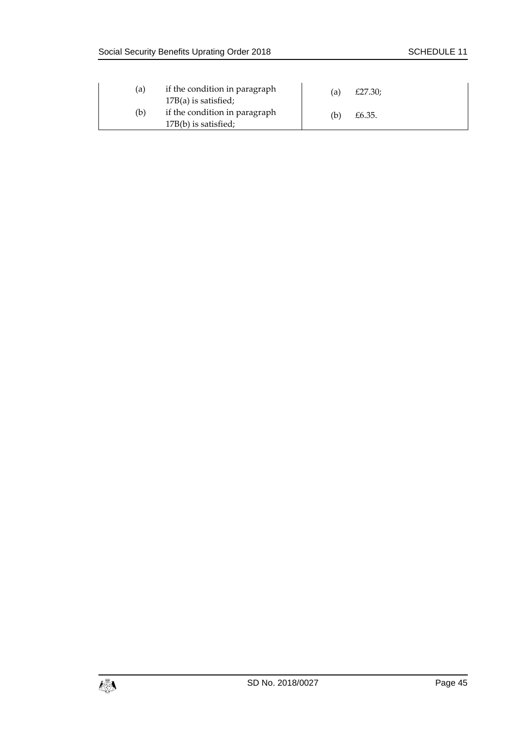| | |
|---|---|
| (a) if the condition in paragraph 17B(a) is satisfied; | (a) £27.30; |
| (b) if the condition in paragraph 17B(b) is satisfied; | (b) £6.35. |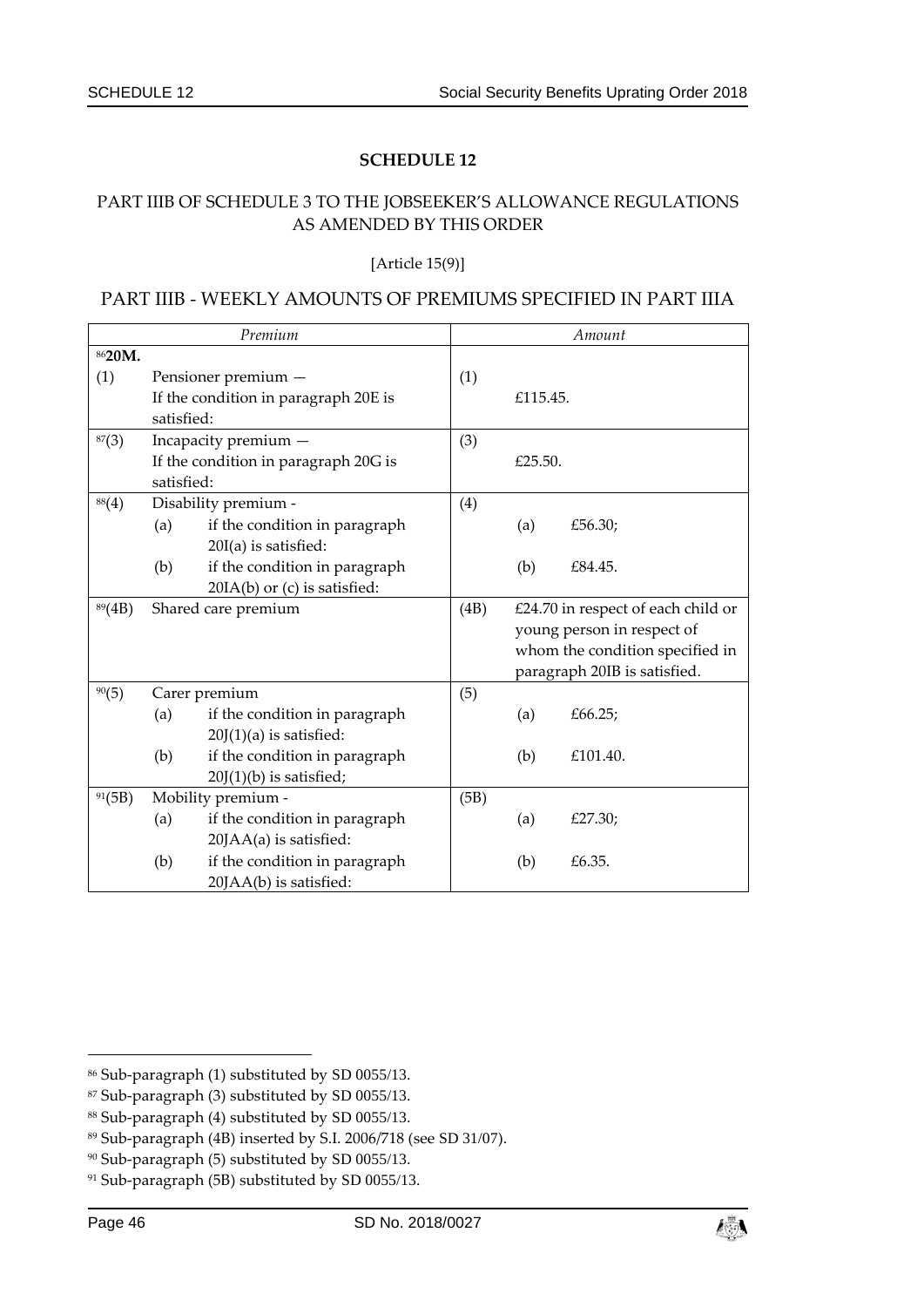## SCHEDULE 12

### PART IIIB OF SCHEDULE 3 TO THE JOBSEEKER'S ALLOWANCE REGULATIONS AS AMENDED BY THIS ORDER

[Article 15(9)]

### PART IIIB - WEEKLY AMOUNTS OF PREMIUMS SPECIFIED IN PART IIIA

| *Premium* | *Amount* |
|---|---|
| [86]**20M.** | |
| (1) Pensioner premium — If the condition in paragraph 20E is satisfied: | (1) £115.45. |
| [87](3) Incapacity premium — If the condition in paragraph 20G is satisfied: | (3) £25.50. |
| [88](4) Disability premium - (a) if the condition in paragraph 20I(a) is satisfied: (b) if the condition in paragraph 20IA(b) or (c) is satisfied: | (4) (a) £56.30; (b) £84.45. |
| [89](4B) Shared care premium | (4B) £24.70 in respect of each child or young person in respect of whom the condition specified in paragraph 20IB is satisfied. |
| [90](5) Carer premium (a) if the condition in paragraph 20J(1)(a) is satisfied: (b) if the condition in paragraph 20J(1)(b) is satisfied; | (5) (a) £66.25; (b) £101.40. |
| [91](5B) Mobility premium - (a) if the condition in paragraph 20JAA(a) is satisfied: (b) if the condition in paragraph 20JAA(b) is satisfied: | (5B) (a) £27.30; (b) £6.35. |

[86] Sub-paragraph (1) substituted by SD 0055/13.
[87] Sub-paragraph (3) substituted by SD 0055/13.
[88] Sub-paragraph (4) substituted by SD 0055/13.
[89] Sub-paragraph (4B) inserted by S.I. 2006/718 (see SD 31/07).
[90] Sub-paragraph (5) substituted by SD 0055/13.
[91] Sub-paragraph (5B) substituted by SD 0055/13.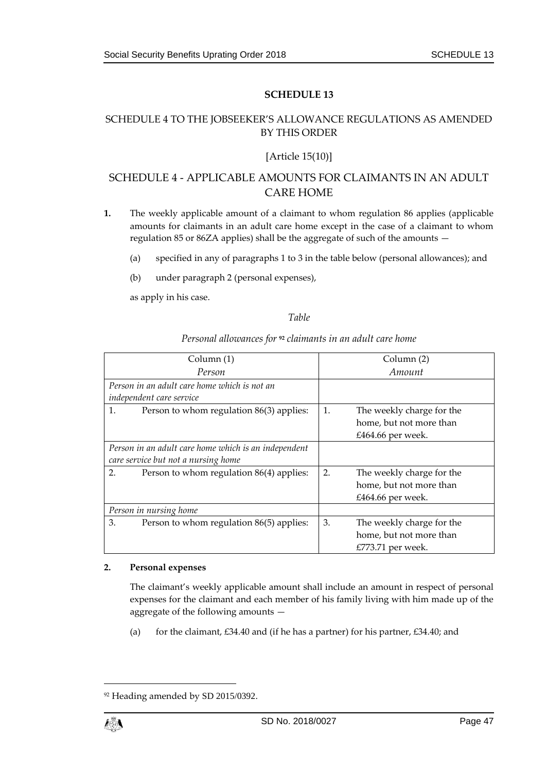## SCHEDULE 13

### SCHEDULE 4 TO THE JOBSEEKER'S ALLOWANCE REGULATIONS AS AMENDED BY THIS ORDER

[Article 15(10)]

### SCHEDULE 4 - APPLICABLE AMOUNTS FOR CLAIMANTS IN AN ADULT CARE HOME

**1.** The weekly applicable amount of a claimant to whom regulation 86 applies (applicable amounts for claimants in an adult care home except in the case of a claimant to whom regulation 85 or 86ZA applies) shall be the aggregate of such of the amounts —

(a) specified in any of paragraphs 1 to 3 in the table below (personal allowances); and

(b) under paragraph 2 (personal expenses),

as apply in his case.

*Table*

*Personal allowances for* [92] *claimants in an adult care home*

| Column (1) *Person* | Column (2) *Amount* |
|---|---|
| *Person in an adult care home which is not an independent care service* | |
| 1. Person to whom regulation 86(3) applies: | 1. The weekly charge for the home, but not more than £464.66 per week. |
| *Person in an adult care home which is an independent care service but not a nursing home* | |
| 2. Person to whom regulation 86(4) applies: | 2. The weekly charge for the home, but not more than £464.66 per week. |
| *Person in nursing home* | |
| 3. Person to whom regulation 86(5) applies: | 3. The weekly charge for the home, but not more than £773.71 per week. |

**2. Personal expenses**

The claimant's weekly applicable amount shall include an amount in respect of personal expenses for the claimant and each member of his family living with him made up of the aggregate of the following amounts —

(a) for the claimant, £34.40 and (if he has a partner) for his partner, £34.40; and

[92] Heading amended by SD 2015/0392.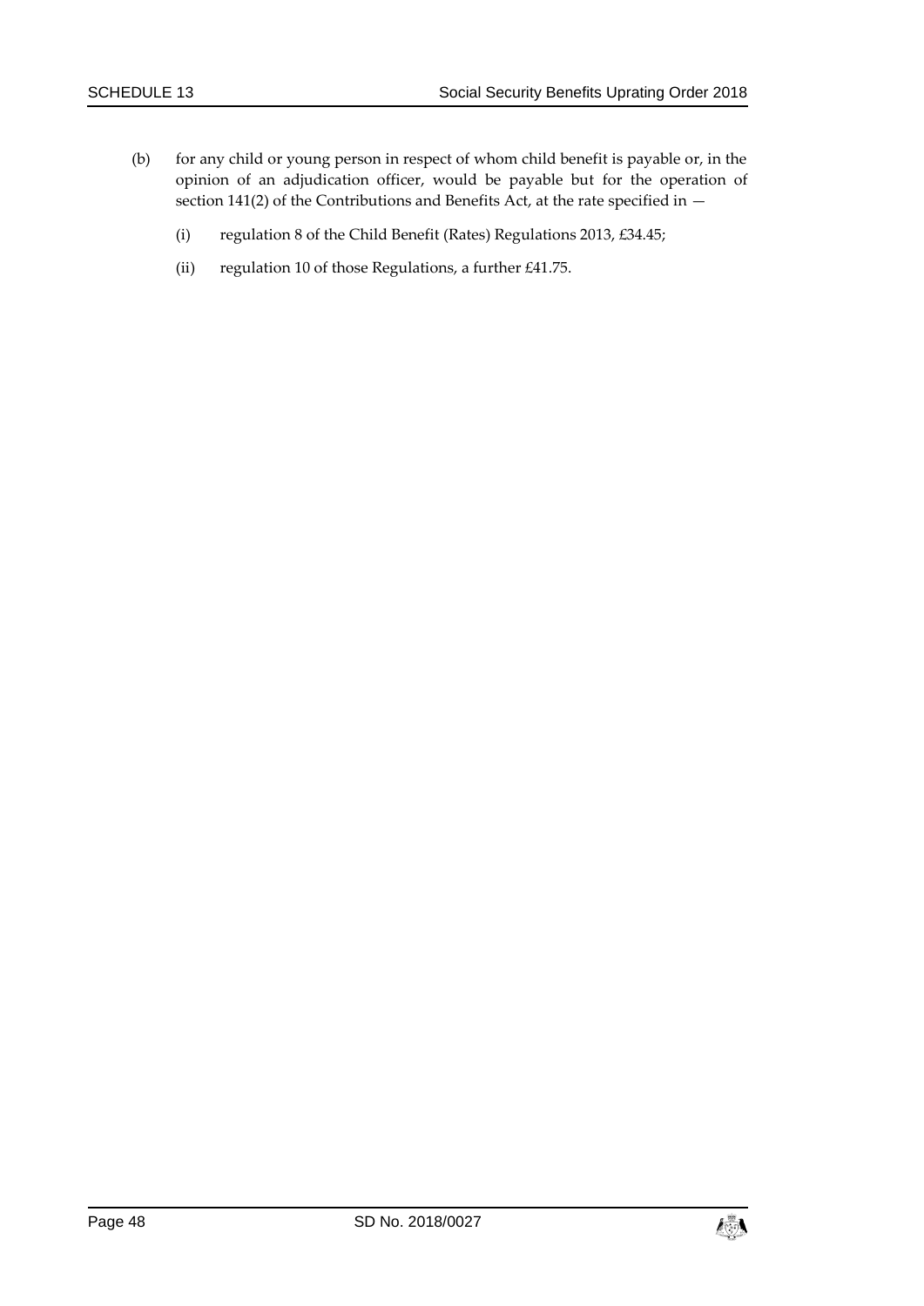(b) for any child or young person in respect of whom child benefit is payable or, in the opinion of an adjudication officer, would be payable but for the operation of section 141(2) of the Contributions and Benefits Act, at the rate specified in —

   (i) regulation 8 of the Child Benefit (Rates) Regulations 2013, £34.45;

   (ii) regulation 10 of those Regulations, a further £41.75.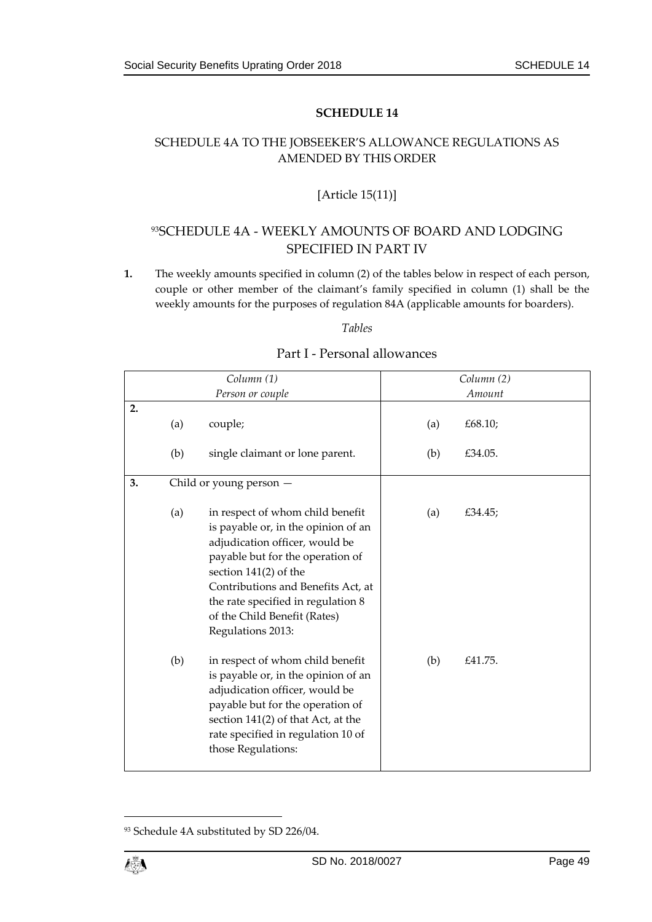# SCHEDULE 14

## SCHEDULE 4A TO THE JOBSEEKER'S ALLOWANCE REGULATIONS AS AMENDED BY THIS ORDER

[Article 15(11)]

## [93]SCHEDULE 4A - WEEKLY AMOUNTS OF BOARD AND LODGING SPECIFIED IN PART IV

**1.** The weekly amounts specified in column (2) of the tables below in respect of each person, couple or other member of the claimant's family specified in column (1) shall be the weekly amounts for the purposes of regulation 84A (applicable amounts for boarders).

*Tables*

### Part I - Personal allowances

| *Column (1)* *Person or couple* | *Column (2)* *Amount* |
|---|---|
| **2.** (a) couple; | (a) £68.10; |
| (b) single claimant or lone parent. | (b) £34.05. |
| **3.** Child or young person — | |
| (a) in respect of whom child benefit is payable or, in the opinion of an adjudication officer, would be payable but for the operation of section 141(2) of the Contributions and Benefits Act, at the rate specified in regulation 8 of the Child Benefit (Rates) Regulations 2013: | (a) £34.45; |
| (b) in respect of whom child benefit is payable or, in the opinion of an adjudication officer, would be payable but for the operation of section 141(2) of that Act, at the rate specified in regulation 10 of those Regulations: | (b) £41.75. |

---

93 Schedule 4A substituted by SD 226/04.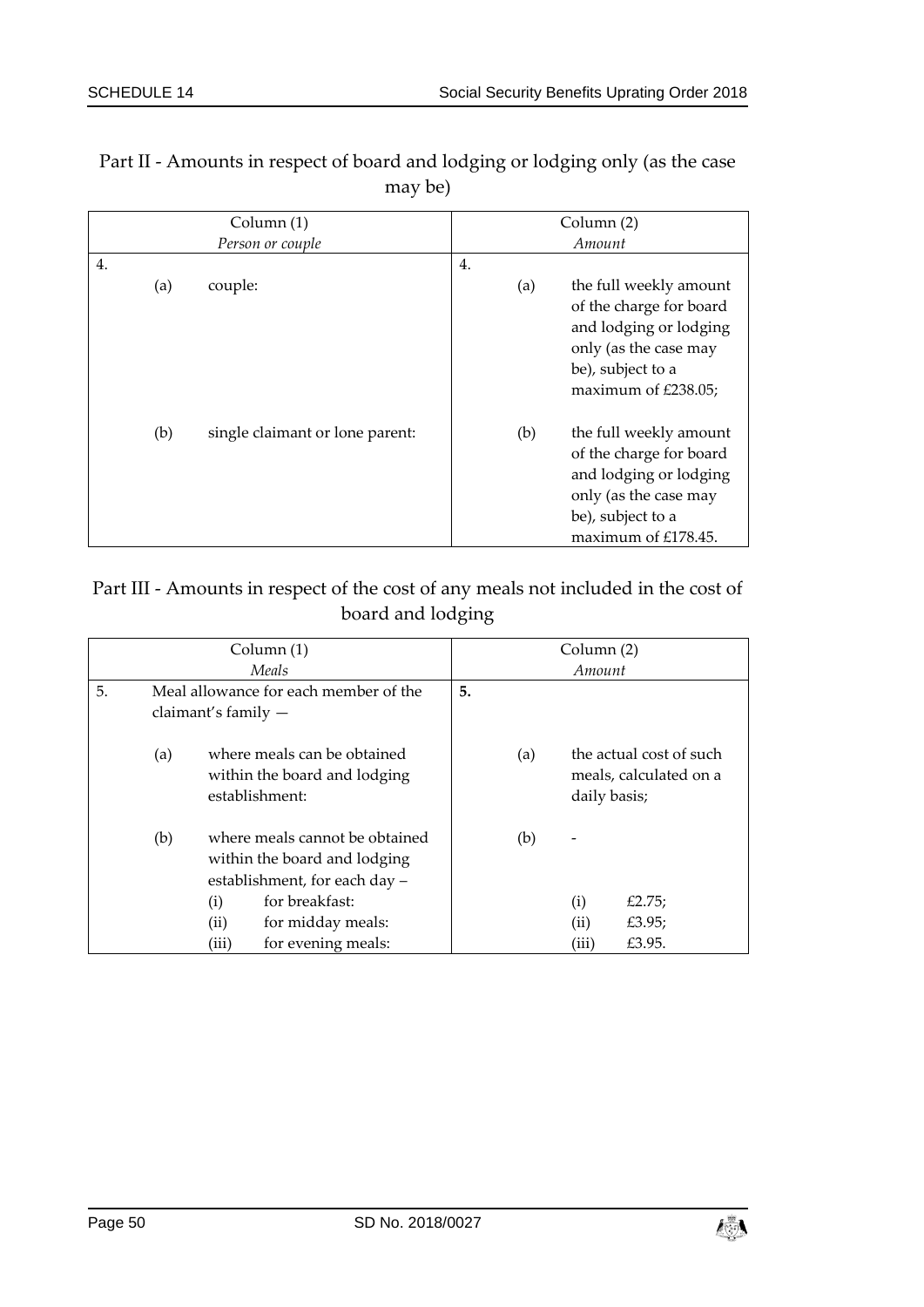## Part II - Amounts in respect of board and lodging or lodging only (as the case may be)

| Column (1) *Person or couple* | Column (2) *Amount* |
|---|---|
| 4. | 4. |
| (a) couple: | (a) the full weekly amount of the charge for board and lodging or lodging only (as the case may be), subject to a maximum of £238.05; |
| (b) single claimant or lone parent: | (b) the full weekly amount of the charge for board and lodging or lodging only (as the case may be), subject to a maximum of £178.45. |

## Part III - Amounts in respect of the cost of any meals not included in the cost of board and lodging

| Column (1) *Meals* | Column (2) *Amount* |
|---|---|
| 5. Meal allowance for each member of the claimant's family — | **5.** |
| (a) where meals can be obtained within the board and lodging establishment: | (a) the actual cost of such meals, calculated on a daily basis; |
| (b) where meals cannot be obtained within the board and lodging establishment, for each day – | (b) - |
| (i) for breakfast: | (i) £2.75; |
| (ii) for midday meals: | (ii) £3.95; |
| (iii) for evening meals: | (iii) £3.95. |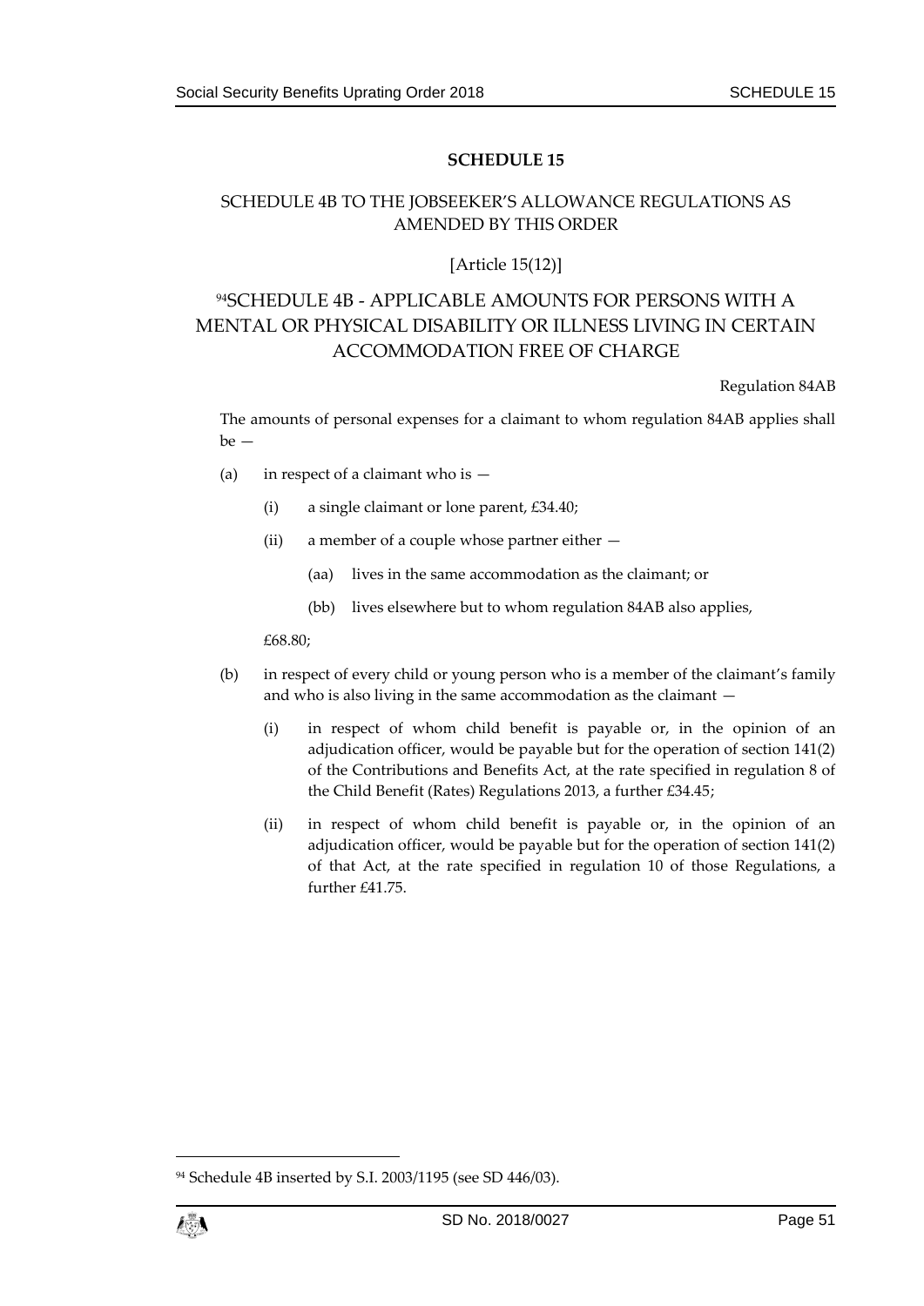# SCHEDULE 15

## SCHEDULE 4B TO THE JOBSEEKER'S ALLOWANCE REGULATIONS AS AMENDED BY THIS ORDER

[Article 15(12)]

## [94]SCHEDULE 4B - APPLICABLE AMOUNTS FOR PERSONS WITH A MENTAL OR PHYSICAL DISABILITY OR ILLNESS LIVING IN CERTAIN ACCOMMODATION FREE OF CHARGE

Regulation 84AB

The amounts of personal expenses for a claimant to whom regulation 84AB applies shall be —

(a) in respect of a claimant who is —

(i) a single claimant or lone parent, £34.40;

(ii) a member of a couple whose partner either —

(aa) lives in the same accommodation as the claimant; or

(bb) lives elsewhere but to whom regulation 84AB also applies,

£68.80;

(b) in respect of every child or young person who is a member of the claimant's family and who is also living in the same accommodation as the claimant —

(i) in respect of whom child benefit is payable or, in the opinion of an adjudication officer, would be payable but for the operation of section 141(2) of the Contributions and Benefits Act, at the rate specified in regulation 8 of the Child Benefit (Rates) Regulations 2013, a further £34.45;

(ii) in respect of whom child benefit is payable or, in the opinion of an adjudication officer, would be payable but for the operation of section 141(2) of that Act, at the rate specified in regulation 10 of those Regulations, a further £41.75.

---

[94] Schedule 4B inserted by S.I. 2003/1195 (see SD 446/03).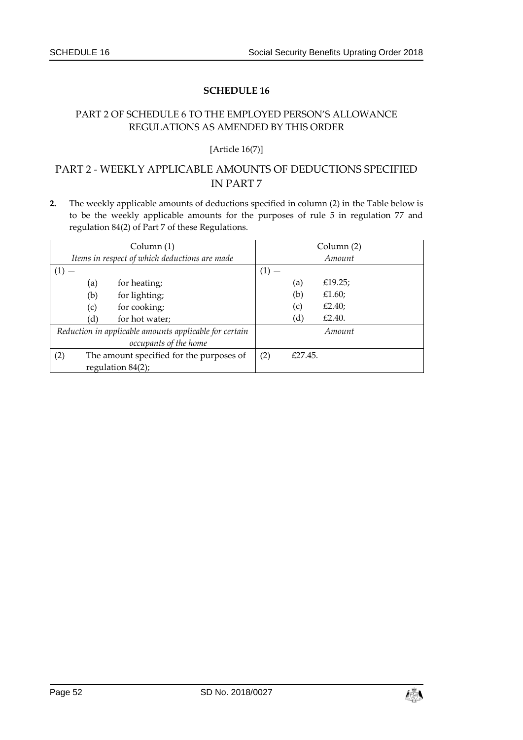# SCHEDULE 16

## PART 2 OF SCHEDULE 6 TO THE EMPLOYED PERSON'S ALLOWANCE REGULATIONS AS AMENDED BY THIS ORDER

[Article 16(7)]

## PART 2 - WEEKLY APPLICABLE AMOUNTS OF DEDUCTIONS SPECIFIED IN PART 7

**2.** The weekly applicable amounts of deductions specified in column (2) in the Table below is to be the weekly applicable amounts for the purposes of rule 5 in regulation 77 and regulation 84(2) of Part 7 of these Regulations.

| Column (1)<br>*Items in respect of which deductions are made* | Column (2)<br>*Amount* |
|---|---|
| (1) — | (1) — |
| (a) for heating; | (a) £19.25; |
| (b) for lighting; | (b) £1.60; |
| (c) for cooking; | (c) £2.40; |
| (d) for hot water; | (d) £2.40. |
| *Reduction in applicable amounts applicable for certain occupants of the home* | *Amount* |
| (2) The amount specified for the purposes of regulation 84(2); | (2) £27.45. |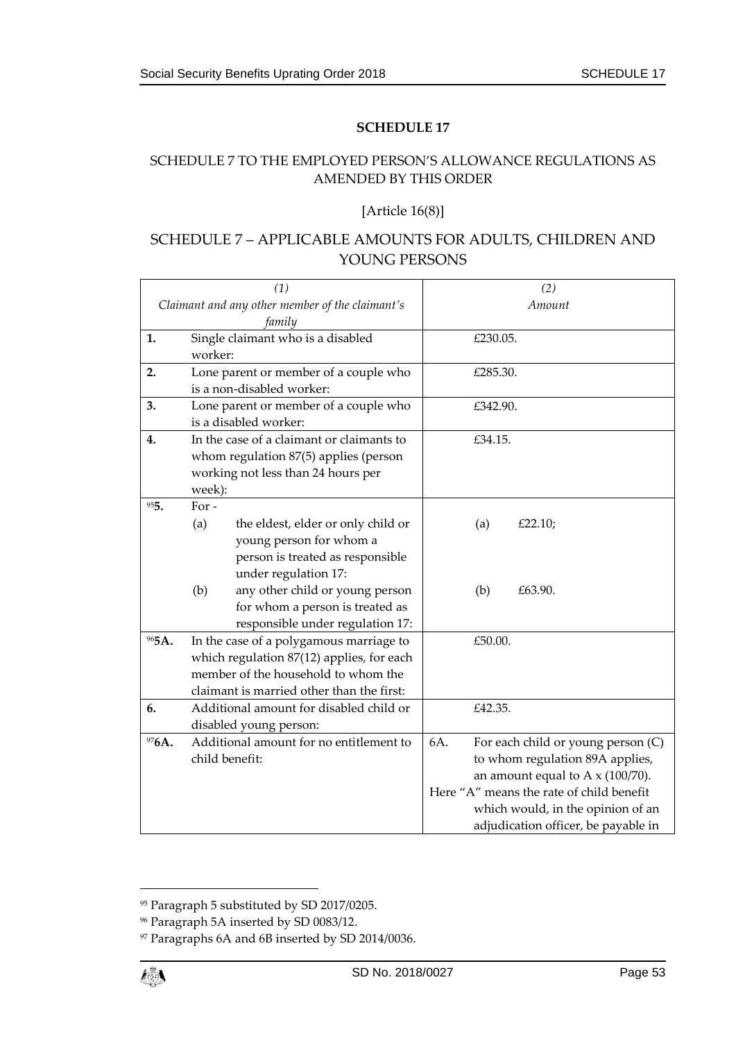# SCHEDULE 17

## SCHEDULE 7 TO THE EMPLOYED PERSON'S ALLOWANCE REGULATIONS AS AMENDED BY THIS ORDER

[Article 16(8)]

## SCHEDULE 7 – APPLICABLE AMOUNTS FOR ADULTS, CHILDREN AND YOUNG PERSONS

| *(1)* *Claimant and any other member of the claimant's family* | | *(2)* *Amount* |
|---|---|---|
| **1.** | Single claimant who is a disabled worker: | £230.05. |
| **2.** | Lone parent or member of a couple who is a non-disabled worker: | £285.30. |
| **3.** | Lone parent or member of a couple who is a disabled worker: | £342.90. |
| **4.** | In the case of a claimant or claimants to whom regulation 87(5) applies (person working not less than 24 hours per week): | £34.15. |
| [95]**5.** | For - (a) the eldest, elder or only child or young person for whom a person is treated as responsible under regulation 17: (b) any other child or young person for whom a person is treated as responsible under regulation 17: | (a) £22.10; (b) £63.90. |
| [96]**5A.** | In the case of a polygamous marriage to which regulation 87(12) applies, for each member of the household to whom the claimant is married other than the first: | £50.00. |
| **6.** | Additional amount for disabled child or disabled young person: | £42.35. |
| [97]**6A.** | Additional amount for no entitlement to child benefit: | 6A. For each child or young person (C) to whom regulation 89A applies, an amount equal to A x (100/70). Here "A" means the rate of child benefit which would, in the opinion of an adjudication officer, be payable in |

[95] Paragraph 5 substituted by SD 2017/0205.

[96] Paragraph 5A inserted by SD 0083/12.

[97] Paragraphs 6A and 6B inserted by SD 2014/0036.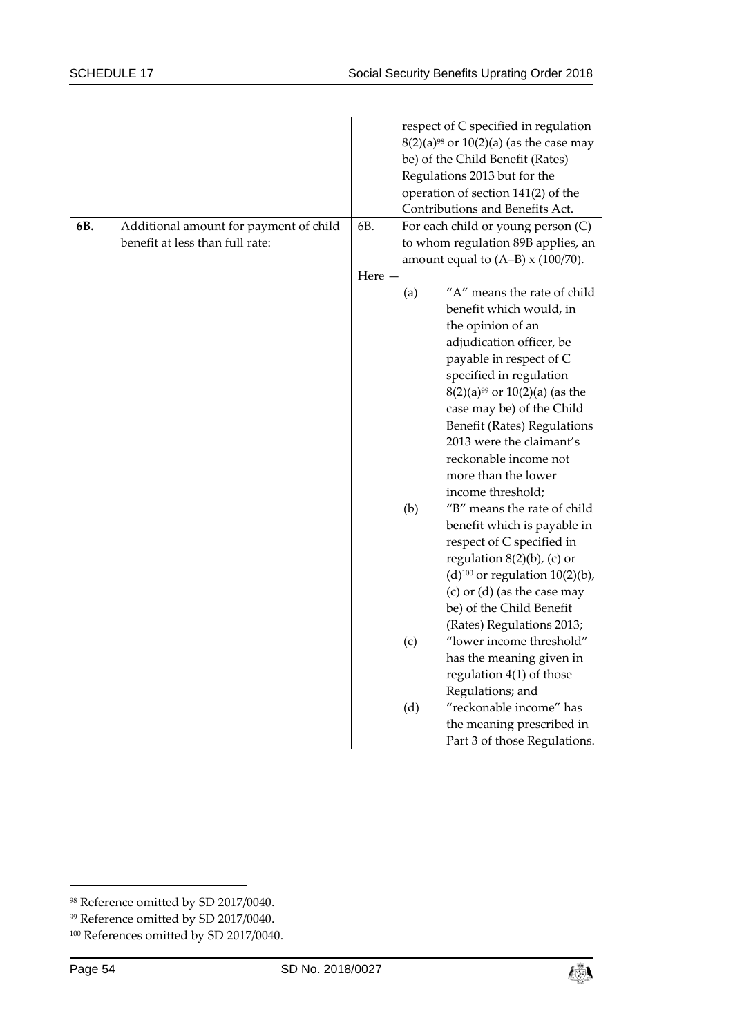| | | |
|---|---|---|
| | | respect of C specified in regulation 8(2)(a)[98] or 10(2)(a) (as the case may be) of the Child Benefit (Rates) Regulations 2013 but for the operation of section 141(2) of the Contributions and Benefits Act. |
| **6B.** | Additional amount for payment of child benefit at less than full rate: | 6B. For each child or young person (C) to whom regulation 89B applies, an amount equal to (A–B) x (100/70).<br><br>Here —<br><br>(a) "A" means the rate of child benefit which would, in the opinion of an adjudication officer, be payable in respect of C specified in regulation 8(2)(a)[99] or 10(2)(a) (as the case may be) of the Child Benefit (Rates) Regulations 2013 were the claimant's reckonable income not more than the lower income threshold;<br><br>(b) "B" means the rate of child benefit which is payable in respect of C specified in regulation 8(2)(b), (c) or (d)[100] or regulation 10(2)(b), (c) or (d) (as the case may be) of the Child Benefit (Rates) Regulations 2013;<br><br>(c) "lower income threshold" has the meaning given in regulation 4(1) of those Regulations; and<br><br>(d) "reckonable income" has the meaning prescribed in Part 3 of those Regulations. |

---

[98] Reference omitted by SD 2017/0040.

[99] Reference omitted by SD 2017/0040.

[100] References omitted by SD 2017/0040.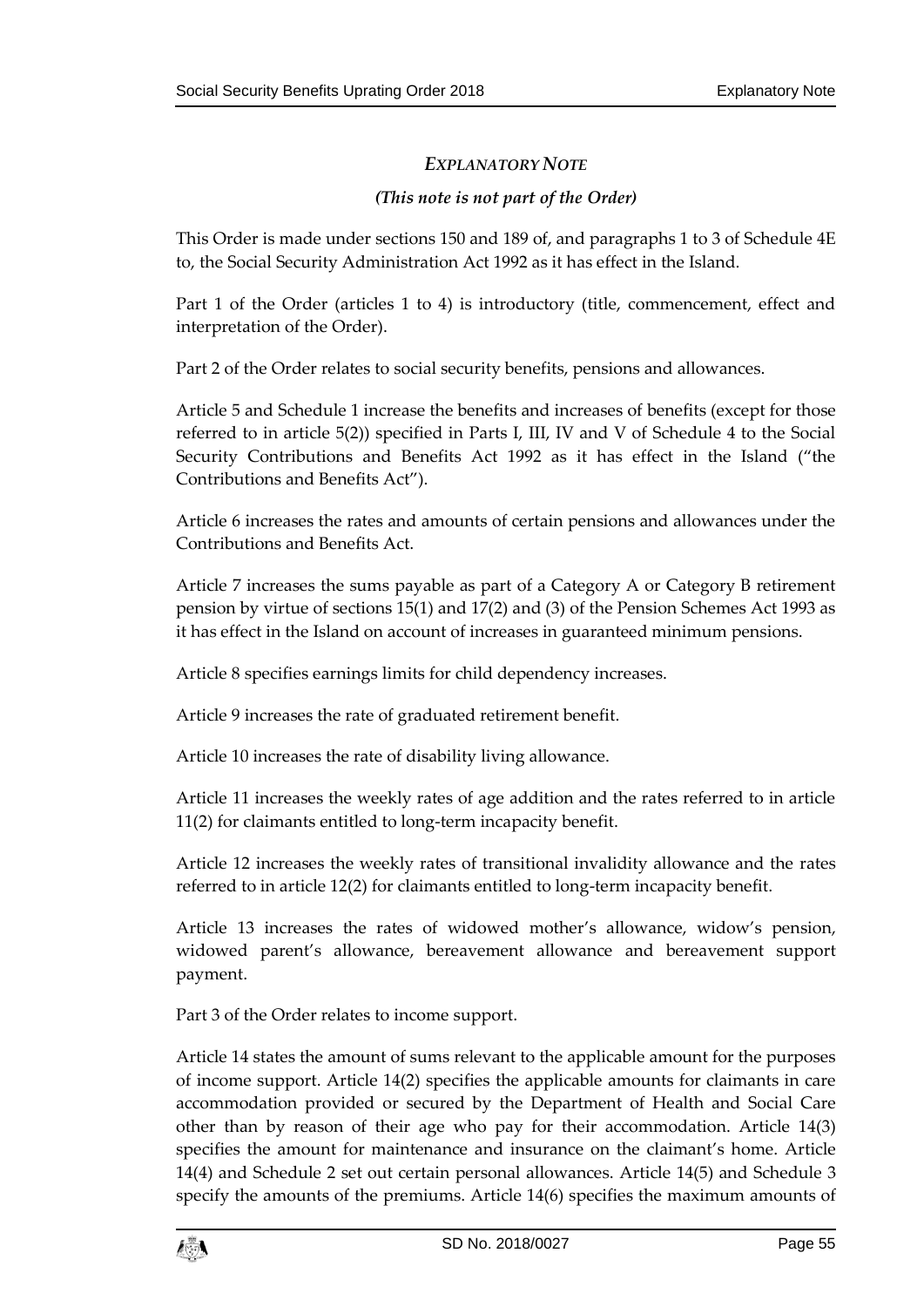## *EXPLANATORY NOTE*

***(This note is not part of the Order)***

This Order is made under sections 150 and 189 of, and paragraphs 1 to 3 of Schedule 4E to, the Social Security Administration Act 1992 as it has effect in the Island.

Part 1 of the Order (articles 1 to 4) is introductory (title, commencement, effect and interpretation of the Order).

Part 2 of the Order relates to social security benefits, pensions and allowances.

Article 5 and Schedule 1 increase the benefits and increases of benefits (except for those referred to in article 5(2)) specified in Parts I, III, IV and V of Schedule 4 to the Social Security Contributions and Benefits Act 1992 as it has effect in the Island ("the Contributions and Benefits Act").

Article 6 increases the rates and amounts of certain pensions and allowances under the Contributions and Benefits Act.

Article 7 increases the sums payable as part of a Category A or Category B retirement pension by virtue of sections 15(1) and 17(2) and (3) of the Pension Schemes Act 1993 as it has effect in the Island on account of increases in guaranteed minimum pensions.

Article 8 specifies earnings limits for child dependency increases.

Article 9 increases the rate of graduated retirement benefit.

Article 10 increases the rate of disability living allowance.

Article 11 increases the weekly rates of age addition and the rates referred to in article 11(2) for claimants entitled to long-term incapacity benefit.

Article 12 increases the weekly rates of transitional invalidity allowance and the rates referred to in article 12(2) for claimants entitled to long-term incapacity benefit.

Article 13 increases the rates of widowed mother's allowance, widow's pension, widowed parent's allowance, bereavement allowance and bereavement support payment.

Part 3 of the Order relates to income support.

Article 14 states the amount of sums relevant to the applicable amount for the purposes of income support. Article 14(2) specifies the applicable amounts for claimants in care accommodation provided or secured by the Department of Health and Social Care other than by reason of their age who pay for their accommodation. Article 14(3) specifies the amount for maintenance and insurance on the claimant's home. Article 14(4) and Schedule 2 set out certain personal allowances. Article 14(5) and Schedule 3 specify the amounts of the premiums. Article 14(6) specifies the maximum amounts of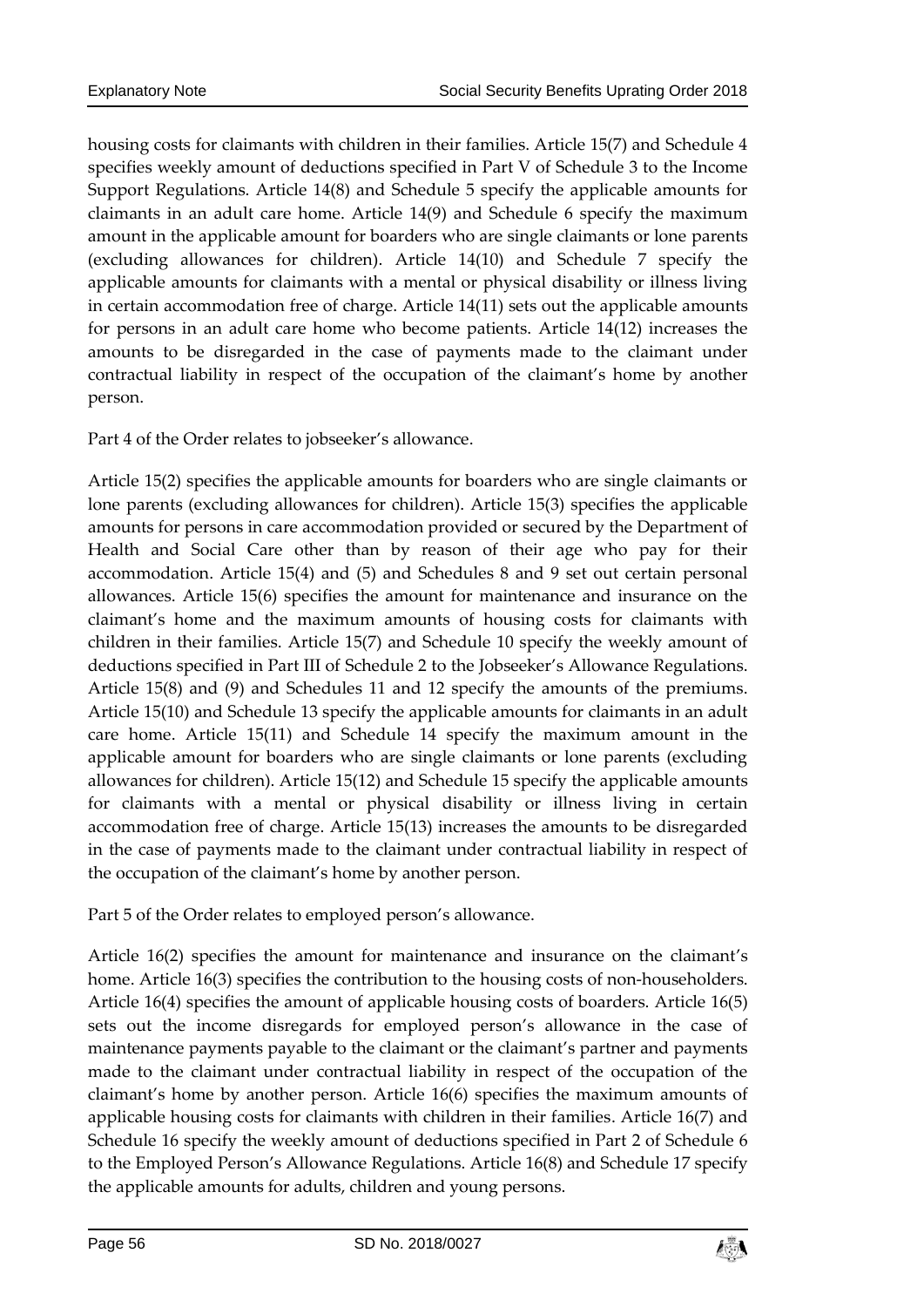housing costs for claimants with children in their families. Article 15(7) and Schedule 4 specifies weekly amount of deductions specified in Part V of Schedule 3 to the Income Support Regulations. Article 14(8) and Schedule 5 specify the applicable amounts for claimants in an adult care home. Article 14(9) and Schedule 6 specify the maximum amount in the applicable amount for boarders who are single claimants or lone parents (excluding allowances for children). Article 14(10) and Schedule 7 specify the applicable amounts for claimants with a mental or physical disability or illness living in certain accommodation free of charge. Article 14(11) sets out the applicable amounts for persons in an adult care home who become patients. Article 14(12) increases the amounts to be disregarded in the case of payments made to the claimant under contractual liability in respect of the occupation of the claimant's home by another person.

Part 4 of the Order relates to jobseeker's allowance.

Article 15(2) specifies the applicable amounts for boarders who are single claimants or lone parents (excluding allowances for children). Article 15(3) specifies the applicable amounts for persons in care accommodation provided or secured by the Department of Health and Social Care other than by reason of their age who pay for their accommodation. Article 15(4) and (5) and Schedules 8 and 9 set out certain personal allowances. Article 15(6) specifies the amount for maintenance and insurance on the claimant's home and the maximum amounts of housing costs for claimants with children in their families. Article 15(7) and Schedule 10 specify the weekly amount of deductions specified in Part III of Schedule 2 to the Jobseeker's Allowance Regulations. Article 15(8) and (9) and Schedules 11 and 12 specify the amounts of the premiums. Article 15(10) and Schedule 13 specify the applicable amounts for claimants in an adult care home. Article 15(11) and Schedule 14 specify the maximum amount in the applicable amount for boarders who are single claimants or lone parents (excluding allowances for children). Article 15(12) and Schedule 15 specify the applicable amounts for claimants with a mental or physical disability or illness living in certain accommodation free of charge. Article 15(13) increases the amounts to be disregarded in the case of payments made to the claimant under contractual liability in respect of the occupation of the claimant's home by another person.

Part 5 of the Order relates to employed person's allowance.

Article 16(2) specifies the amount for maintenance and insurance on the claimant's home. Article 16(3) specifies the contribution to the housing costs of non-householders. Article 16(4) specifies the amount of applicable housing costs of boarders. Article 16(5) sets out the income disregards for employed person's allowance in the case of maintenance payments payable to the claimant or the claimant's partner and payments made to the claimant under contractual liability in respect of the occupation of the claimant's home by another person. Article 16(6) specifies the maximum amounts of applicable housing costs for claimants with children in their families. Article 16(7) and Schedule 16 specify the weekly amount of deductions specified in Part 2 of Schedule 6 to the Employed Person's Allowance Regulations. Article 16(8) and Schedule 17 specify the applicable amounts for adults, children and young persons.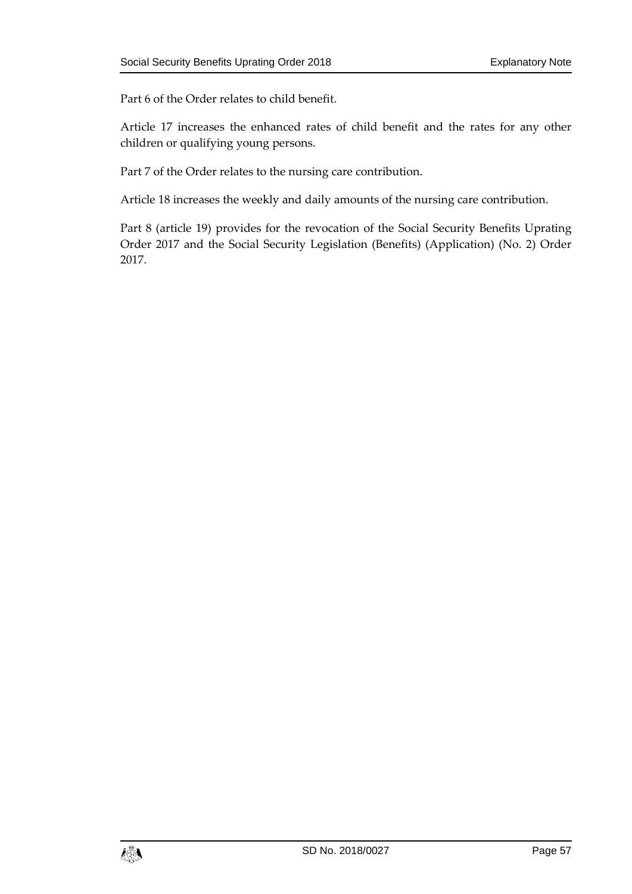Part 6 of the Order relates to child benefit.

Article 17 increases the enhanced rates of child benefit and the rates for any other children or qualifying young persons.

Part 7 of the Order relates to the nursing care contribution.

Article 18 increases the weekly and daily amounts of the nursing care contribution.

Part 8 (article 19) provides for the revocation of the Social Security Benefits Uprating Order 2017 and the Social Security Legislation (Benefits) (Application) (No. 2) Order 2017.